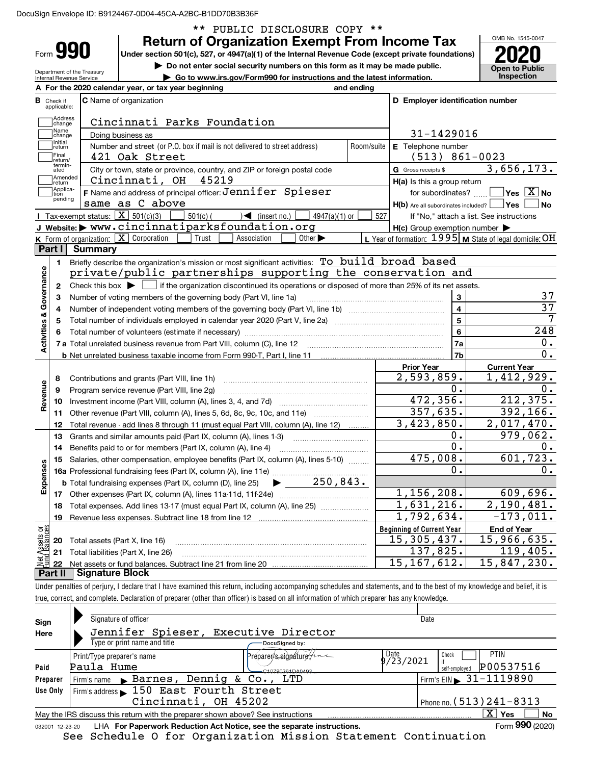DocuSign Envelope ID: B9124467-0D04-45CA-A2BC-B1DD70B3B36F

\*\* PUBLIC DISCLOSURE COPY \*\*

# Form 990 — Return of Organization Exempt From Income Tax (2020)

Under section 501(c), 527, or 4947(a)(1) of the Internal Revenue Code (except private foundations)

▶ Do not enter social security numbers on this form as it may be made public.

▶ Go to www.irs.gov/Form990 for instructions and the latest information.

Department of the Treasury, Internal Revenue Service. OMB No. 1545-0047. Open to Public Inspection.

**A** For the 2020 calendar year, or tax year beginning and ending

**B** Check if applicable: Address change, Name change, Initial return, Final return/terminated, Amended return, Application pending

**C** Name of organization: Cincinnati Parks Foundation

Doing business as

Number and street (or P.O. box if mail is not delivered to street address): 421 Oak Street | Room/suite

City or town, state or province, country, and ZIP or foreign postal code: Cincinnati, OH 45219

**D** Employer identification number: 31-1429016

**E** Telephone number: (513) 861-0023

**G** Gross receipts $ 3,656,173.

**F** Name and address of principal officer: Jennifer Spieser, same as C above

**H(a)** Is this a group return for subordinates? Yes [ ] No [X]

**H(b)** Are all subordinates included? Yes [ ] No [ ] If "No," attach a list. See instructions

**H(c)** Group exemption number ▶

**I** Tax-exempt status: [X] 501(c)(3) [ ] 501(c) ( ) ◀ (insert no.) [ ] 4947(a)(1) or [ ] 527

**J** Website: ▶ www.cincinnatiparksfoundation.org

**K** Form of organization: [X] Corporation [ ] Trust [ ] Association [ ] Other ▶

**L** Year of formation: 1995 **M** State of legal domicile: OH

## Part I Summary

**Activities & Governance**

1 Briefly describe the organization's mission or most significant activities: To build broad based private/public partnerships supporting the conservation and

2 Check this box ▶ [ ] if the organization discontinued its operations or disposed of more than 25% of its net assets.

| Line | Description | | Value |
|---|---|---|---|
| 3 | Number of voting members of the governing body (Part VI, line 1a) | 3 | 37 |
| 4 | Number of independent voting members of the governing body (Part VI, line 1b) | 4 | 37 |
| 5 | Total number of individuals employed in calendar year 2020 (Part V, line 2a) | 5 | 7 |
| 6 | Total number of volunteers (estimate if necessary) | 6 | 248 |
| 7a | Total unrelated business revenue from Part VIII, column (C), line 12 | 7a | 0. |
| b | Net unrelated business taxable income from Form 990-T, Part I, line 11 | 7b | 0. |

| Line | Description | Prior Year | Current Year |
|---|---|---|---|
| **Revenue** | | | |
| 8 | Contributions and grants (Part VIII, line 1h) | 2,593,859. | 1,412,929. |
| 9 | Program service revenue (Part VIII, line 2g) | 0. | 0. |
| 10 | Investment income (Part VIII, column (A), lines 3, 4, and 7d) | 472,356. | 212,375. |
| 11 | Other revenue (Part VIII, column (A), lines 5, 6d, 8c, 9c, 10c, and 11e) | 357,635. | 392,166. |
| 12 | Total revenue - add lines 8 through 11 (must equal Part VIII, column (A), line 12) | 3,423,850. | 2,017,470. |
| **Expenses** | | | |
| 13 | Grants and similar amounts paid (Part IX, column (A), lines 1-3) | 0. | 979,062. |
| 14 | Benefits paid to or for members (Part IX, column (A), line 4) | 0. | 0. |
| 15 | Salaries, other compensation, employee benefits (Part IX, column (A), lines 5-10) | 475,008. | 601,723. |
| 16a | Professional fundraising fees (Part IX, column (A), line 11e) | 0. | 0. |
| b | Total fundraising expenses (Part IX, column (D), line 25) ▶ 250,843. | | |
| 17 | Other expenses (Part IX, column (A), lines 11a-11d, 11f-24e) | 1,156,208. | 609,696. |
| 18 | Total expenses. Add lines 13-17 (must equal Part IX, column (A), line 25) | 1,631,216. | 2,190,481. |
| 19 | Revenue less expenses. Subtract line 18 from line 12 | 1,792,634. | -173,011. |

| Line | Net Assets or Fund Balances | Beginning of Current Year | End of Year |
|---|---|---|---|
| 20 | Total assets (Part X, line 16) | 15,305,437. | 15,966,635. |
| 21 | Total liabilities (Part X, line 26) | 137,825. | 119,405. |
| 22 | Net assets or fund balances. Subtract line 21 from line 20 | 15,167,612. | 15,847,230. |

## Part II Signature Block

Under penalties of perjury, I declare that I have examined this return, including accompanying schedules and statements, and to the best of my knowledge and belief, it is true, correct, and complete. Declaration of preparer (other than officer) is based on all information of which preparer has any knowledge.

**Sign Here**

Signature of officer | Date

Jennifer Spieser, Executive Director

Type or print name and title

**Paid Preparer Use Only**

| Print/Type preparer's name | Preparer's signature | Date | Check if self-employed | PTIN |
|---|---|---|---|---|
| Paula Hume | DocuSigned by: C10780361DA0493... | 9/23/2021 | [ ] | P00537516 |

Firm's name ▶ Barnes, Dennig & Co., LTD | Firm's EIN ▶ 31-1119890

Firm's address ▶ 150 East Fourth Street, Cincinnati, OH 45202 | Phone no. (513)241-8313

May the IRS discuss this return with the preparer shown above? See instructions [X] Yes [ ] No

032001 12-23-20 LHA For Paperwork Reduction Act Notice, see the separate instructions. Form **990** (2020)

See Schedule O for Organization Mission Statement Continuation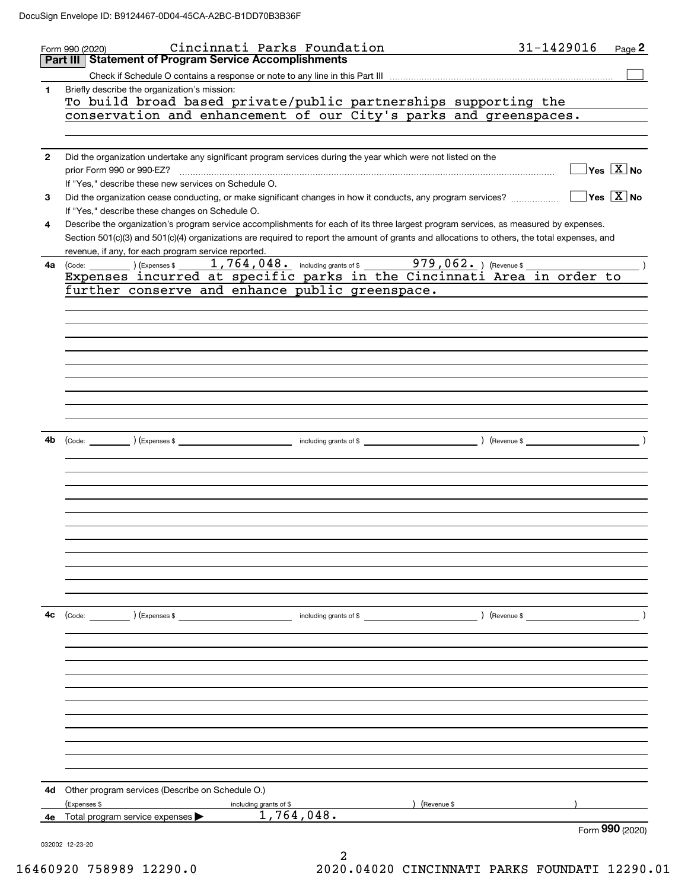DocuSign Envelope ID: B9124467-0D04-45CA-A2BC-B1DD70B3B36F

Form 990 (2020) Cincinnati Parks Foundation 31-1429016 Page 2

## Part III Statement of Program Service Accomplishments

Check if Schedule O contains a response or note to any line in this Part III ☐

**1** Briefly describe the organization's mission:

To build broad based private/public partnerships supporting the conservation and enhancement of our City's parks and greenspaces.

**2** Did the organization undertake any significant program services during the year which were not listed on the prior Form 990 or 990-EZ? ☐ Yes ☒ No

If "Yes," describe these new services on Schedule O.

**3** Did the organization cease conducting, or make significant changes in how it conducts, any program services? ☐ Yes ☒ No

If "Yes," describe these changes on Schedule O.

**4** Describe the organization's program service accomplishments for each of its three largest program services, as measured by expenses. Section 501(c)(3) and 501(c)(4) organizations are required to report the amount of grants and allocations to others, the total expenses, and revenue, if any, for each program service reported.

**4a** (Code: ) (Expenses $ 1,764,048. including grants of $ 979,062. ) (Revenue $ )

Expenses incurred at specific parks in the Cincinnati Area in order to further conserve and enhance public greenspace.

**4b** (Code: ) (Expenses $ including grants of $ ) (Revenue $ )

**4c** (Code: ) (Expenses $ including grants of $ ) (Revenue $ )

**4d** Other program services (Describe on Schedule O.)

(Expenses $ including grants of $ ) (Revenue $ )

**4e** Total program service expenses ▶ 1,764,048.

Form **990** (2020)

032002 12-23-20

16460920 758989 12290.0 2020.04020 CINCINNATI PARKS FOUNDATI 12290.01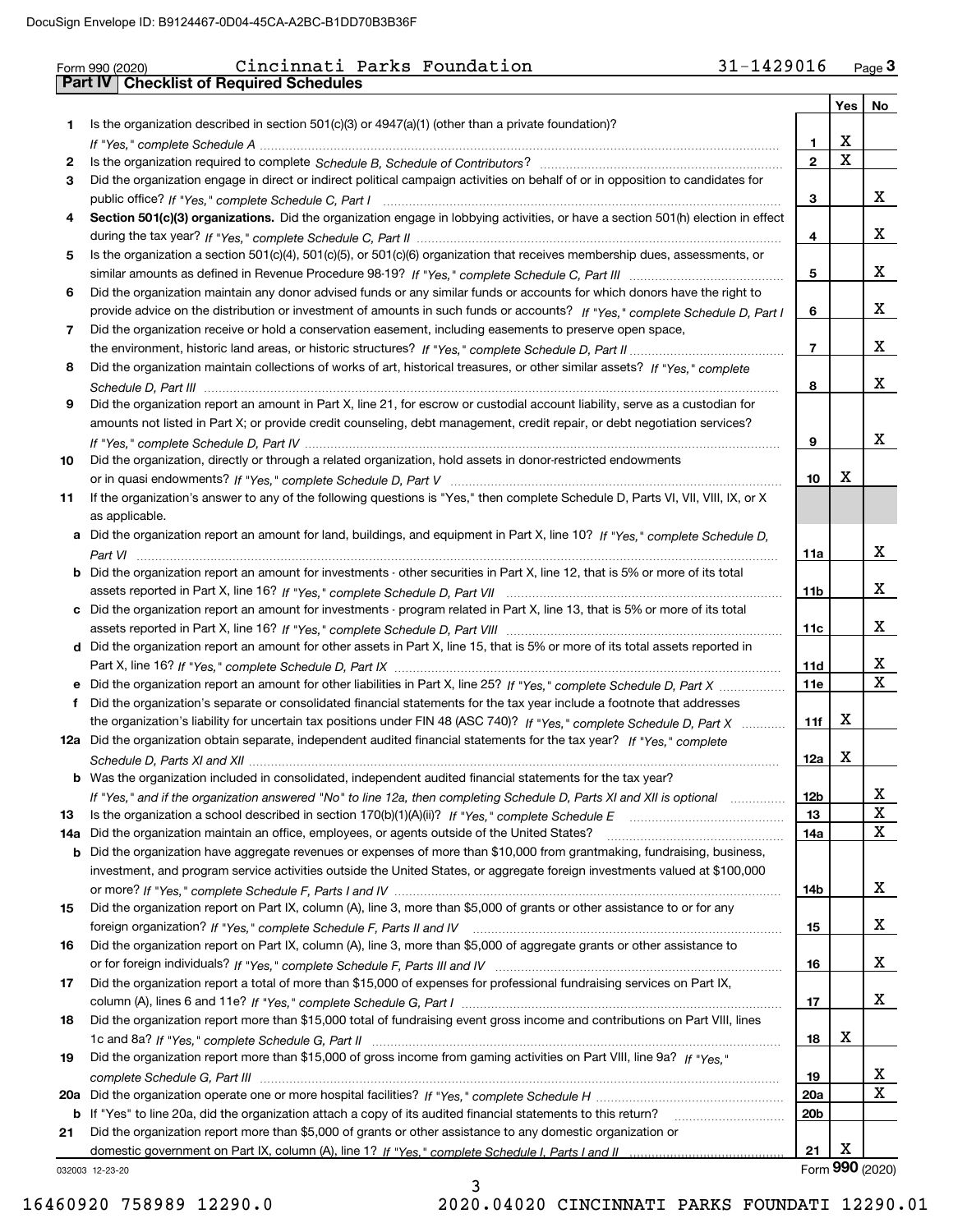Form 990 (2020) Cincinnati Parks Foundation 31-1429016 Page 3

## Part IV | Checklist of Required Schedules

| | | | Yes | No |
|---|---|---|---|---|
| 1 | Is the organization described in section 501(c)(3) or 4947(a)(1) (other than a private foundation)? *If "Yes," complete Schedule A* | 1 | X | |
| 2 | Is the organization required to complete *Schedule B, Schedule of Contributors*? | 2 | X | |
| 3 | Did the organization engage in direct or indirect political campaign activities on behalf of or in opposition to candidates for public office? *If "Yes," complete Schedule C, Part I* | 3 | | X |
| 4 | **Section 501(c)(3) organizations.** Did the organization engage in lobbying activities, or have a section 501(h) election in effect during the tax year? *If "Yes," complete Schedule C, Part II* | 4 | | X |
| 5 | Is the organization a section 501(c)(4), 501(c)(5), or 501(c)(6) organization that receives membership dues, assessments, or similar amounts as defined in Revenue Procedure 98-19? *If "Yes," complete Schedule C, Part III* | 5 | | X |
| 6 | Did the organization maintain any donor advised funds or any similar funds or accounts for which donors have the right to provide advice on the distribution or investment of amounts in such funds or accounts? *If "Yes," complete Schedule D, Part I* | 6 | | X |
| 7 | Did the organization receive or hold a conservation easement, including easements to preserve open space, the environment, historic land areas, or historic structures? *If "Yes," complete Schedule D, Part II* | 7 | | X |
| 8 | Did the organization maintain collections of works of art, historical treasures, or other similar assets? *If "Yes," complete Schedule D, Part III* | 8 | | X |
| 9 | Did the organization report an amount in Part X, line 21, for escrow or custodial account liability, serve as a custodian for amounts not listed in Part X; or provide credit counseling, debt management, credit repair, or debt negotiation services? *If "Yes," complete Schedule D, Part IV* | 9 | | X |
| 10 | Did the organization, directly or through a related organization, hold assets in donor-restricted endowments or in quasi endowments? *If "Yes," complete Schedule D, Part V* | 10 | X | |
| 11 | If the organization's answer to any of the following questions is "Yes," then complete Schedule D, Parts VI, VII, VIII, IX, or X as applicable. | | | |
| a | Did the organization report an amount for land, buildings, and equipment in Part X, line 10? *If "Yes," complete Schedule D, Part VI* | 11a | | X |
| b | Did the organization report an amount for investments - other securities in Part X, line 12, that is 5% or more of its total assets reported in Part X, line 16? *If "Yes," complete Schedule D, Part VII* | 11b | | X |
| c | Did the organization report an amount for investments - program related in Part X, line 13, that is 5% or more of its total assets reported in Part X, line 16? *If "Yes," complete Schedule D, Part VIII* | 11c | | X |
| d | Did the organization report an amount for other assets in Part X, line 15, that is 5% or more of its total assets reported in Part X, line 16? *If "Yes," complete Schedule D, Part IX* | 11d | | X |
| e | Did the organization report an amount for other liabilities in Part X, line 25? *If "Yes," complete Schedule D, Part X* | 11e | | X |
| f | Did the organization's separate or consolidated financial statements for the tax year include a footnote that addresses the organization's liability for uncertain tax positions under FIN 48 (ASC 740)? *If "Yes," complete Schedule D, Part X* | 11f | X | |
| 12a | Did the organization obtain separate, independent audited financial statements for the tax year? *If "Yes," complete Schedule D, Parts XI and XII* | 12a | X | |
| b | Was the organization included in consolidated, independent audited financial statements for the tax year? *If "Yes," and if the organization answered "No" to line 12a, then completing Schedule D, Parts XI and XII is optional* | 12b | | X |
| 13 | Is the organization a school described in section 170(b)(1)(A)(ii)? *If "Yes," complete Schedule E* | 13 | | X |
| 14a | Did the organization maintain an office, employees, or agents outside of the United States? | 14a | | X |
| b | Did the organization have aggregate revenues or expenses of more than $10,000 from grantmaking, fundraising, business, investment, and program service activities outside the United States, or aggregate foreign investments valued at $100,000 or more? *If "Yes," complete Schedule F, Parts I and IV* | 14b | | X |
| 15 | Did the organization report on Part IX, column (A), line 3, more than $5,000 of grants or other assistance to or for any foreign organization? *If "Yes," complete Schedule F, Parts II and IV* | 15 | | X |
| 16 | Did the organization report on Part IX, column (A), line 3, more than $5,000 of aggregate grants or other assistance to or for foreign individuals? *If "Yes," complete Schedule F, Parts III and IV* | 16 | | X |
| 17 | Did the organization report a total of more than $15,000 of expenses for professional fundraising services on Part IX, column (A), lines 6 and 11e? *If "Yes," complete Schedule G, Part I* | 17 | | X |
| 18 | Did the organization report more than $15,000 total of fundraising event gross income and contributions on Part VIII, lines 1c and 8a? *If "Yes," complete Schedule G, Part II* | 18 | X | |
| 19 | Did the organization report more than $15,000 of gross income from gaming activities on Part VIII, line 9a? *If "Yes," complete Schedule G, Part III* | 19 | | X |
| 20a | Did the organization operate one or more hospital facilities? *If "Yes," complete Schedule H* | 20a | | X |
| b | If "Yes" to line 20a, did the organization attach a copy of its audited financial statements to this return? | 20b | | |
| 21 | Did the organization report more than $5,000 of grants or other assistance to any domestic organization or domestic government on Part IX, column (A), line 1? *If "Yes," complete Schedule I, Parts I and II* | 21 | X | |

032003 12-23-20 Form **990** (2020)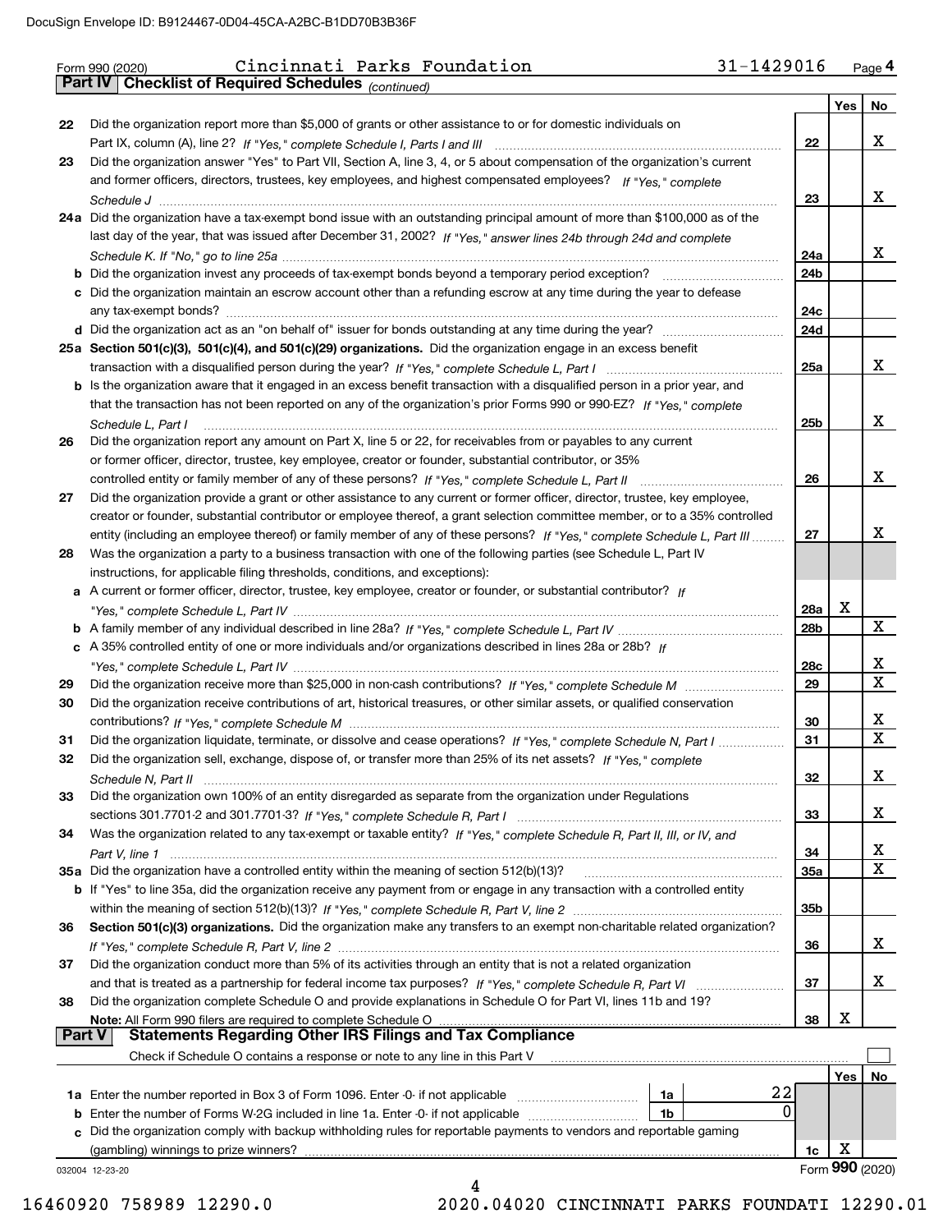Form 990 (2020) Cincinnati Parks Foundation 31-1429016 Page 4

## Part IV Checklist of Required Schedules *(continued)*

| | | | Yes | No |
|---|---|---|---|---|
| 22 | Did the organization report more than $5,000 of grants or other assistance to or for domestic individuals on Part IX, column (A), line 2? *If "Yes," complete Schedule I, Parts I and III* | 22 | | X |
| 23 | Did the organization answer "Yes" to Part VII, Section A, line 3, 4, or 5 about compensation of the organization's current and former officers, directors, trustees, key employees, and highest compensated employees? *If "Yes," complete Schedule J* | 23 | | X |
| 24a | Did the organization have a tax-exempt bond issue with an outstanding principal amount of more than $100,000 as of the last day of the year, that was issued after December 31, 2002? *If "Yes," answer lines 24b through 24d and complete Schedule K. If "No," go to line 25a* | 24a | | X |
| b | Did the organization invest any proceeds of tax-exempt bonds beyond a temporary period exception? | 24b | | |
| c | Did the organization maintain an escrow account other than a refunding escrow at any time during the year to defease any tax-exempt bonds? | 24c | | |
| d | Did the organization act as an "on behalf of" issuer for bonds outstanding at any time during the year? | 24d | | |
| 25a | **Section 501(c)(3), 501(c)(4), and 501(c)(29) organizations.** Did the organization engage in an excess benefit transaction with a disqualified person during the year? *If "Yes," complete Schedule L, Part I* | 25a | | X |
| b | Is the organization aware that it engaged in an excess benefit transaction with a disqualified person in a prior year, and that the transaction has not been reported on any of the organization's prior Forms 990 or 990-EZ? *If "Yes," complete Schedule L, Part I* | 25b | | X |
| 26 | Did the organization report any amount on Part X, line 5 or 22, for receivables from or payables to any current or former officer, director, trustee, key employee, creator or founder, substantial contributor, or 35% controlled entity or family member of any of these persons? *If "Yes," complete Schedule L, Part II* | 26 | | X |
| 27 | Did the organization provide a grant or other assistance to any current or former officer, director, trustee, key employee, creator or founder, substantial contributor or employee thereof, a grant selection committee member, or to a 35% controlled entity (including an employee thereof) or family member of any of these persons? *If "Yes," complete Schedule L, Part III* | 27 | | X |
| 28 | Was the organization a party to a business transaction with one of the following parties (see Schedule L, Part IV instructions, for applicable filing thresholds, conditions, and exceptions): | | | |
| a | A current or former officer, director, trustee, key employee, creator or founder, or substantial contributor? *If "Yes," complete Schedule L, Part IV* | 28a | X | |
| b | A family member of any individual described in line 28a? *If "Yes," complete Schedule L, Part IV* | 28b | | X |
| c | A 35% controlled entity of one or more individuals and/or organizations described in lines 28a or 28b? *If "Yes," complete Schedule L, Part IV* | 28c | | X |
| 29 | Did the organization receive more than $25,000 in non-cash contributions? *If "Yes," complete Schedule M* | 29 | | X |
| 30 | Did the organization receive contributions of art, historical treasures, or other similar assets, or qualified conservation contributions? *If "Yes," complete Schedule M* | 30 | | X |
| 31 | Did the organization liquidate, terminate, or dissolve and cease operations? *If "Yes," complete Schedule N, Part I* | 31 | | X |
| 32 | Did the organization sell, exchange, dispose of, or transfer more than 25% of its net assets? *If "Yes," complete Schedule N, Part II* | 32 | | X |
| 33 | Did the organization own 100% of an entity disregarded as separate from the organization under Regulations sections 301.7701-2 and 301.7701-3? *If "Yes," complete Schedule R, Part I* | 33 | | X |
| 34 | Was the organization related to any tax-exempt or taxable entity? *If "Yes," complete Schedule R, Part II, III, or IV, and Part V, line 1* | 34 | | X |
| 35a | Did the organization have a controlled entity within the meaning of section 512(b)(13)? | 35a | | X |
| b | If "Yes" to line 35a, did the organization receive any payment from or engage in any transaction with a controlled entity within the meaning of section 512(b)(13)? *If "Yes," complete Schedule R, Part V, line 2* | 35b | | |
| 36 | **Section 501(c)(3) organizations.** Did the organization make any transfers to an exempt non-charitable related organization? *If "Yes," complete Schedule R, Part V, line 2* | 36 | | X |
| 37 | Did the organization conduct more than 5% of its activities through an entity that is not a related organization and that is treated as a partnership for federal income tax purposes? *If "Yes," complete Schedule R, Part VI* | 37 | | X |
| 38 | Did the organization complete Schedule O and provide explanations in Schedule O for Part VI, lines 11b and 19? **Note:** All Form 990 filers are required to complete Schedule O | 38 | X | |

## Part V Statements Regarding Other IRS Filings and Tax Compliance

Check if Schedule O contains a response or note to any line in this Part V ☐

| | | | | | Yes | No |
|---|---|---|---|---|---|---|
| 1a | Enter the number reported in Box 3 of Form 1096. Enter -0- if not applicable | 1a | 22 | | | |
| b | Enter the number of Forms W-2G included in line 1a. Enter -0- if not applicable | 1b | 0 | | | |
| c | Did the organization comply with backup withholding rules for reportable payments to vendors and reportable gaming (gambling) winnings to prize winners? | | | 1c | X | |

Form **990** (2020)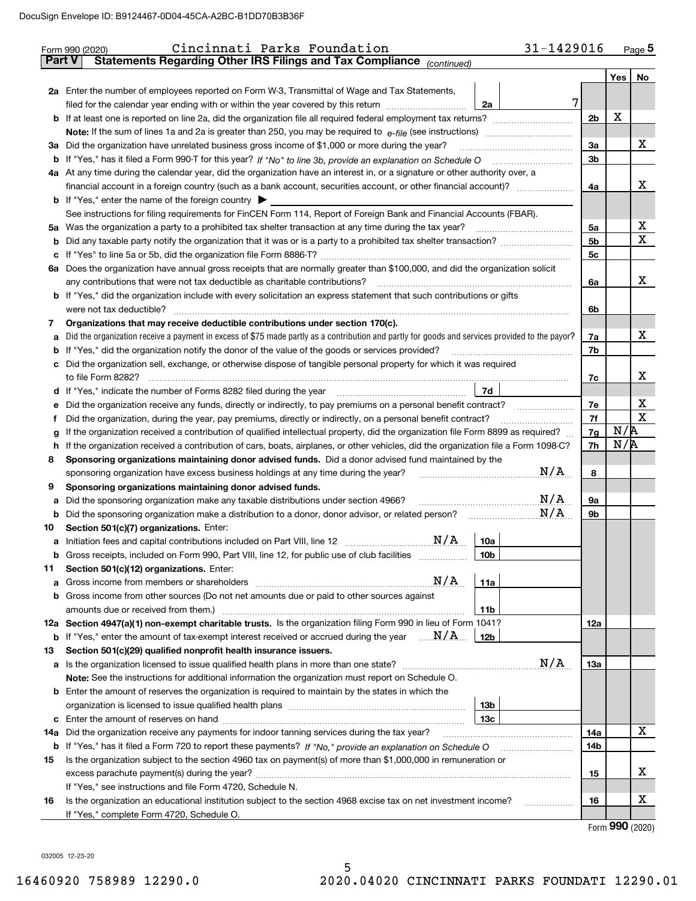Form 990 (2020) Cincinnati Parks Foundation 31-1429016 Page 5

**Part V Statements Regarding Other IRS Filings and Tax Compliance** *(continued)*

| | | | | Line | Yes | No |
|---|---|---|---|---|---|---|
| **2a** | Enter the number of employees reported on Form W-3, Transmittal of Wage and Tax Statements, filed for the calendar year ending with or within the year covered by this return | 2a | 7 | | | |
| **b** | If at least one is reported on line 2a, did the organization file all required federal employment tax returns? | | | 2b | X | |
| | **Note:** If the sum of lines 1a and 2a is greater than 250, you may be required to *e-file* (see instructions) | | | | | |
| **3a** | Did the organization have unrelated business gross income of $1,000 or more during the year? | | | 3a | | X |
| **b** | If "Yes," has it filed a Form 990-T for this year? *If "No" to line 3b, provide an explanation on Schedule O* | | | 3b | | |
| **4a** | At any time during the calendar year, did the organization have an interest in, or a signature or other authority over, a financial account in a foreign country (such as a bank account, securities account, or other financial account)? | | | 4a | | X |
| **b** | If "Yes," enter the name of the foreign country ▶ | | | | | |
| | See instructions for filing requirements for FinCEN Form 114, Report of Foreign Bank and Financial Accounts (FBAR). | | | | | |
| **5a** | Was the organization a party to a prohibited tax shelter transaction at any time during the tax year? | | | 5a | | X |
| **b** | Did any taxable party notify the organization that it was or is a party to a prohibited tax shelter transaction? | | | 5b | | X |
| **c** | If "Yes" to line 5a or 5b, did the organization file Form 8886-T? | | | 5c | | |
| **6a** | Does the organization have annual gross receipts that are normally greater than $100,000, and did the organization solicit any contributions that were not tax deductible as charitable contributions? | | | 6a | | X |
| **b** | If "Yes," did the organization include with every solicitation an express statement that such contributions or gifts were not tax deductible? | | | 6b | | |
| **7** | **Organizations that may receive deductible contributions under section 170(c).** | | | | | |
| **a** | Did the organization receive a payment in excess of $75 made partly as a contribution and partly for goods and services provided to the payor? | | | 7a | | X |
| **b** | If "Yes," did the organization notify the donor of the value of the goods or services provided? | | | 7b | | |
| **c** | Did the organization sell, exchange, or otherwise dispose of tangible personal property for which it was required to file Form 8282? | | | 7c | | X |
| **d** | If "Yes," indicate the number of Forms 8282 filed during the year | 7d | | | | |
| **e** | Did the organization receive any funds, directly or indirectly, to pay premiums on a personal benefit contract? | | | 7e | | X |
| **f** | Did the organization, during the year, pay premiums, directly or indirectly, on a personal benefit contract? | | | 7f | | X |
| **g** | If the organization received a contribution of qualified intellectual property, did the organization file Form 8899 as required? | | | 7g | N/A | |
| **h** | If the organization received a contribution of cars, boats, airplanes, or other vehicles, did the organization file a Form 1098-C? | | | 7h | N/A | |
| **8** | **Sponsoring organizations maintaining donor advised funds.** Did a donor advised fund maintained by the sponsoring organization have excess business holdings at any time during the year? N/A | | | 8 | | |
| **9** | **Sponsoring organizations maintaining donor advised funds.** | | | | | |
| **a** | Did the sponsoring organization make any taxable distributions under section 4966? N/A | | | 9a | | |
| **b** | Did the sponsoring organization make a distribution to a donor, donor advisor, or related person? N/A | | | 9b | | |
| **10** | **Section 501(c)(7) organizations.** Enter: | | | | | |
| **a** | Initiation fees and capital contributions included on Part VIII, line 12 N/A | 10a | | | | |
| **b** | Gross receipts, included on Form 990, Part VIII, line 12, for public use of club facilities | 10b | | | | |
| **11** | **Section 501(c)(12) organizations.** Enter: | | | | | |
| **a** | Gross income from members or shareholders N/A | 11a | | | | |
| **b** | Gross income from other sources (Do not net amounts due or paid to other sources against amounts due or received from them.) | 11b | | | | |
| **12a** | **Section 4947(a)(1) non-exempt charitable trusts.** Is the organization filing Form 990 in lieu of Form 1041? | | | 12a | | |
| **b** | If "Yes," enter the amount of tax-exempt interest received or accrued during the year N/A | 12b | | | | |
| **13** | **Section 501(c)(29) qualified nonprofit health insurance issuers.** | | | | | |
| **a** | Is the organization licensed to issue qualified health plans in more than one state? N/A | | | 13a | | |
| | **Note:** See the instructions for additional information the organization must report on Schedule O. | | | | | |
| **b** | Enter the amount of reserves the organization is required to maintain by the states in which the organization is licensed to issue qualified health plans | 13b | | | | |
| **c** | Enter the amount of reserves on hand | 13c | | | | |
| **14a** | Did the organization receive any payments for indoor tanning services during the tax year? | | | 14a | | X |
| **b** | If "Yes," has it filed a Form 720 to report these payments? *If "No," provide an explanation on Schedule O* | | | 14b | | |
| **15** | Is the organization subject to the section 4960 tax on payment(s) of more than $1,000,000 in remuneration or excess parachute payment(s) during the year? | | | 15 | | X |
| | If "Yes," see instructions and file Form 4720, Schedule N. | | | | | |
| **16** | Is the organization an educational institution subject to the section 4968 excise tax on net investment income? | | | 16 | | X |
| | If "Yes," complete Form 4720, Schedule O. | | | | | |

Form **990** (2020)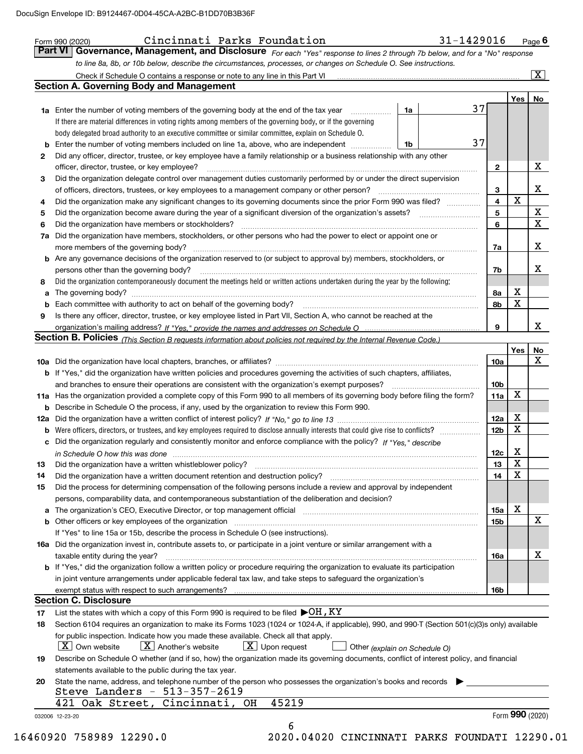Form 990 (2020) Cincinnati Parks Foundation 31-1429016 Page 6

## Part VI Governance, Management, and Disclosure

*For each "Yes" response to lines 2 through 7b below, and for a "No" response to line 8a, 8b, or 10b below, describe the circumstances, processes, or changes on Schedule O. See instructions.*

Check if Schedule O contains a response or note to any line in this Part VI [X]

### Section A. Governing Body and Management

| | | | | Yes | No |
|---|---|---|---|---|---|
| **1a** | Enter the number of voting members of the governing body at the end of the tax year — If there are material differences in voting rights among members of the governing body, or if the governing body delegated broad authority to an executive committee or similar committee, explain on Schedule O. | 1a: 37 | | | |
| **b** | Enter the number of voting members included on line 1a, above, who are independent | 1b: 37 | | | |
| **2** | Did any officer, director, trustee, or key employee have a family relationship or a business relationship with any other officer, director, trustee, or key employee? | | 2 | | X |
| **3** | Did the organization delegate control over management duties customarily performed by or under the direct supervision of officers, directors, trustees, or key employees to a management company or other person? | | 3 | | X |
| **4** | Did the organization make any significant changes to its governing documents since the prior Form 990 was filed? | | 4 | X | |
| **5** | Did the organization become aware during the year of a significant diversion of the organization's assets? | | 5 | | X |
| **6** | Did the organization have members or stockholders? | | 6 | | X |
| **7a** | Did the organization have members, stockholders, or other persons who had the power to elect or appoint one or more members of the governing body? | | 7a | | X |
| **b** | Are any governance decisions of the organization reserved to (or subject to approval by) members, stockholders, or persons other than the governing body? | | 7b | | X |
| **8** | Did the organization contemporaneously document the meetings held or written actions undertaken during the year by the following: | | | | |
| **a** | The governing body? | | 8a | X | |
| **b** | Each committee with authority to act on behalf of the governing body? | | 8b | X | |
| **9** | Is there any officer, director, trustee, or key employee listed in Part VII, Section A, who cannot be reached at the organization's mailing address? *If "Yes," provide the names and addresses on Schedule O* | | 9 | | X |

### Section B. Policies *(This Section B requests information about policies not required by the Internal Revenue Code.)*

| | | | Yes | No |
|---|---|---|---|---|
| **10a** | Did the organization have local chapters, branches, or affiliates? | 10a | | X |
| **b** | If "Yes," did the organization have written policies and procedures governing the activities of such chapters, affiliates, and branches to ensure their operations are consistent with the organization's exempt purposes? | 10b | | |
| **11a** | Has the organization provided a complete copy of this Form 990 to all members of its governing body before filing the form? | 11a | X | |
| **b** | Describe in Schedule O the process, if any, used by the organization to review this Form 990. | | | |
| **12a** | Did the organization have a written conflict of interest policy? *If "No," go to line 13* | 12a | X | |
| **b** | Were officers, directors, or trustees, and key employees required to disclose annually interests that could give rise to conflicts? | 12b | X | |
| **c** | Did the organization regularly and consistently monitor and enforce compliance with the policy? *If "Yes," describe in Schedule O how this was done* | 12c | X | |
| **13** | Did the organization have a written whistleblower policy? | 13 | X | |
| **14** | Did the organization have a written document retention and destruction policy? | 14 | X | |
| **15** | Did the process for determining compensation of the following persons include a review and approval by independent persons, comparability data, and contemporaneous substantiation of the deliberation and decision? | | | |
| **a** | The organization's CEO, Executive Director, or top management official | 15a | X | |
| **b** | Other officers or key employees of the organization — If "Yes" to line 15a or 15b, describe the process in Schedule O (see instructions). | 15b | | X |
| **16a** | Did the organization invest in, contribute assets to, or participate in a joint venture or similar arrangement with a taxable entity during the year? | 16a | | X |
| **b** | If "Yes," did the organization follow a written policy or procedure requiring the organization to evaluate its participation in joint venture arrangements under applicable federal tax law, and take steps to safeguard the organization's exempt status with respect to such arrangements? | 16b | | |

### Section C. Disclosure

**17** List the states with which a copy of this Form 990 is required to be filed ▶ OH, KY

**18** Section 6104 requires an organization to make its Forms 1023 (1024 or 1024-A, if applicable), 990, and 990-T (Section 501(c)(3)s only) available for public inspection. Indicate how you made these available. Check all that apply.

[X] Own website [X] Another's website [X] Upon request [ ] Other *(explain on Schedule O)*

**19** Describe on Schedule O whether (and if so, how) the organization made its governing documents, conflict of interest policy, and financial statements available to the public during the tax year.

**20** State the name, address, and telephone number of the person who possesses the organization's books and records ▶

Steve Landers - 513-357-2619
421 Oak Street, Cincinnati, OH 45219

Form 990 (2020)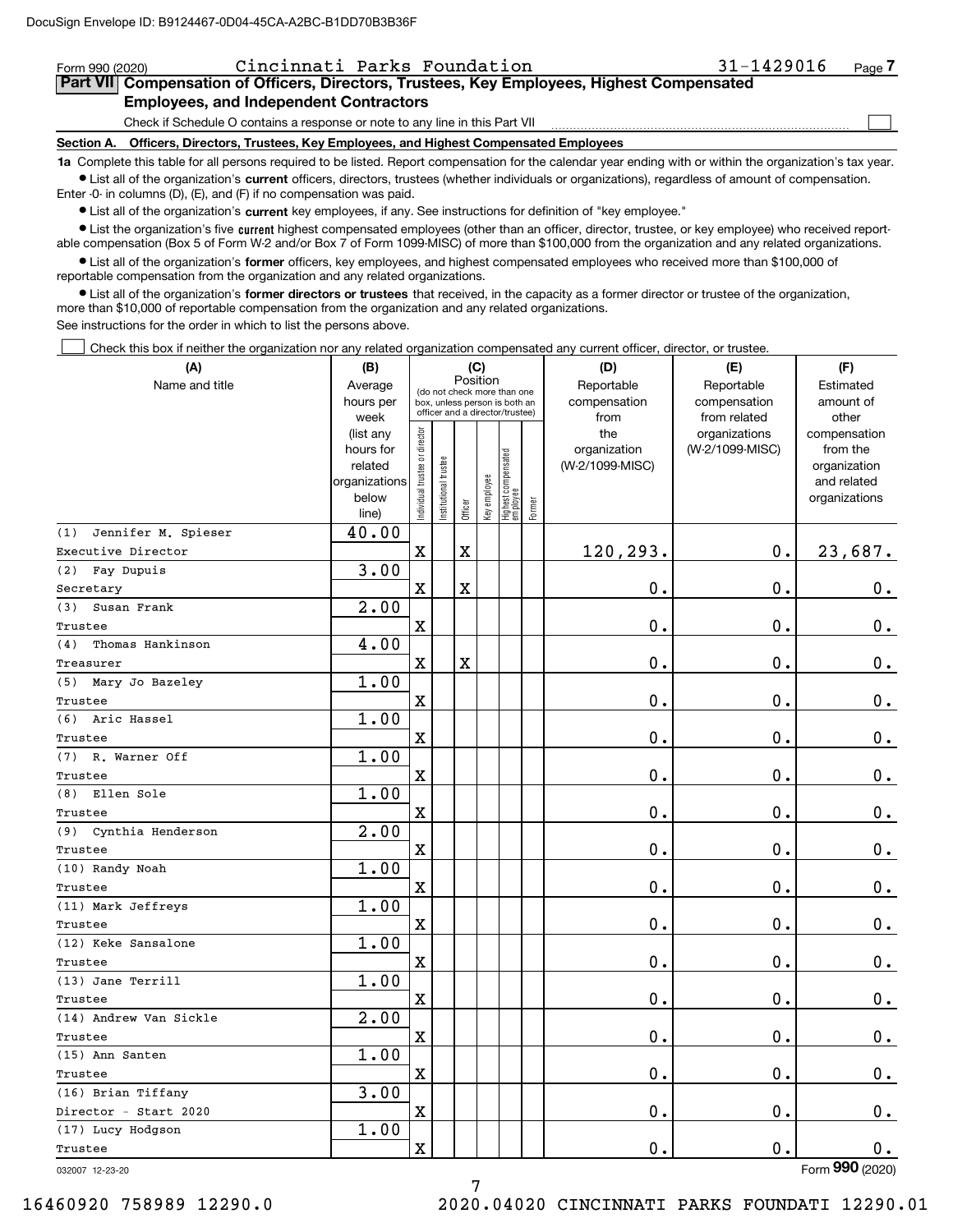DocuSign Envelope ID: B9124467-0D04-45CA-A2BC-B1DD70B3B36F

Form 990 (2020) Cincinnati Parks Foundation 31-1429016 Page 7

## Part VII Compensation of Officers, Directors, Trustees, Key Employees, Highest Compensated Employees, and Independent Contractors

Check if Schedule O contains a response or note to any line in this Part VII

### Section A. Officers, Directors, Trustees, Key Employees, and Highest Compensated Employees

**1a** Complete this table for all persons required to be listed. Report compensation for the calendar year ending with or within the organization's tax year.

- List all of the organization's **current** officers, directors, trustees (whether individuals or organizations), regardless of amount of compensation. Enter -0- in columns (D), (E), and (F) if no compensation was paid.
- List all of the organization's **current** key employees, if any. See instructions for definition of "key employee."
- List the organization's five **current** highest compensated employees (other than an officer, director, trustee, or key employee) who received reportable compensation (Box 5 of Form W-2 and/or Box 7 of Form 1099-MISC) of more than $100,000 from the organization and any related organizations.
- List all of the organization's **former** officers, key employees, and highest compensated employees who received more than $100,000 of reportable compensation from the organization and any related organizations.
- List all of the organization's **former directors or trustees** that received, in the capacity as a former director or trustee of the organization, more than $10,000 of reportable compensation from the organization and any related organizations.

See instructions for the order in which to list the persons above.

Check this box if neither the organization nor any related organization compensated any current officer, director, or trustee.

| (A) Name and title | (B) Average hours per week (list any hours for related organizations below line) | (C) Position: Individual trustee or director | Institutional trustee | Officer | Key employee | Highest compensated employee | Former | (D) Reportable compensation from the organization (W-2/1099-MISC) | (E) Reportable compensation from related organizations (W-2/1099-MISC) | (F) Estimated amount of other compensation from the organization and related organizations |
|---|---|---|---|---|---|---|---|---|---|---|
| (1) Jennifer M. Spieser<br>Executive Director | 40.00 | X | | X | | | | 120,293. | 0. | 23,687. |
| (2) Fay Dupuis<br>Secretary | 3.00 | X | | X | | | | 0. | 0. | 0. |
| (3) Susan Frank<br>Trustee | 2.00 | X | | | | | | 0. | 0. | 0. |
| (4) Thomas Hankinson<br>Treasurer | 4.00 | X | | X | | | | 0. | 0. | 0. |
| (5) Mary Jo Bazeley<br>Trustee | 1.00 | X | | | | | | 0. | 0. | 0. |
| (6) Aric Hassel<br>Trustee | 1.00 | X | | | | | | 0. | 0. | 0. |
| (7) R. Warner Off<br>Trustee | 1.00 | X | | | | | | 0. | 0. | 0. |
| (8) Ellen Sole<br>Trustee | 1.00 | X | | | | | | 0. | 0. | 0. |
| (9) Cynthia Henderson<br>Trustee | 2.00 | X | | | | | | 0. | 0. | 0. |
| (10) Randy Noah<br>Trustee | 1.00 | X | | | | | | 0. | 0. | 0. |
| (11) Mark Jeffreys<br>Trustee | 1.00 | X | | | | | | 0. | 0. | 0. |
| (12) Keke Sansalone<br>Trustee | 1.00 | X | | | | | | 0. | 0. | 0. |
| (13) Jane Terrill<br>Trustee | 1.00 | X | | | | | | 0. | 0. | 0. |
| (14) Andrew Van Sickle<br>Trustee | 2.00 | X | | | | | | 0. | 0. | 0. |
| (15) Ann Santen<br>Trustee | 1.00 | X | | | | | | 0. | 0. | 0. |
| (16) Brian Tiffany<br>Director - Start 2020 | 3.00 | X | | | | | | 0. | 0. | 0. |
| (17) Lucy Hodgson<br>Trustee | 1.00 | X | | | | | | 0. | 0. | 0. |

032007 12-23-20 Form 990 (2020)

16460920 758989 12290.0 2020.04020 CINCINNATI PARKS FOUNDATI 12290.01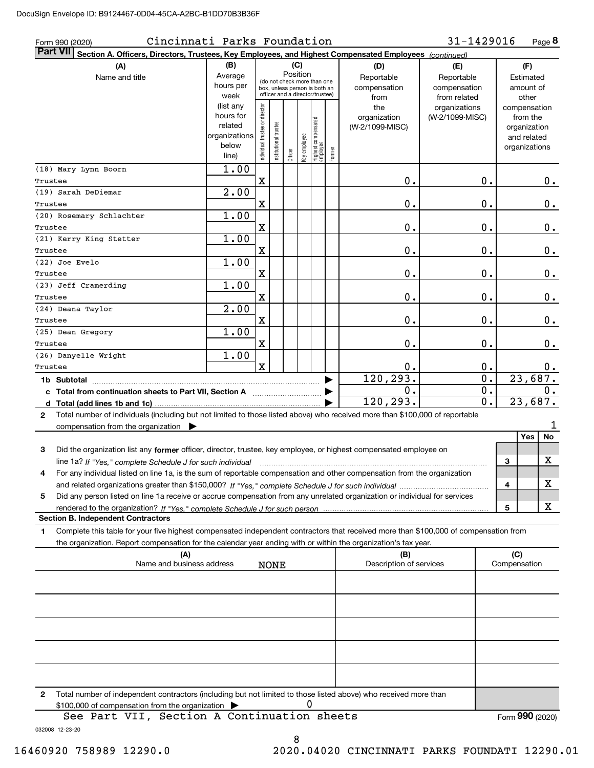DocuSign Envelope ID: B9124467-0D04-45CA-A2BC-B1DD70B3B36F

Form 990 (2020) Cincinnati Parks Foundation 31-1429016 Page 8

## Part VII Section A. Officers, Directors, Trustees, Key Employees, and Highest Compensated Employees *(continued)*

| (A) Name and title | (B) Average hours per week (list any hours for related organizations below line) | (C) Position: Individual trustee or director | Institutional trustee | Officer | Key employee | Highest compensated employee | Former | (D) Reportable compensation from the organization (W-2/1099-MISC) | (E) Reportable compensation from related organizations (W-2/1099-MISC) | (F) Estimated amount of other compensation from the organization and related organizations |
|---|---|---|---|---|---|---|---|---|---|---|
| (18) Mary Lynn Boorn<br>Trustee | 1.00 | X | | | | | | 0. | 0. | 0. |
| (19) Sarah DeDiemar<br>Trustee | 2.00 | X | | | | | | 0. | 0. | 0. |
| (20) Rosemary Schlachter<br>Trustee | 1.00 | X | | | | | | 0. | 0. | 0. |
| (21) Kerry King Stetter<br>Trustee | 1.00 | X | | | | | | 0. | 0. | 0. |
| (22) Joe Evelo<br>Trustee | 1.00 | X | | | | | | 0. | 0. | 0. |
| (23) Jeff Cramerding<br>Trustee | 1.00 | X | | | | | | 0. | 0. | 0. |
| (24) Deana Taylor<br>Trustee | 2.00 | X | | | | | | 0. | 0. | 0. |
| (25) Dean Gregory<br>Trustee | 1.00 | X | | | | | | 0. | 0. | 0. |
| (26) Danyelle Wright<br>Trustee | 1.00 | X | | | | | | 0. | 0. | 0. |
| **1b Subtotal** | | | | | | | | 120,293. | 0. | 23,687. |
| **c Total from continuation sheets to Part VII, Section A** | | | | | | | | 0. | 0. | 0. |
| **d Total (add lines 1b and 1c)** | | | | | | | | 120,293. | 0. | 23,687. |

**2** Total number of individuals (including but not limited to those listed above) who received more than $100,000 of reportable compensation from the organization ▶ 1

| | | Yes | No |
|---|---|---|---|
| **3** Did the organization list any **former** officer, director, trustee, key employee, or highest compensated employee on line 1a? *If "Yes," complete Schedule J for such individual* | 3 | | X |
| **4** For any individual listed on line 1a, is the sum of reportable compensation and other compensation from the organization and related organizations greater than $150,000? *If "Yes," complete Schedule J for such individual* | 4 | | X |
| **5** Did any person listed on line 1a receive or accrue compensation from any unrelated organization or individual for services rendered to the organization? *If "Yes," complete Schedule J for such person* | 5 | | X |

### Section B. Independent Contractors

**1** Complete this table for your five highest compensated independent contractors that received more than $100,000 of compensation from the organization. Report compensation for the calendar year ending with or within the organization's tax year.

| (A) Name and business address | (B) Description of services | (C) Compensation |
|---|---|---|
| NONE | | |
| | | |
| | | |
| | | |
| | | |

**2** Total number of independent contractors (including but not limited to those listed above) who received more than $100,000 of compensation from the organization ▶ 0

See Part VII, Section A Continuation sheets

Form **990** (2020)

032008 12-23-20

16460920 758989 12290.0 2020.04020 CINCINNATI PARKS FOUNDATI 12290.01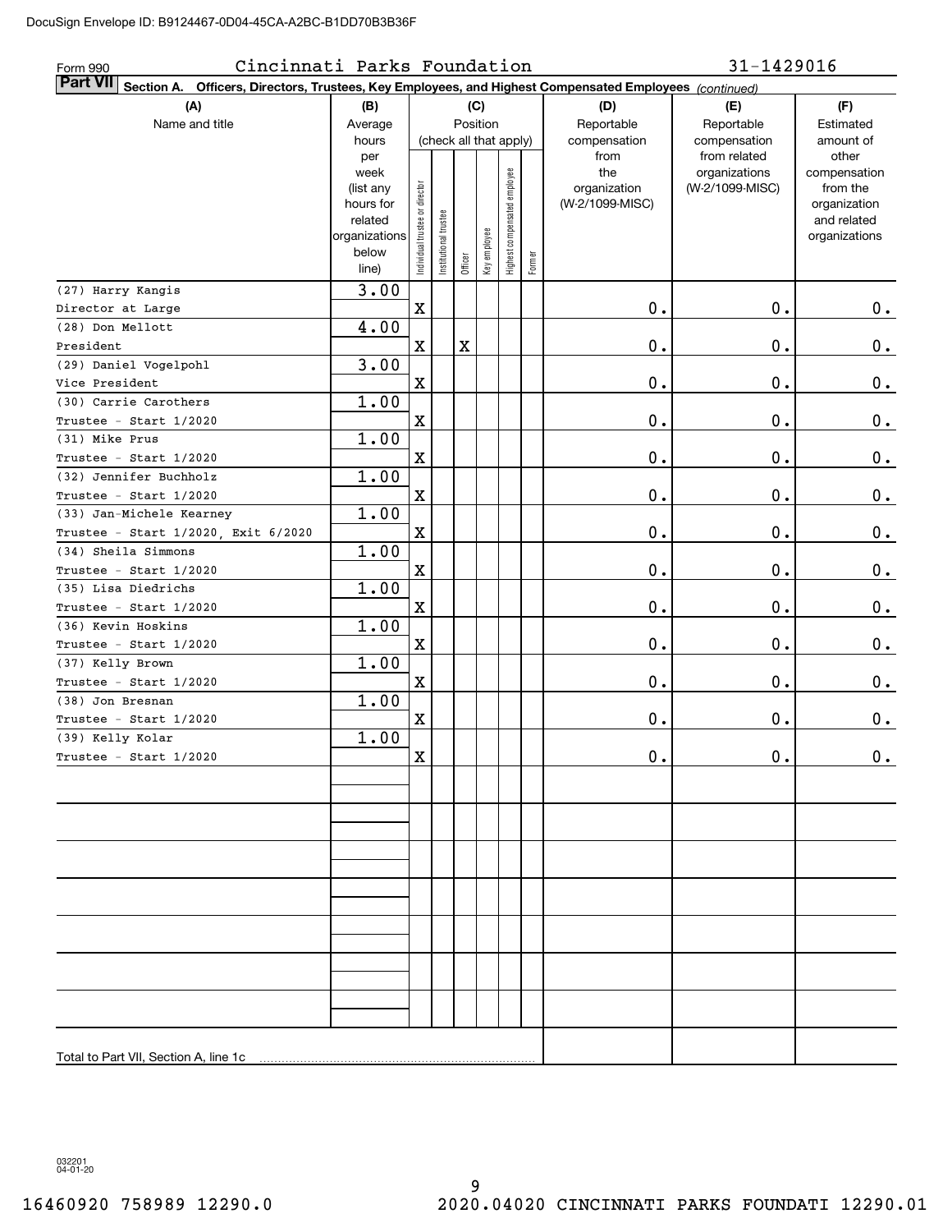Form 990 Cincinnati Parks Foundation 31-1429016

**Part VII Section A. Officers, Directors, Trustees, Key Employees, and Highest Compensated Employees** *(continued)*

| (A) Name and title | (B) Average hours per week (list any hours for related organizations below line) | (C) Position (check all that apply): Individual trustee or director | Institutional trustee | Officer | Key employee | Highest compensated employee | Former | (D) Reportable compensation from the organization (W-2/1099-MISC) | (E) Reportable compensation from related organizations (W-2/1099-MISC) | (F) Estimated amount of other compensation from the organization and related organizations |
|---|---|---|---|---|---|---|---|---|---|---|
| (27) Harry Kangis<br>Director at Large | 3.00 | X | | | | | | 0. | 0. | 0. |
| (28) Don Mellott<br>President | 4.00 | X | | X | | | | 0. | 0. | 0. |
| (29) Daniel Vogelpohl<br>Vice President | 3.00 | X | | | | | | 0. | 0. | 0. |
| (30) Carrie Carothers<br>Trustee - Start 1/2020 | 1.00 | X | | | | | | 0. | 0. | 0. |
| (31) Mike Prus<br>Trustee - Start 1/2020 | 1.00 | X | | | | | | 0. | 0. | 0. |
| (32) Jennifer Buchholz<br>Trustee - Start 1/2020 | 1.00 | X | | | | | | 0. | 0. | 0. |
| (33) Jan-Michele Kearney<br>Trustee - Start 1/2020, Exit 6/2020 | 1.00 | X | | | | | | 0. | 0. | 0. |
| (34) Sheila Simmons<br>Trustee - Start 1/2020 | 1.00 | X | | | | | | 0. | 0. | 0. |
| (35) Lisa Diedrichs<br>Trustee - Start 1/2020 | 1.00 | X | | | | | | 0. | 0. | 0. |
| (36) Kevin Hoskins<br>Trustee - Start 1/2020 | 1.00 | X | | | | | | 0. | 0. | 0. |
| (37) Kelly Brown<br>Trustee - Start 1/2020 | 1.00 | X | | | | | | 0. | 0. | 0. |
| (38) Jon Bresnan<br>Trustee - Start 1/2020 | 1.00 | X | | | | | | 0. | 0. | 0. |
| (39) Kelly Kolar<br>Trustee - Start 1/2020 | 1.00 | X | | | | | | 0. | 0. | 0. |
| Total to Part VII, Section A, line 1c | | | | | | | | | | |

032201 04-01-20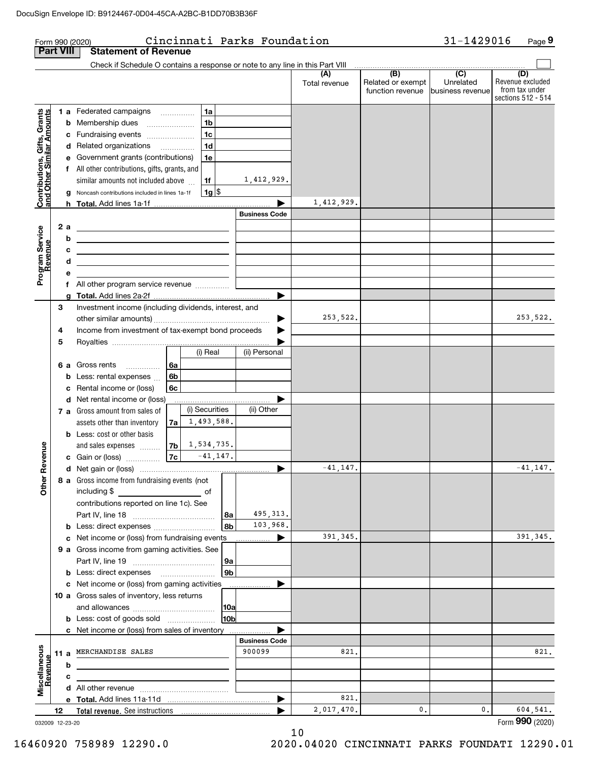DocuSign Envelope ID: B9124467-0D04-45CA-A2BC-B1DD70B3B36F

Form 990 (2020) Cincinnati Parks Foundation 31-1429016 Page **9**

## Part VIII Statement of Revenue

Check if Schedule O contains a response or note to any line in this Part VIII ☐

| | | | | (A) Total revenue | (B) Related or exempt function revenue | (C) Unrelated business revenue | (D) Revenue excluded from tax under sections 512 - 514 |
|---|---|---|---|---|---|---|---|
| **Contributions, Gifts, Grants and Other Similar Amounts** | 1 a Federated campaigns | 1a | | | | | |
| | b Membership dues | 1b | | | | | |
| | c Fundraising events | 1c | | | | | |
| | d Related organizations | 1d | | | | | |
| | e Government grants (contributions) | 1e | | | | | |
| | f All other contributions, gifts, grants, and similar amounts not included above | 1f | 1,412,929. | | | | |
| | g Noncash contributions included in lines 1a-1f | 1g | $ | | | | |
| | h **Total.** Add lines 1a-1f | | | 1,412,929. | | | |
| **Program Service Revenue** | | | Business Code | | | | |
| | 2 a | | | | | | |
| | b | | | | | | |
| | c | | | | | | |
| | d | | | | | | |
| | e | | | | | | |
| | f All other program service revenue | | | | | | |
| | g **Total.** Add lines 2a-2f | | | | | | |
| **Other Revenue** | 3 Investment income (including dividends, interest, and other similar amounts) | | | 253,522. | | | 253,522. |
| | 4 Income from investment of tax-exempt bond proceeds | | | | | | |
| | 5 Royalties | | | | | | |
| | | (i) Real | (ii) Personal | | | | |
| | 6 a Gross rents (6a) | | | | | | |
| | b Less: rental expenses (6b) | | | | | | |
| | c Rental income or (loss) (6c) | | | | | | |
| | d Net rental income or (loss) | | | | | | |
| | | (i) Securities | (ii) Other | | | | |
| | 7 a Gross amount from sales of assets other than inventory (7a) | 1,493,588. | | | | | |
| | b Less: cost or other basis and sales expenses (7b) | 1,534,735. | | | | | |
| | c Gain or (loss) (7c) | -41,147. | | | | | |
| | d Net gain or (loss) | | | -41,147. | | | -41,147. |
| | 8 a Gross income from fundraising events (not including $ of contributions reported on line 1c). See Part IV, line 18 | 8a | 495,313. | | | | |
| | b Less: direct expenses | 8b | 103,968. | | | | |
| | c Net income or (loss) from fundraising events | | | 391,345. | | | 391,345. |
| | 9 a Gross income from gaming activities. See Part IV, line 19 | 9a | | | | | |
| | b Less: direct expenses | 9b | | | | | |
| | c Net income or (loss) from gaming activities | | | | | | |
| | 10 a Gross sales of inventory, less returns and allowances | 10a | | | | | |
| | b Less: cost of goods sold | 10b | | | | | |
| | c Net income or (loss) from sales of inventory | | | | | | |
| **Miscellaneous Revenue** | | | Business Code | | | | |
| | 11 a MERCHANDISE SALES | | 900099 | 821. | | | 821. |
| | b | | | | | | |
| | c | | | | | | |
| | d All other revenue | | | | | | |
| | e **Total.** Add lines 11a-11d | | | 821. | | | |
| | 12 **Total revenue.** See instructions | | | 2,017,470. | 0. | 0. | 604,541. |

032009 12-23-20

Form **990** (2020)

16460920 758989 12290.0 2020.04020 CINCINNATI PARKS FOUNDATI 12290.01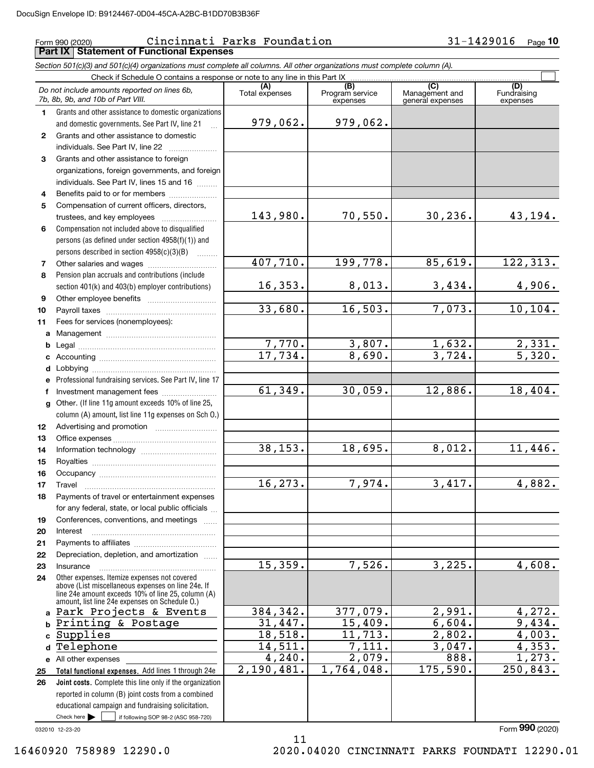DocuSign Envelope ID: B9124467-0D04-45CA-A2BC-B1DD70B3B36F

Form 990 (2020) Cincinnati Parks Foundation 31-1429016 Page 10

## Part IX Statement of Functional Expenses

*Section 501(c)(3) and 501(c)(4) organizations must complete all columns. All other organizations must complete column (A).*

Check if Schedule O contains a response or note to any line in this Part IX ☐

| *Do not include amounts reported on lines 6b, 7b, 8b, 9b, and 10b of Part VIII.* | (A) Total expenses | (B) Program service expenses | (C) Management and general expenses | (D) Fundraising expenses |
|---|---|---|---|---|
| **1** Grants and other assistance to domestic organizations and domestic governments. See Part IV, line 21 | 979,062. | 979,062. | | |
| **2** Grants and other assistance to domestic individuals. See Part IV, line 22 | | | | |
| **3** Grants and other assistance to foreign organizations, foreign governments, and foreign individuals. See Part IV, lines 15 and 16 | | | | |
| **4** Benefits paid to or for members | | | | |
| **5** Compensation of current officers, directors, trustees, and key employees | 143,980. | 70,550. | 30,236. | 43,194. |
| **6** Compensation not included above to disqualified persons (as defined under section 4958(f)(1)) and persons described in section 4958(c)(3)(B) | | | | |
| **7** Other salaries and wages | 407,710. | 199,778. | 85,619. | 122,313. |
| **8** Pension plan accruals and contributions (include section 401(k) and 403(b) employer contributions) | 16,353. | 8,013. | 3,434. | 4,906. |
| **9** Other employee benefits | | | | |
| **10** Payroll taxes | 33,680. | 16,503. | 7,073. | 10,104. |
| **11** Fees for services (nonemployees): | | | | |
| **a** Management | | | | |
| **b** Legal | 7,770. | 3,807. | 1,632. | 2,331. |
| **c** Accounting | 17,734. | 8,690. | 3,724. | 5,320. |
| **d** Lobbying | | | | |
| **e** Professional fundraising services. See Part IV, line 17 | | | | |
| **f** Investment management fees | 61,349. | 30,059. | 12,886. | 18,404. |
| **g** Other. (If line 11g amount exceeds 10% of line 25, column (A) amount, list line 11g expenses on Sch O.) | | | | |
| **12** Advertising and promotion | | | | |
| **13** Office expenses | | | | |
| **14** Information technology | 38,153. | 18,695. | 8,012. | 11,446. |
| **15** Royalties | | | | |
| **16** Occupancy | | | | |
| **17** Travel | 16,273. | 7,974. | 3,417. | 4,882. |
| **18** Payments of travel or entertainment expenses for any federal, state, or local public officials | | | | |
| **19** Conferences, conventions, and meetings | | | | |
| **20** Interest | | | | |
| **21** Payments to affiliates | | | | |
| **22** Depreciation, depletion, and amortization | | | | |
| **23** Insurance | 15,359. | 7,526. | 3,225. | 4,608. |
| **24** Other expenses. Itemize expenses not covered above (List miscellaneous expenses on line 24e. If line 24e amount exceeds 10% of line 25, column (A) amount, list line 24e expenses on Schedule O.) | | | | |
| **a** Park Projects & Events | 384,342. | 377,079. | 2,991. | 4,272. |
| **b** Printing & Postage | 31,447. | 15,409. | 6,604. | 9,434. |
| **c** Supplies | 18,518. | 11,713. | 2,802. | 4,003. |
| **d** Telephone | 14,511. | 7,111. | 3,047. | 4,353. |
| **e** All other expenses | 4,240. | 2,079. | 888. | 1,273. |
| **25 Total functional expenses.** Add lines 1 through 24e | 2,190,481. | 1,764,048. | 175,590. | 250,843. |
| **26 Joint costs.** Complete this line only if the organization reported in column (B) joint costs from a combined educational campaign and fundraising solicitation. Check here ☐ if following SOP 98-2 (ASC 958-720) | | | | |

032010 12-23-20

Form **990** (2020)

16460920 758989 12290.0 2020.04020 CINCINNATI PARKS FOUNDATI 12290.01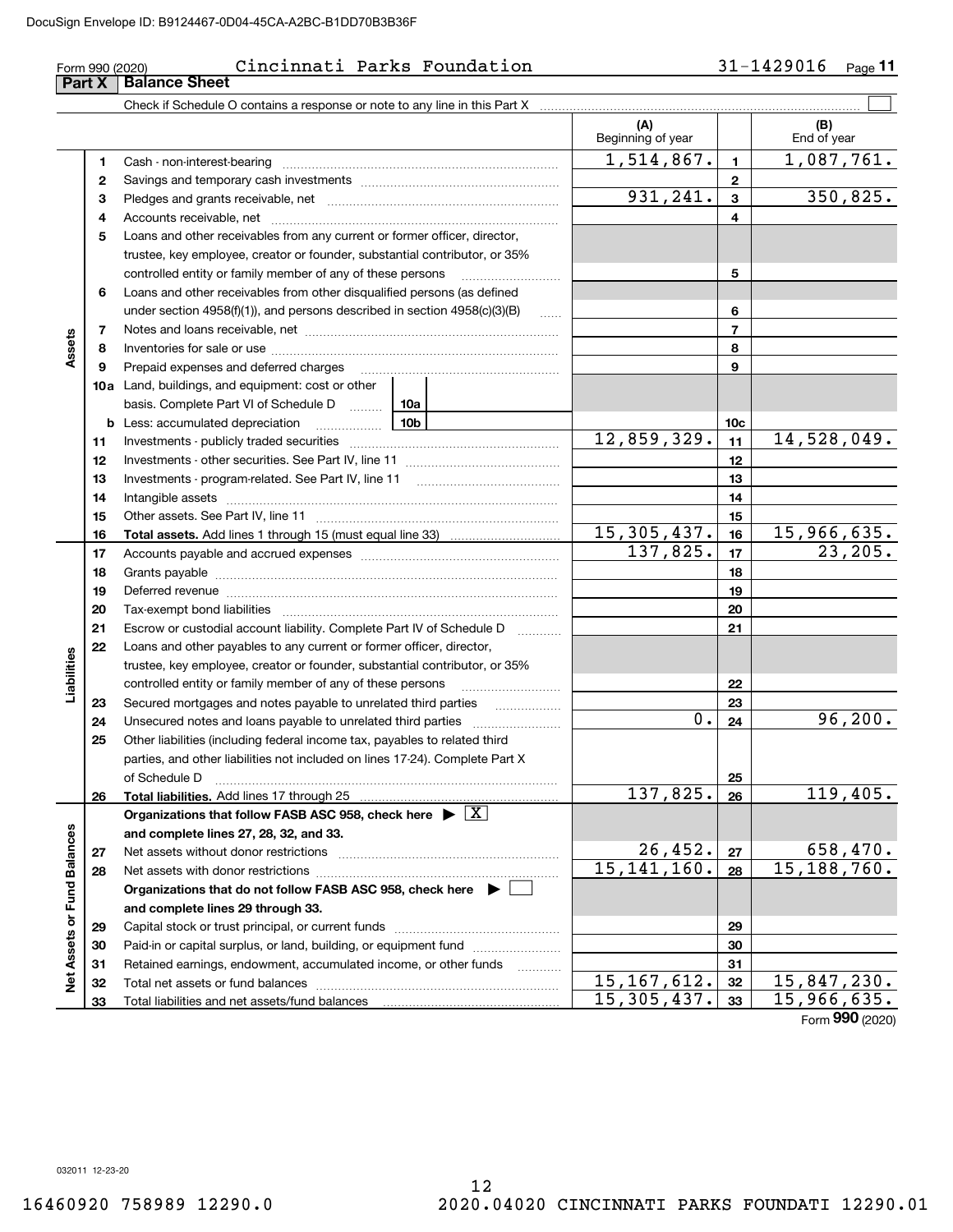Form 990 (2020) Cincinnati Parks Foundation 31-1429016 Page **11**

## Part X Balance Sheet

Check if Schedule O contains a response or note to any line in this Part X ☐

| | | | (A) Beginning of year | | (B) End of year |
|---|---|---|---|---|---|
| **Assets** | 1 | Cash - non-interest-bearing | 1,514,867. | 1 | 1,087,761. |
| | 2 | Savings and temporary cash investments | | 2 | |
| | 3 | Pledges and grants receivable, net | 931,241. | 3 | 350,825. |
| | 4 | Accounts receivable, net | | 4 | |
| | 5 | Loans and other receivables from any current or former officer, director, trustee, key employee, creator or founder, substantial contributor, or 35% controlled entity or family member of any of these persons | | 5 | |
| | 6 | Loans and other receivables from other disqualified persons (as defined under section 4958(f)(1)), and persons described in section 4958(c)(3)(B) | | 6 | |
| | 7 | Notes and loans receivable, net | | 7 | |
| | 8 | Inventories for sale or use | | 8 | |
| | 9 | Prepaid expenses and deferred charges | | 9 | |
| | 10a | Land, buildings, and equipment: cost or other basis. Complete Part VI of Schedule D 10a | | | |
| | b | Less: accumulated depreciation 10b | | 10c | |
| | 11 | Investments - publicly traded securities | 12,859,329. | 11 | 14,528,049. |
| | 12 | Investments - other securities. See Part IV, line 11 | | 12 | |
| | 13 | Investments - program-related. See Part IV, line 11 | | 13 | |
| | 14 | Intangible assets | | 14 | |
| | 15 | Other assets. See Part IV, line 11 | | 15 | |
| | 16 | **Total assets.** Add lines 1 through 15 (must equal line 33) | 15,305,437. | 16 | 15,966,635. |
| **Liabilities** | 17 | Accounts payable and accrued expenses | 137,825. | 17 | 23,205. |
| | 18 | Grants payable | | 18 | |
| | 19 | Deferred revenue | | 19 | |
| | 20 | Tax-exempt bond liabilities | | 20 | |
| | 21 | Escrow or custodial account liability. Complete Part IV of Schedule D | | 21 | |
| | 22 | Loans and other payables to any current or former officer, director, trustee, key employee, creator or founder, substantial contributor, or 35% controlled entity or family member of any of these persons | | 22 | |
| | 23 | Secured mortgages and notes payable to unrelated third parties | | 23 | |
| | 24 | Unsecured notes and loans payable to unrelated third parties | 0. | 24 | 96,200. |
| | 25 | Other liabilities (including federal income tax, payables to related third parties, and other liabilities not included on lines 17-24). Complete Part X of Schedule D | | 25 | |
| | 26 | **Total liabilities.** Add lines 17 through 25 | 137,825. | 26 | 119,405. |
| **Net Assets or Fund Balances** | | **Organizations that follow FASB ASC 958, check here** ▶ ☒ **and complete lines 27, 28, 32, and 33.** | | | |
| | 27 | Net assets without donor restrictions | 26,452. | 27 | 658,470. |
| | 28 | Net assets with donor restrictions | 15,141,160. | 28 | 15,188,760. |
| | | **Organizations that do not follow FASB ASC 958, check here** ▶ ☐ **and complete lines 29 through 33.** | | | |
| | 29 | Capital stock or trust principal, or current funds | | 29 | |
| | 30 | Paid-in or capital surplus, or land, building, or equipment fund | | 30 | |
| | 31 | Retained earnings, endowment, accumulated income, or other funds | | 31 | |
| | 32 | Total net assets or fund balances | 15,167,612. | 32 | 15,847,230. |
| | 33 | Total liabilities and net assets/fund balances | 15,305,437. | 33 | 15,966,635. |

Form **990** (2020)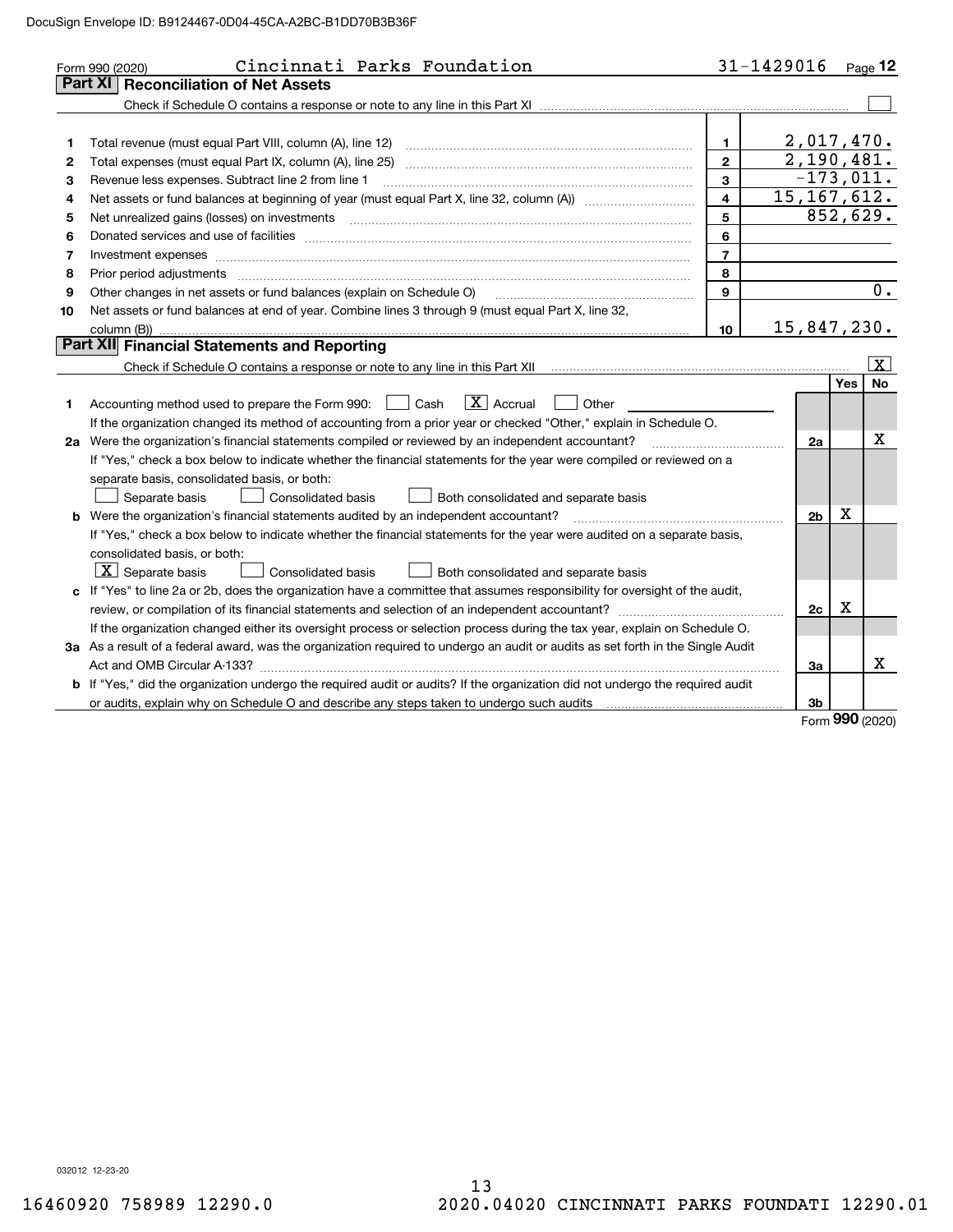DocuSign Envelope ID: B9124467-0D04-45CA-A2BC-B1DD70B3B36F

Form 990 (2020) Cincinnati Parks Foundation 31-1429016 Page 12

## Part XI Reconciliation of Net Assets

Check if Schedule O contains a response or note to any line in this Part XI [ ]

| | | | |
|---|---|---|---|
| 1 | Total revenue (must equal Part VIII, column (A), line 12) | 1 | 2,017,470. |
| 2 | Total expenses (must equal Part IX, column (A), line 25) | 2 | 2,190,481. |
| 3 | Revenue less expenses. Subtract line 2 from line 1 | 3 | -173,011. |
| 4 | Net assets or fund balances at beginning of year (must equal Part X, line 32, column (A)) | 4 | 15,167,612. |
| 5 | Net unrealized gains (losses) on investments | 5 | 852,629. |
| 6 | Donated services and use of facilities | 6 | |
| 7 | Investment expenses | 7 | |
| 8 | Prior period adjustments | 8 | |
| 9 | Other changes in net assets or fund balances (explain on Schedule O) | 9 | 0. |
| 10 | Net assets or fund balances at end of year. Combine lines 3 through 9 (must equal Part X, line 32, column (B)) | 10 | 15,847,230. |

## Part XII Financial Statements and Reporting

Check if Schedule O contains a response or note to any line in this Part XII [X]

| | | | Yes | No |
|---|---|---|---|---|
| 1 | Accounting method used to prepare the Form 990: [ ] Cash [X] Accrual [ ] Other ____<br>If the organization changed its method of accounting from a prior year or checked "Other," explain in Schedule O. | | | |
| 2a | Were the organization's financial statements compiled or reviewed by an independent accountant? | 2a | | X |
| | If "Yes," check a box below to indicate whether the financial statements for the year were compiled or reviewed on a separate basis, consolidated basis, or both:<br>[ ] Separate basis [ ] Consolidated basis [ ] Both consolidated and separate basis | | | |
| b | Were the organization's financial statements audited by an independent accountant? | 2b | X | |
| | If "Yes," check a box below to indicate whether the financial statements for the year were audited on a separate basis, consolidated basis, or both:<br>[X] Separate basis [ ] Consolidated basis [ ] Both consolidated and separate basis | | | |
| c | If "Yes" to line 2a or 2b, does the organization have a committee that assumes responsibility for oversight of the audit, review, or compilation of its financial statements and selection of an independent accountant? | 2c | X | |
| | If the organization changed either its oversight process or selection process during the tax year, explain on Schedule O. | | | |
| 3a | As a result of a federal award, was the organization required to undergo an audit or audits as set forth in the Single Audit Act and OMB Circular A-133? | 3a | | X |
| b | If "Yes," did the organization undergo the required audit or audits? If the organization did not undergo the required audit or audits, explain why on Schedule O and describe any steps taken to undergo such audits | 3b | | |

Form 990 (2020)

032012 12-23-20

16460920 758989 12290.0 2020.04020 CINCINNATI PARKS FOUNDATI 12290.01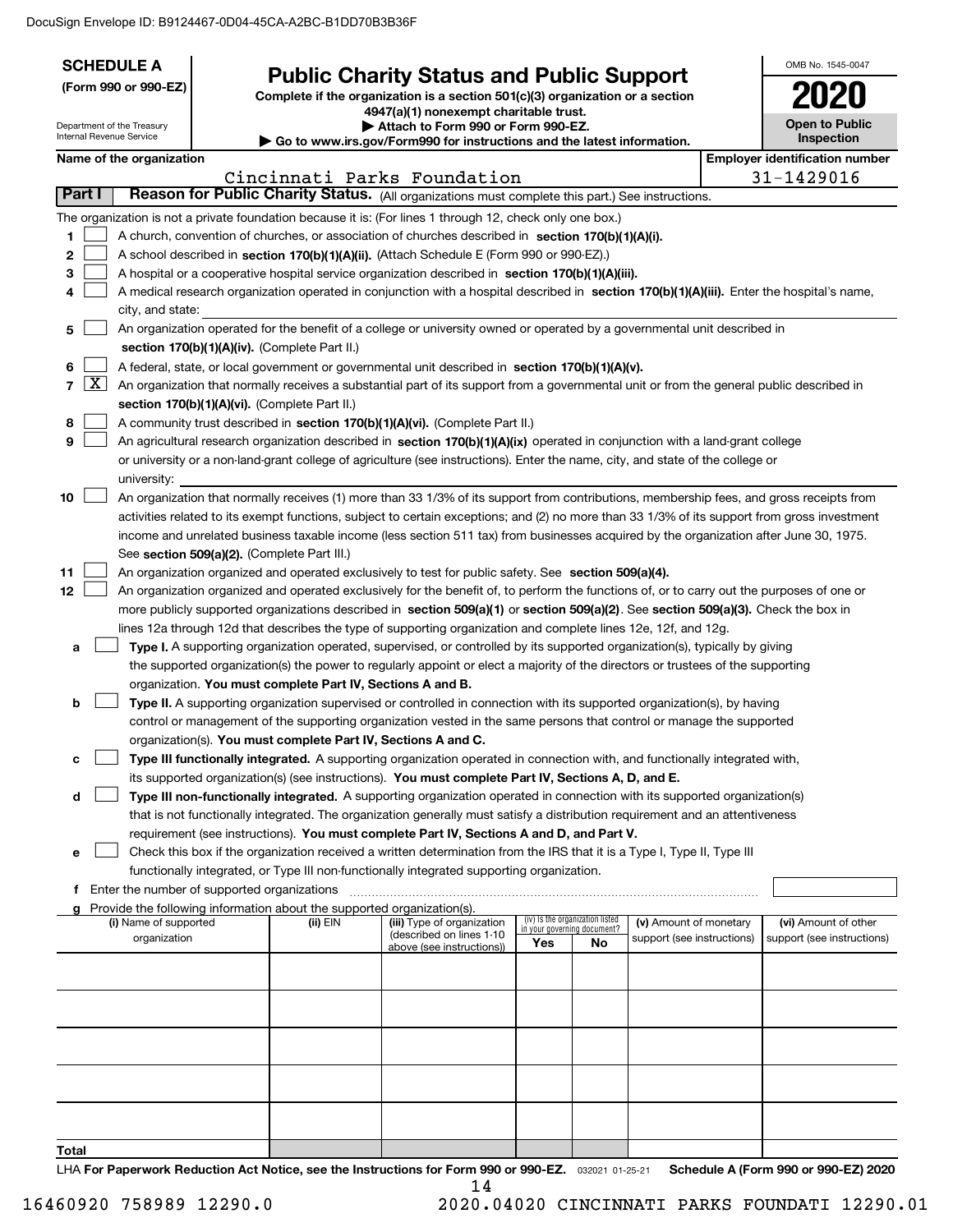DocuSign Envelope ID: B9124467-0D04-45CA-A2BC-B1DD70B3B36F

**SCHEDULE A**
**(Form 990 or 990-EZ)**

Department of the Treasury
Internal Revenue Service

# Public Charity Status and Public Support

**Complete if the organization is a section 501(c)(3) organization or a section 4947(a)(1) nonexempt charitable trust.**
**▶ Attach to Form 990 or Form 990-EZ.**
**▶ Go to www.irs.gov/Form990 for instructions and the latest information.**

OMB No. 1545-0047
**2020**
**Open to Public Inspection**

**Name of the organization:** Cincinnati Parks Foundation
**Employer identification number:** 31-1429016

## Part I — Reason for Public Charity Status. (All organizations must complete this part.) See instructions.

The organization is not a private foundation because it is: (For lines 1 through 12, check only one box.)

1. ☐ A church, convention of churches, or association of churches described in **section 170(b)(1)(A)(i).**
2. ☐ A school described in **section 170(b)(1)(A)(ii).** (Attach Schedule E (Form 990 or 990-EZ).)
3. ☐ A hospital or a cooperative hospital service organization described in **section 170(b)(1)(A)(iii).**
4. ☐ A medical research organization operated in conjunction with a hospital described in **section 170(b)(1)(A)(iii).** Enter the hospital's name, city, and state:
5. ☐ An organization operated for the benefit of a college or university owned or operated by a governmental unit described in **section 170(b)(1)(A)(iv).** (Complete Part II.)
6. ☐ A federal, state, or local government or governmental unit described in **section 170(b)(1)(A)(v).**
7. ☒ An organization that normally receives a substantial part of its support from a governmental unit or from the general public described in **section 170(b)(1)(A)(vi).** (Complete Part II.)
8. ☐ A community trust described in **section 170(b)(1)(A)(vi).** (Complete Part II.)
9. ☐ An agricultural research organization described in **section 170(b)(1)(A)(ix)** operated in conjunction with a land-grant college or university or a non-land-grant college of agriculture (see instructions). Enter the name, city, and state of the college or university:
10. ☐ An organization that normally receives (1) more than 33 1/3% of its support from contributions, membership fees, and gross receipts from activities related to its exempt functions, subject to certain exceptions; and (2) no more than 33 1/3% of its support from gross investment income and unrelated business taxable income (less section 511 tax) from businesses acquired by the organization after June 30, 1975. See **section 509(a)(2).** (Complete Part III.)
11. ☐ An organization organized and operated exclusively to test for public safety. See **section 509(a)(4).**
12. ☐ An organization organized and operated exclusively for the benefit of, to perform the functions of, or to carry out the purposes of one or more publicly supported organizations described in **section 509(a)(1)** or **section 509(a)(2).** See **section 509(a)(3).** Check the box in lines 12a through 12d that describes the type of supporting organization and complete lines 12e, 12f, and 12g.
   - **a** ☐ **Type I.** A supporting organization operated, supervised, or controlled by its supported organization(s), typically by giving the supported organization(s) the power to regularly appoint or elect a majority of the directors or trustees of the supporting organization. **You must complete Part IV, Sections A and B.**
   - **b** ☐ **Type II.** A supporting organization supervised or controlled in connection with its supported organization(s), by having control or management of the supporting organization vested in the same persons that control or manage the supported organization(s). **You must complete Part IV, Sections A and C.**
   - **c** ☐ **Type III functionally integrated.** A supporting organization operated in connection with, and functionally integrated with, its supported organization(s) (see instructions). **You must complete Part IV, Sections A, D, and E.**
   - **d** ☐ **Type III non-functionally integrated.** A supporting organization operated in connection with its supported organization(s) that is not functionally integrated. The organization generally must satisfy a distribution requirement and an attentiveness requirement (see instructions). **You must complete Part IV, Sections A and D, and Part V.**
   - **e** ☐ Check this box if the organization received a written determination from the IRS that it is a Type I, Type II, Type III functionally integrated, or Type III non-functionally integrated supporting organization.
   - **f** Enter the number of supported organizations
   - **g** Provide the following information about the supported organization(s).

| (i) Name of supported organization | (ii) EIN | (iii) Type of organization (described on lines 1-10 above (see instructions)) | (iv) Is the organization listed in your governing document? Yes | No | (v) Amount of monetary support (see instructions) | (vi) Amount of other support (see instructions) |
|---|---|---|---|---|---|---|
| | | | | | | |
| | | | | | | |
| | | | | | | |
| | | | | | | |
| | | | | | | |
| **Total** | | | | | | |

LHA **For Paperwork Reduction Act Notice, see the Instructions for Form 990 or 990-EZ.** 032021 01-25-21 **Schedule A (Form 990 or 990-EZ) 2020**

16460920 758989 12290.0 2020.04020 CINCINNATI PARKS FOUNDATI 12290.01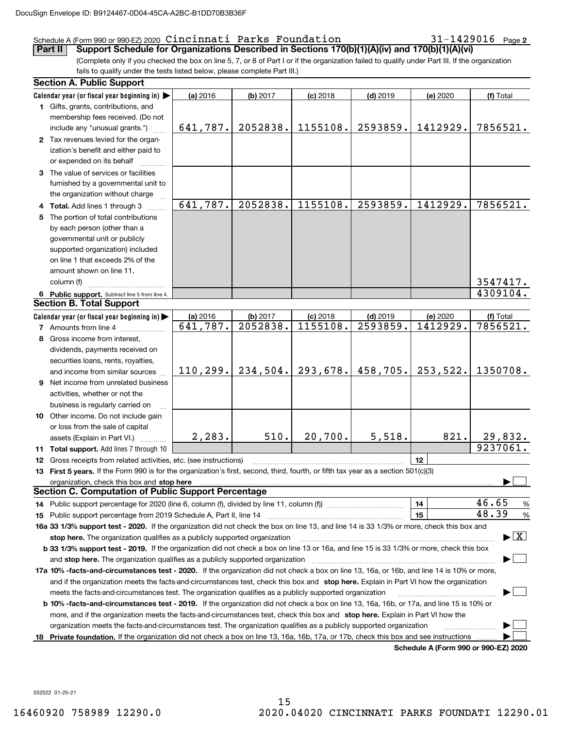Schedule A (Form 990 or 990-EZ) 2020 Cincinnati Parks Foundation 31-1429016 Page 2

**Part II** **Support Schedule for Organizations Described in Sections 170(b)(1)(A)(iv) and 170(b)(1)(A)(vi)**

(Complete only if you checked the box on line 5, 7, or 8 of Part I or if the organization failed to qualify under Part III. If the organization fails to qualify under the tests listed below, please complete Part III.)

### Section A. Public Support

| Calendar year (or fiscal year beginning in) ▶ | (a) 2016 | (b) 2017 | (c) 2018 | (d) 2019 | (e) 2020 | (f) Total |
|---|---|---|---|---|---|---|
| 1 Gifts, grants, contributions, and membership fees received. (Do not include any "unusual grants.") | 641,787. | 2052838. | 1155108. | 2593859. | 1412929. | 7856521. |
| 2 Tax revenues levied for the organization's benefit and either paid to or expended on its behalf | | | | | | |
| 3 The value of services or facilities furnished by a governmental unit to the organization without charge | | | | | | |
| 4 **Total.** Add lines 1 through 3 | 641,787. | 2052838. | 1155108. | 2593859. | 1412929. | 7856521. |
| 5 The portion of total contributions by each person (other than a governmental unit or publicly supported organization) included on line 1 that exceeds 2% of the amount shown on line 11, column (f) | | | | | | 3547417. |
| 6 **Public support.** Subtract line 5 from line 4. | | | | | | 4309104. |

### Section B. Total Support

| Calendar year (or fiscal year beginning in) ▶ | (a) 2016 | (b) 2017 | (c) 2018 | (d) 2019 | (e) 2020 | (f) Total |
|---|---|---|---|---|---|---|
| 7 Amounts from line 4 | 641,787. | 2052838. | 1155108. | 2593859. | 1412929. | 7856521. |
| 8 Gross income from interest, dividends, payments received on securities loans, rents, royalties, and income from similar sources | 110,299. | 234,504. | 293,678. | 458,705. | 253,522. | 1350708. |
| 9 Net income from unrelated business activities, whether or not the business is regularly carried on | | | | | | |
| 10 Other income. Do not include gain or loss from the sale of capital assets (Explain in Part VI.) | 2,283. | 510. | 20,700. | 5,518. | 821. | 29,832. |
| 11 **Total support.** Add lines 7 through 10 | | | | | | 9237061. |

12 Gross receipts from related activities, etc. (see instructions) | 12 |

13 **First 5 years.** If the Form 990 is for the organization's first, second, third, fourth, or fifth tax year as a section 501(c)(3) organization, check this box and **stop here** ▶ ☐

### Section C. Computation of Public Support Percentage

14 Public support percentage for 2020 (line 6, column (f), divided by line 11, column (f)) | 14 | 46.65 %

15 Public support percentage from 2019 Schedule A, Part II, line 14 | 15 | 48.39 %

**16a 33 1/3% support test - 2020.** If the organization did not check the box on line 13, and line 14 is 33 1/3% or more, check this box and **stop here.** The organization qualifies as a publicly supported organization ▶ ☒

**b 33 1/3% support test - 2019.** If the organization did not check a box on line 13 or 16a, and line 15 is 33 1/3% or more, check this box and **stop here.** The organization qualifies as a publicly supported organization ▶ ☐

**17a 10% -facts-and-circumstances test - 2020.** If the organization did not check a box on line 13, 16a, or 16b, and line 14 is 10% or more, and if the organization meets the facts-and-circumstances test, check this box and **stop here.** Explain in Part VI how the organization meets the facts-and-circumstances test. The organization qualifies as a publicly supported organization ▶ ☐

**b 10% -facts-and-circumstances test - 2019.** If the organization did not check a box on line 13, 16a, 16b, or 17a, and line 15 is 10% or more, and if the organization meets the facts-and-circumstances test, check this box and **stop here.** Explain in Part VI how the organization meets the facts-and-circumstances test. The organization qualifies as a publicly supported organization ▶ ☐

18 **Private foundation.** If the organization did not check a box on line 13, 16a, 16b, 17a, or 17b, check this box and see instructions ▶ ☐

**Schedule A (Form 990 or 990-EZ) 2020**

032022 01-25-21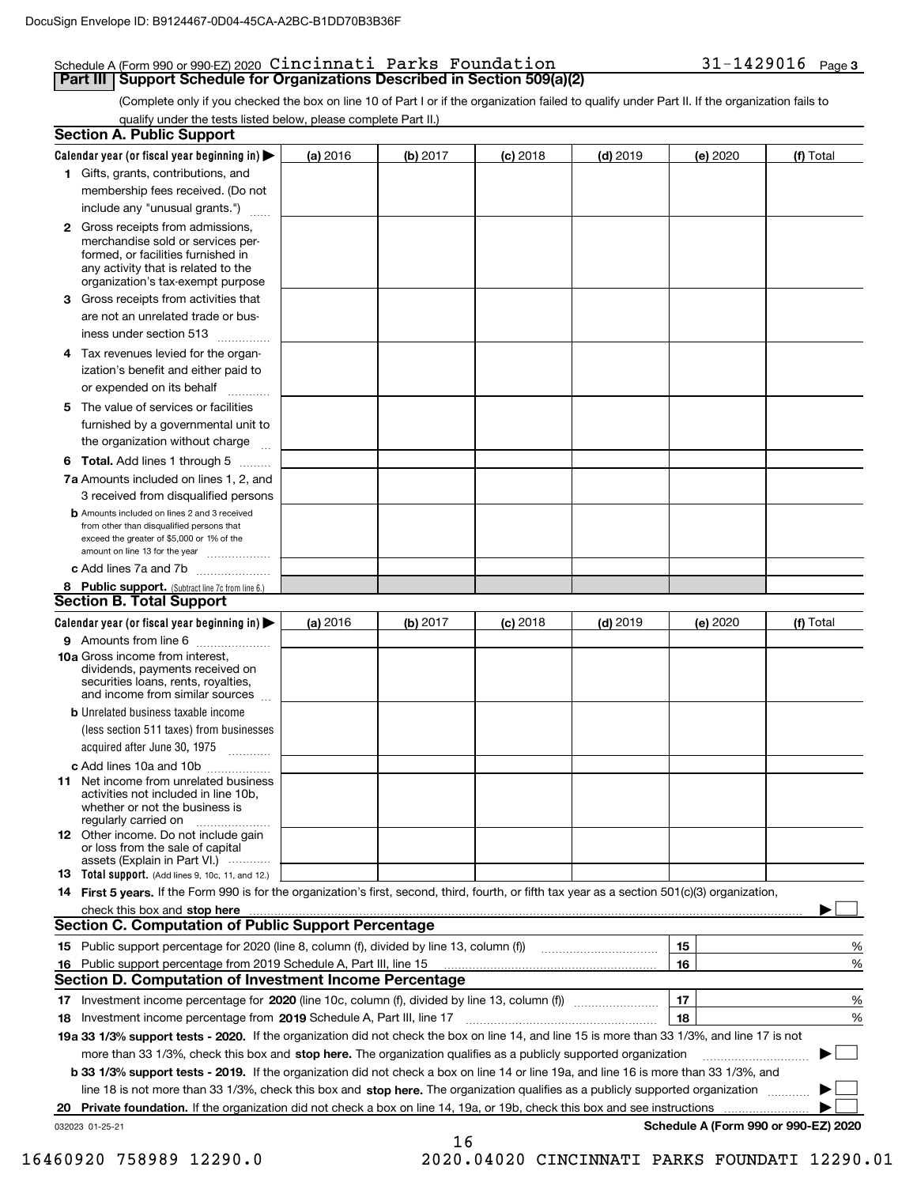Schedule A (Form 990 or 990-EZ) 2020 Cincinnati Parks Foundation 31-1429016 Page 3

## Part III Support Schedule for Organizations Described in Section 509(a)(2)

(Complete only if you checked the box on line 10 of Part I or if the organization failed to qualify under Part II. If the organization fails to qualify under the tests listed below, please complete Part II.)

### Section A. Public Support

| Calendar year (or fiscal year beginning in) ▶ | (a) 2016 | (b) 2017 | (c) 2018 | (d) 2019 | (e) 2020 | (f) Total |
|---|---|---|---|---|---|---|
| 1 Gifts, grants, contributions, and membership fees received. (Do not include any "unusual grants.") | | | | | | |
| 2 Gross receipts from admissions, merchandise sold or services performed, or facilities furnished in any activity that is related to the organization's tax-exempt purpose | | | | | | |
| 3 Gross receipts from activities that are not an unrelated trade or business under section 513 | | | | | | |
| 4 Tax revenues levied for the organization's benefit and either paid to or expended on its behalf | | | | | | |
| 5 The value of services or facilities furnished by a governmental unit to the organization without charge | | | | | | |
| 6 **Total.** Add lines 1 through 5 | | | | | | |
| 7a Amounts included on lines 1, 2, and 3 received from disqualified persons | | | | | | |
| b Amounts included on lines 2 and 3 received from other than disqualified persons that exceed the greater of $5,000 or 1% of the amount on line 13 for the year | | | | | | |
| c Add lines 7a and 7b | | | | | | |
| 8 **Public support.** (Subtract line 7c from line 6.) | | | | | | |

### Section B. Total Support

| Calendar year (or fiscal year beginning in) ▶ | (a) 2016 | (b) 2017 | (c) 2018 | (d) 2019 | (e) 2020 | (f) Total |
|---|---|---|---|---|---|---|
| 9 Amounts from line 6 | | | | | | |
| 10a Gross income from interest, dividends, payments received on securities loans, rents, royalties, and income from similar sources | | | | | | |
| b Unrelated business taxable income (less section 511 taxes) from businesses acquired after June 30, 1975 | | | | | | |
| c Add lines 10a and 10b | | | | | | |
| 11 Net income from unrelated business activities not included in line 10b, whether or not the business is regularly carried on | | | | | | |
| 12 Other income. Do not include gain or loss from the sale of capital assets (Explain in Part VI.) | | | | | | |
| 13 **Total support.** (Add lines 9, 10c, 11, and 12.) | | | | | | |

14 **First 5 years.** If the Form 990 is for the organization's first, second, third, fourth, or fifth tax year as a section 501(c)(3) organization, check this box and **stop here** ▶ ☐

### Section C. Computation of Public Support Percentage

| | | | |
|---|---|---|---|
| 15 | Public support percentage for 2020 (line 8, column (f), divided by line 13, column (f)) | 15 | % |
| 16 | Public support percentage from 2019 Schedule A, Part III, line 15 | 16 | % |

### Section D. Computation of Investment Income Percentage

| | | | |
|---|---|---|---|
| 17 | Investment income percentage for **2020** (line 10c, column (f), divided by line 13, column (f)) | 17 | % |
| 18 | Investment income percentage from **2019** Schedule A, Part III, line 17 | 18 | % |

**19a 33 1/3% support tests - 2020.** If the organization did not check the box on line 14, and line 15 is more than 33 1/3%, and line 17 is not more than 33 1/3%, check this box and **stop here.** The organization qualifies as a publicly supported organization ▶ ☐

**b 33 1/3% support tests - 2019.** If the organization did not check a box on line 14 or line 19a, and line 16 is more than 33 1/3%, and line 18 is not more than 33 1/3%, check this box and **stop here.** The organization qualifies as a publicly supported organization ▶ ☐

**20 Private foundation.** If the organization did not check a box on line 14, 19a, or 19b, check this box and see instructions ▶ ☐

032023 01-25-21 **Schedule A (Form 990 or 990-EZ) 2020**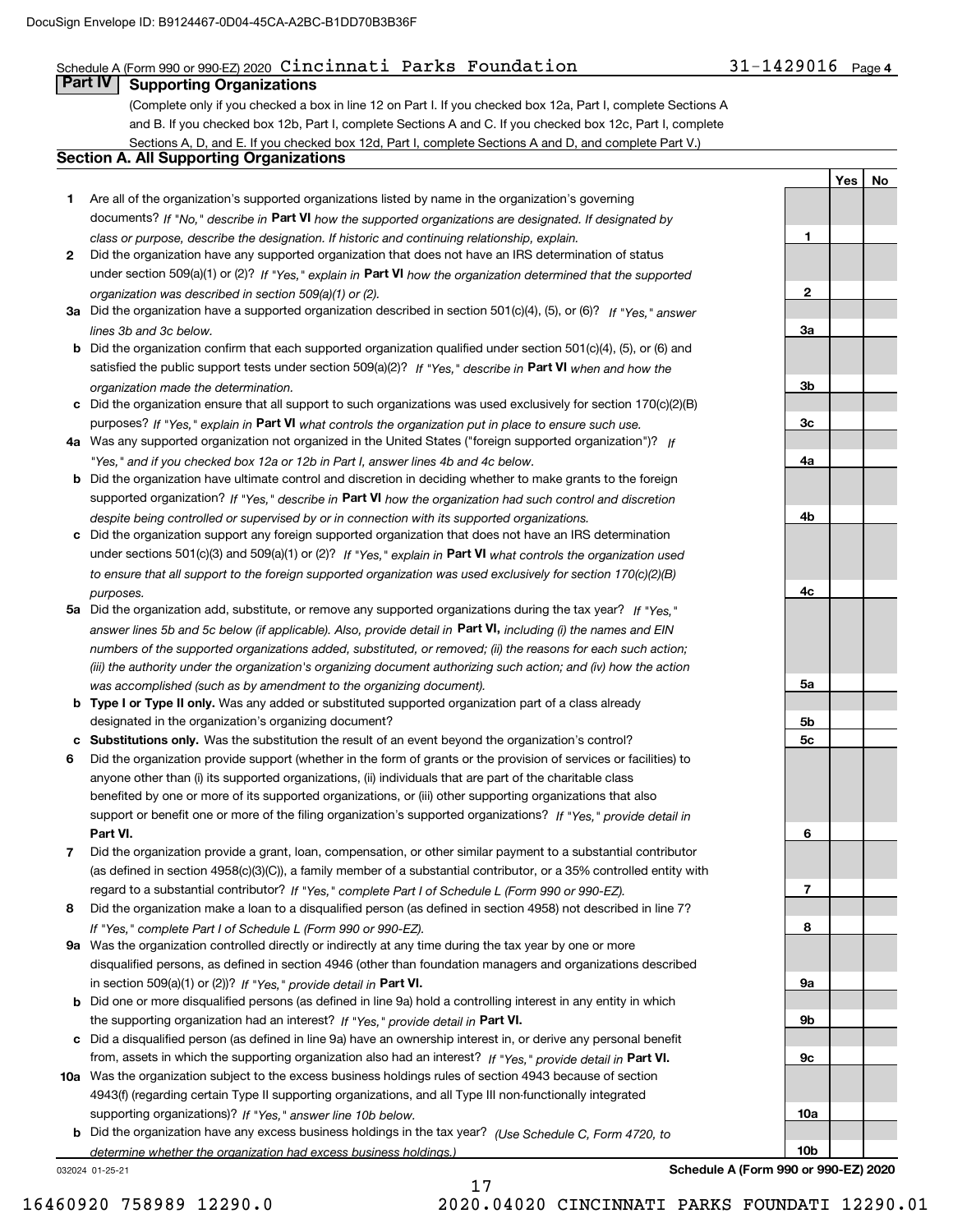Schedule A (Form 990 or 990-EZ) 2020 Cincinnati Parks Foundation 31-1429016 Page 4

## Part IV Supporting Organizations

(Complete only if you checked a box in line 12 on Part I. If you checked box 12a, Part I, complete Sections A and B. If you checked box 12b, Part I, complete Sections A and C. If you checked box 12c, Part I, complete Sections A, D, and E. If you checked box 12d, Part I, complete Sections A and D, and complete Part V.)

### Section A. All Supporting Organizations

| | | | Yes | No |
|---|---|---|---|---|
| **1** | Are all of the organization's supported organizations listed by name in the organization's governing documents? *If "No," describe in* **Part VI** *how the supported organizations are designated. If designated by class or purpose, describe the designation. If historic and continuing relationship, explain.* | 1 | | |
| **2** | Did the organization have any supported organization that does not have an IRS determination of status under section 509(a)(1) or (2)? *If "Yes," explain in* **Part VI** *how the organization determined that the supported organization was described in section 509(a)(1) or (2).* | 2 | | |
| **3a** | Did the organization have a supported organization described in section 501(c)(4), (5), or (6)? *If "Yes," answer lines 3b and 3c below.* | 3a | | |
| **b** | Did the organization confirm that each supported organization qualified under section 501(c)(4), (5), or (6) and satisfied the public support tests under section 509(a)(2)? *If "Yes," describe in* **Part VI** *when and how the organization made the determination.* | 3b | | |
| **c** | Did the organization ensure that all support to such organizations was used exclusively for section 170(c)(2)(B) purposes? *If "Yes," explain in* **Part VI** *what controls the organization put in place to ensure such use.* | 3c | | |
| **4a** | Was any supported organization not organized in the United States ("foreign supported organization")? *If "Yes," and if you checked box 12a or 12b in Part I, answer lines 4b and 4c below.* | 4a | | |
| **b** | Did the organization have ultimate control and discretion in deciding whether to make grants to the foreign supported organization? *If "Yes," describe in* **Part VI** *how the organization had such control and discretion despite being controlled or supervised by or in connection with its supported organizations.* | 4b | | |
| **c** | Did the organization support any foreign supported organization that does not have an IRS determination under sections 501(c)(3) and 509(a)(1) or (2)? *If "Yes," explain in* **Part VI** *what controls the organization used to ensure that all support to the foreign supported organization was used exclusively for section 170(c)(2)(B) purposes.* | 4c | | |
| **5a** | Did the organization add, substitute, or remove any supported organizations during the tax year? *If "Yes," answer lines 5b and 5c below (if applicable). Also, provide detail in* **Part VI,** *including (i) the names and EIN numbers of the supported organizations added, substituted, or removed; (ii) the reasons for each such action; (iii) the authority under the organization's organizing document authorizing such action; and (iv) how the action was accomplished (such as by amendment to the organizing document).* | 5a | | |
| **b** | **Type I or Type II only.** Was any added or substituted supported organization part of a class already designated in the organization's organizing document? | 5b | | |
| **c** | **Substitutions only.** Was the substitution the result of an event beyond the organization's control? | 5c | | |
| **6** | Did the organization provide support (whether in the form of grants or the provision of services or facilities) to anyone other than (i) its supported organizations, (ii) individuals that are part of the charitable class benefited by one or more of its supported organizations, or (iii) other supporting organizations that also support or benefit one or more of the filing organization's supported organizations? *If "Yes," provide detail in* **Part VI.** | 6 | | |
| **7** | Did the organization provide a grant, loan, compensation, or other similar payment to a substantial contributor (as defined in section 4958(c)(3)(C)), a family member of a substantial contributor, or a 35% controlled entity with regard to a substantial contributor? *If "Yes," complete Part I of Schedule L (Form 990 or 990-EZ).* | 7 | | |
| **8** | Did the organization make a loan to a disqualified person (as defined in section 4958) not described in line 7? *If "Yes," complete Part I of Schedule L (Form 990 or 990-EZ).* | 8 | | |
| **9a** | Was the organization controlled directly or indirectly at any time during the tax year by one or more disqualified persons, as defined in section 4946 (other than foundation managers and organizations described in section 509(a)(1) or (2))? *If "Yes," provide detail in* **Part VI.** | 9a | | |
| **b** | Did one or more disqualified persons (as defined in line 9a) hold a controlling interest in any entity in which the supporting organization had an interest? *If "Yes," provide detail in* **Part VI.** | 9b | | |
| **c** | Did a disqualified person (as defined in line 9a) have an ownership interest in, or derive any personal benefit from, assets in which the supporting organization also had an interest? *If "Yes," provide detail in* **Part VI.** | 9c | | |
| **10a** | Was the organization subject to the excess business holdings rules of section 4943 because of section 4943(f) (regarding certain Type II supporting organizations, and all Type III non-functionally integrated supporting organizations)? *If "Yes," answer line 10b below.* | 10a | | |
| **b** | Did the organization have any excess business holdings in the tax year? *(Use Schedule C, Form 4720, to determine whether the organization had excess business holdings.)* | 10b | | |

032024 01-25-21 **Schedule A (Form 990 or 990-EZ) 2020**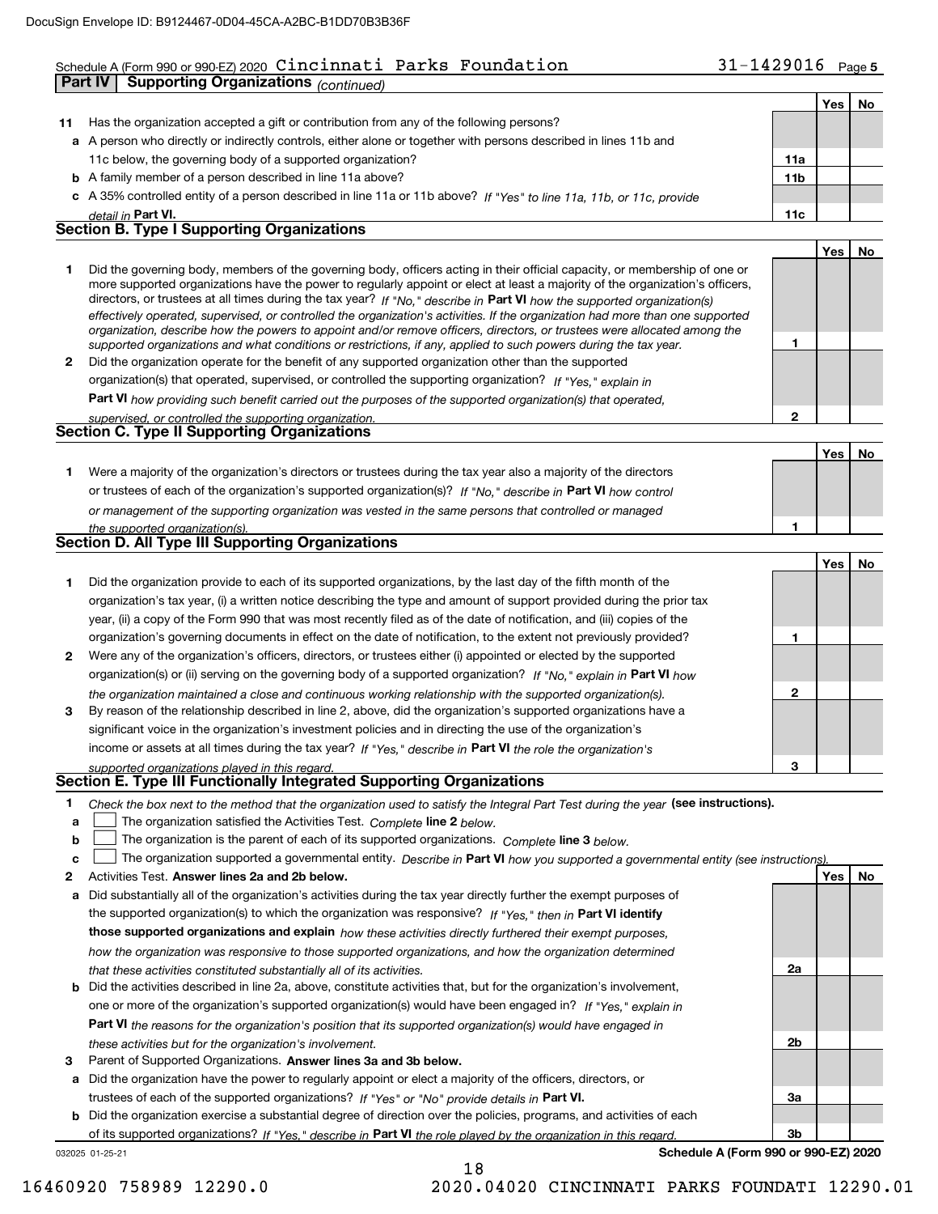Schedule A (Form 990 or 990-EZ) 2020 Cincinnati Parks Foundation 31-1429016 Page 5

## Part IV Supporting Organizations *(continued)*

| | | | Yes | No |
|---|---|---|---|---|
| **11** | Has the organization accepted a gift or contribution from any of the following persons? | | | |
| **a** | A person who directly or indirectly controls, either alone or together with persons described in lines 11b and 11c below, the governing body of a supported organization? | **11a** | | |
| **b** | A family member of a person described in line 11a above? | **11b** | | |
| **c** | A 35% controlled entity of a person described in line 11a or 11b above? *If "Yes" to line 11a, 11b, or 11c, provide detail in* **Part VI.** | **11c** | | |

### Section B. Type I Supporting Organizations

| | | | Yes | No |
|---|---|---|---|---|
| **1** | Did the governing body, members of the governing body, officers acting in their official capacity, or membership of one or more supported organizations have the power to regularly appoint or elect at least a majority of the organization's officers, directors, or trustees at all times during the tax year? *If "No," describe in* **Part VI** *how the supported organization(s) effectively operated, supervised, or controlled the organization's activities. If the organization had more than one supported organization, describe how the powers to appoint and/or remove officers, directors, or trustees were allocated among the supported organizations and what conditions or restrictions, if any, applied to such powers during the tax year.* | **1** | | |
| **2** | Did the organization operate for the benefit of any supported organization other than the supported organization(s) that operated, supervised, or controlled the supporting organization? *If "Yes," explain in* **Part VI** *how providing such benefit carried out the purposes of the supported organization(s) that operated, supervised, or controlled the supporting organization.* | **2** | | |

### Section C. Type II Supporting Organizations

| | | | Yes | No |
|---|---|---|---|---|
| **1** | Were a majority of the organization's directors or trustees during the tax year also a majority of the directors or trustees of each of the organization's supported organization(s)? *If "No," describe in* **Part VI** *how control or management of the supporting organization was vested in the same persons that controlled or managed the supported organization(s).* | **1** | | |

### Section D. All Type III Supporting Organizations

| | | | Yes | No |
|---|---|---|---|---|
| **1** | Did the organization provide to each of its supported organizations, by the last day of the fifth month of the organization's tax year, (i) a written notice describing the type and amount of support provided during the prior tax year, (ii) a copy of the Form 990 that was most recently filed as of the date of notification, and (iii) copies of the organization's governing documents in effect on the date of notification, to the extent not previously provided? | **1** | | |
| **2** | Were any of the organization's officers, directors, or trustees either (i) appointed or elected by the supported organization(s) or (ii) serving on the governing body of a supported organization? *If "No," explain in* **Part VI** *how the organization maintained a close and continuous working relationship with the supported organization(s).* | **2** | | |
| **3** | By reason of the relationship described in line 2, above, did the organization's supported organizations have a significant voice in the organization's investment policies and in directing the use of the organization's income or assets at all times during the tax year? *If "Yes," describe in* **Part VI** *the role the organization's supported organizations played in this regard.* | **3** | | |

### Section E. Type III Functionally Integrated Supporting Organizations

**1** *Check the box next to the method that the organization used to satisfy the Integral Part Test during the year* **(see instructions).**

- **a** ☐ The organization satisfied the Activities Test. *Complete* **line 2** *below.*
- **b** ☐ The organization is the parent of each of its supported organizations. *Complete* **line 3** *below.*
- **c** ☐ The organization supported a governmental entity. *Describe in* **Part VI** *how you supported a governmental entity (see instructions).*

| | | | Yes | No |
|---|---|---|---|---|
| **2** | Activities Test. **Answer lines 2a and 2b below.** | | | |
| **a** | Did substantially all of the organization's activities during the tax year directly further the exempt purposes of the supported organization(s) to which the organization was responsive? *If "Yes," then in* **Part VI identify those supported organizations and explain** *how these activities directly furthered their exempt purposes, how the organization was responsive to those supported organizations, and how the organization determined that these activities constituted substantially all of its activities.* | **2a** | | |
| **b** | Did the activities described in line 2a, above, constitute activities that, but for the organization's involvement, one or more of the organization's supported organization(s) would have been engaged in? *If "Yes," explain in* **Part VI** *the reasons for the organization's position that its supported organization(s) would have engaged in these activities but for the organization's involvement.* | **2b** | | |
| **3** | Parent of Supported Organizations. **Answer lines 3a and 3b below.** | | | |
| **a** | Did the organization have the power to regularly appoint or elect a majority of the officers, directors, or trustees of each of the supported organizations? *If "Yes" or "No" provide details in* **Part VI.** | **3a** | | |
| **b** | Did the organization exercise a substantial degree of direction over the policies, programs, and activities of each of its supported organizations? *If "Yes," describe in* **Part VI** *the role played by the organization in this regard.* | **3b** | | |

032025 01-25-21 **Schedule A (Form 990 or 990-EZ) 2020**

16460920 758989 12290.0 2020.04020 CINCINNATI PARKS FOUNDATI 12290.01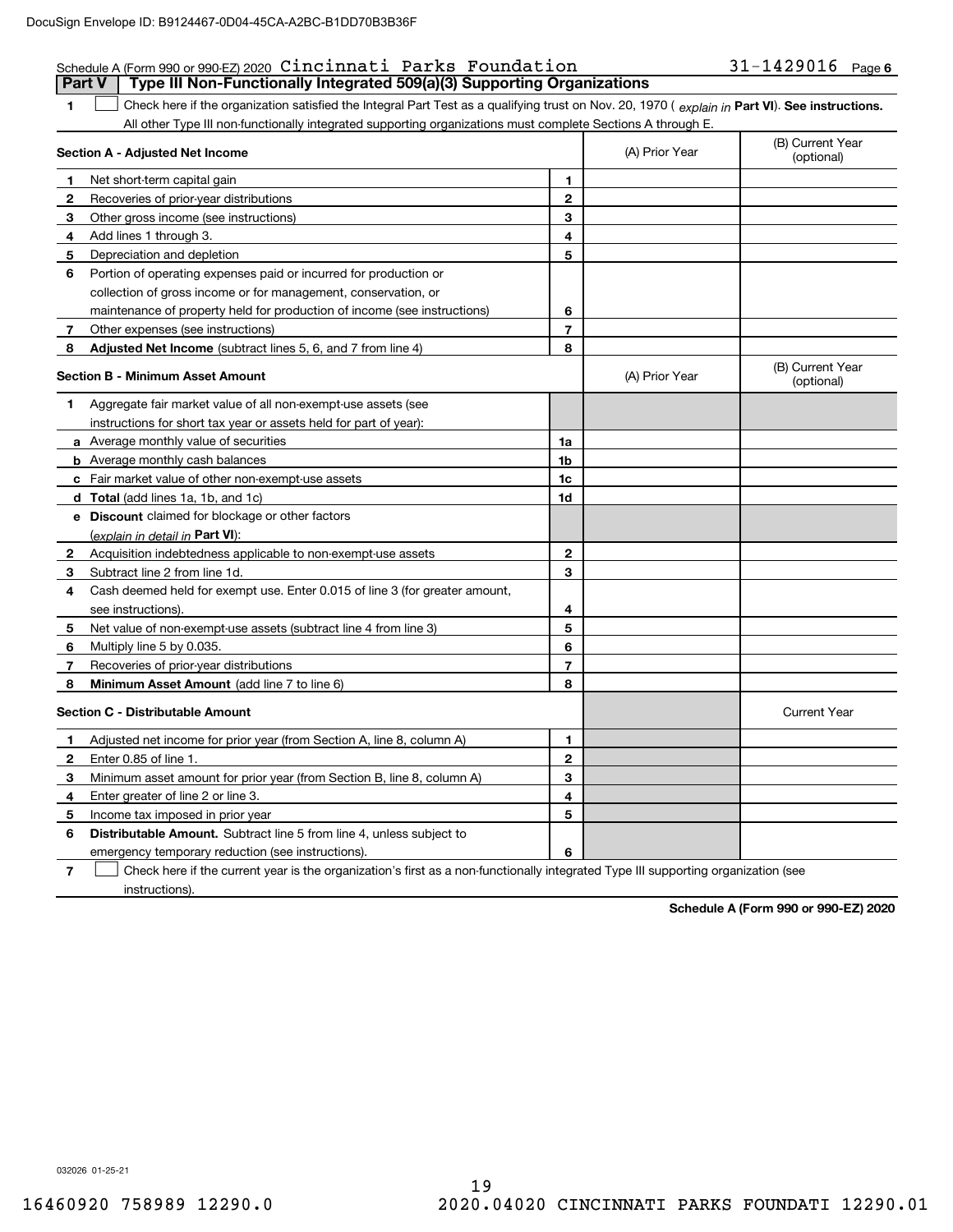Schedule A (Form 990 or 990-EZ) 2020 Cincinnati Parks Foundation 31-1429016 Page 6

## Part V | Type III Non-Functionally Integrated 509(a)(3) Supporting Organizations

**1** ☐ Check here if the organization satisfied the Integral Part Test as a qualifying trust on Nov. 20, 1970 ( *explain in* **Part VI**). **See instructions.** All other Type III non-functionally integrated supporting organizations must complete Sections A through E.

| Section A - Adjusted Net Income | | (A) Prior Year | (B) Current Year (optional) |
|---|---|---|---|
| **1** Net short-term capital gain | 1 | | |
| **2** Recoveries of prior-year distributions | 2 | | |
| **3** Other gross income (see instructions) | 3 | | |
| **4** Add lines 1 through 3. | 4 | | |
| **5** Depreciation and depletion | 5 | | |
| **6** Portion of operating expenses paid or incurred for production or collection of gross income or for management, conservation, or maintenance of property held for production of income (see instructions) | 6 | | |
| **7** Other expenses (see instructions) | 7 | | |
| **8** **Adjusted Net Income** (subtract lines 5, 6, and 7 from line 4) | 8 | | |

| Section B - Minimum Asset Amount | | (A) Prior Year | (B) Current Year (optional) |
|---|---|---|---|
| **1** Aggregate fair market value of all non-exempt-use assets (see instructions for short tax year or assets held for part of year): | | | |
| **a** Average monthly value of securities | 1a | | |
| **b** Average monthly cash balances | 1b | | |
| **c** Fair market value of other non-exempt-use assets | 1c | | |
| **d** **Total** (add lines 1a, 1b, and 1c) | 1d | | |
| **e** **Discount** claimed for blockage or other factors (*explain in detail in* **Part VI**): | | | |
| **2** Acquisition indebtedness applicable to non-exempt-use assets | 2 | | |
| **3** Subtract line 2 from line 1d. | 3 | | |
| **4** Cash deemed held for exempt use. Enter 0.015 of line 3 (for greater amount, see instructions). | 4 | | |
| **5** Net value of non-exempt-use assets (subtract line 4 from line 3) | 5 | | |
| **6** Multiply line 5 by 0.035. | 6 | | |
| **7** Recoveries of prior-year distributions | 7 | | |
| **8** **Minimum Asset Amount** (add line 7 to line 6) | 8 | | |

| Section C - Distributable Amount | | | Current Year |
|---|---|---|---|
| **1** Adjusted net income for prior year (from Section A, line 8, column A) | 1 | | |
| **2** Enter 0.85 of line 1. | 2 | | |
| **3** Minimum asset amount for prior year (from Section B, line 8, column A) | 3 | | |
| **4** Enter greater of line 2 or line 3. | 4 | | |
| **5** Income tax imposed in prior year | 5 | | |
| **6** **Distributable Amount.** Subtract line 5 from line 4, unless subject to emergency temporary reduction (see instructions). | 6 | | |

**7** ☐ Check here if the current year is the organization's first as a non-functionally integrated Type III supporting organization (see instructions).

**Schedule A (Form 990 or 990-EZ) 2020**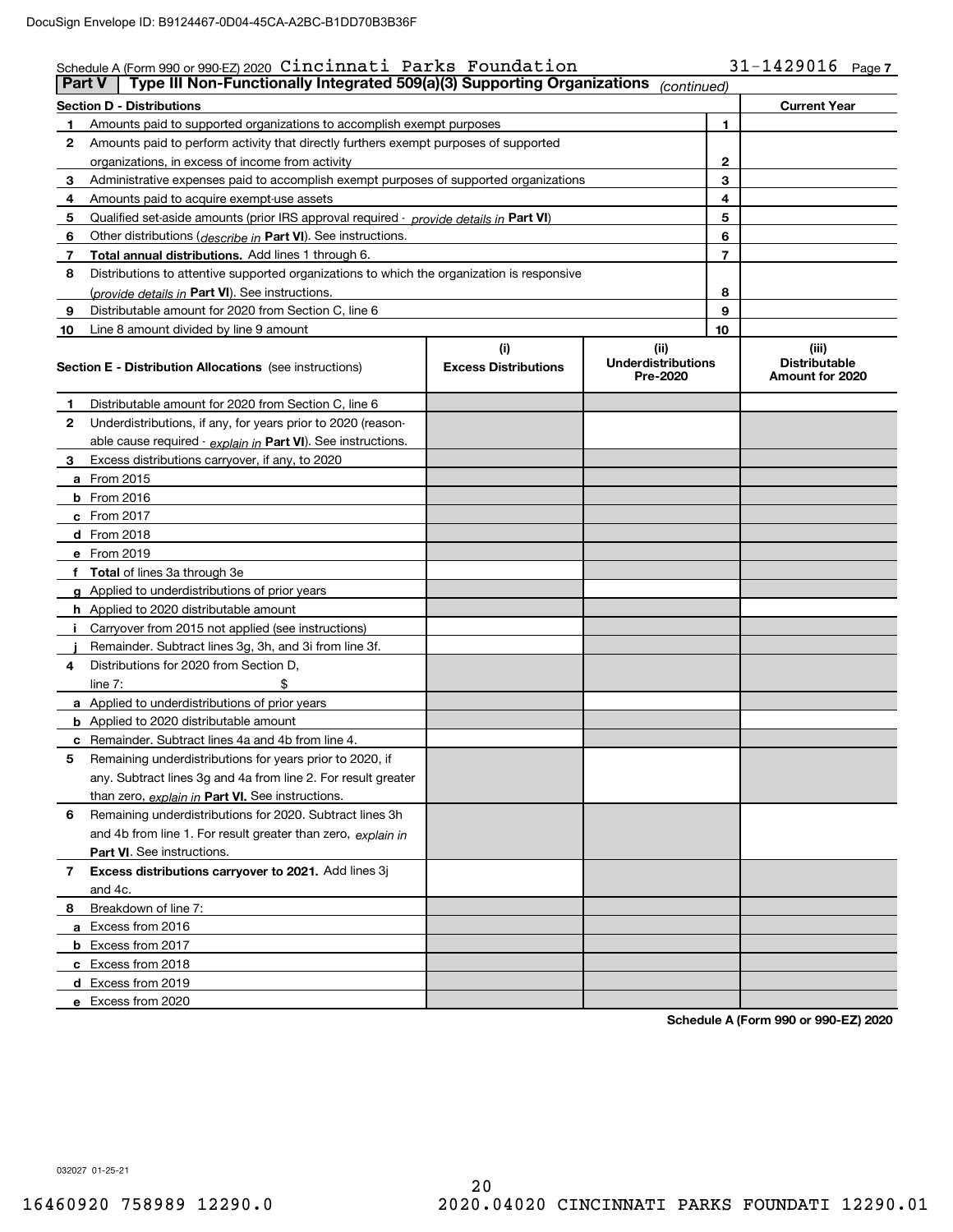Schedule A (Form 990 or 990-EZ) 2020 Cincinnati Parks Foundation 31-1429016 Page 7

**Part V | Type III Non-Functionally Integrated 509(a)(3) Supporting Organizations** *(continued)*

| | **Section D - Distributions** | | **Current Year** |
|---|---|---|---|
| **1** | Amounts paid to supported organizations to accomplish exempt purposes | **1** | |
| **2** | Amounts paid to perform activity that directly furthers exempt purposes of supported organizations, in excess of income from activity | **2** | |
| **3** | Administrative expenses paid to accomplish exempt purposes of supported organizations | **3** | |
| **4** | Amounts paid to acquire exempt-use assets | **4** | |
| **5** | Qualified set-aside amounts (prior IRS approval required - *provide details in* **Part VI**) | **5** | |
| **6** | Other distributions (*describe in* **Part VI**). See instructions. | **6** | |
| **7** | **Total annual distributions.** Add lines 1 through 6. | **7** | |
| **8** | Distributions to attentive supported organizations to which the organization is responsive (*provide details in* **Part VI**). See instructions. | **8** | |
| **9** | Distributable amount for 2020 from Section C, line 6 | **9** | |
| **10** | Line 8 amount divided by line 9 amount | **10** | |

| | **Section E - Distribution Allocations** (see instructions) | **(i)** **Excess Distributions** | **(ii)** **Underdistributions Pre-2020** | **(iii)** **Distributable Amount for 2020** |
|---|---|---|---|---|
| **1** | Distributable amount for 2020 from Section C, line 6 | | | |
| **2** | Underdistributions, if any, for years prior to 2020 (reasonable cause required - *explain in* **Part VI**). See instructions. | | | |
| **3** | Excess distributions carryover, if any, to 2020 | | | |
| **a** | From 2015 | | | |
| **b** | From 2016 | | | |
| **c** | From 2017 | | | |
| **d** | From 2018 | | | |
| **e** | From 2019 | | | |
| **f** | **Total** of lines 3a through 3e | | | |
| **g** | Applied to underdistributions of prior years | | | |
| **h** | Applied to 2020 distributable amount | | | |
| **i** | Carryover from 2015 not applied (see instructions) | | | |
| **j** | Remainder. Subtract lines 3g, 3h, and 3i from line 3f. | | | |
| **4** | Distributions for 2020 from Section D, line 7: $ | | | |
| **a** | Applied to underdistributions of prior years | | | |
| **b** | Applied to 2020 distributable amount | | | |
| **c** | Remainder. Subtract lines 4a and 4b from line 4. | | | |
| **5** | Remaining underdistributions for years prior to 2020, if any. Subtract lines 3g and 4a from line 2. For result greater than zero, *explain in* **Part VI.** See instructions. | | | |
| **6** | Remaining underdistributions for 2020. Subtract lines 3h and 4b from line 1. For result greater than zero, *explain in* **Part VI**. See instructions. | | | |
| **7** | **Excess distributions carryover to 2021.** Add lines 3j and 4c. | | | |
| **8** | Breakdown of line 7: | | | |
| **a** | Excess from 2016 | | | |
| **b** | Excess from 2017 | | | |
| **c** | Excess from 2018 | | | |
| **d** | Excess from 2019 | | | |
| **e** | Excess from 2020 | | | |

**Schedule A (Form 990 or 990-EZ) 2020**

032027 01-25-21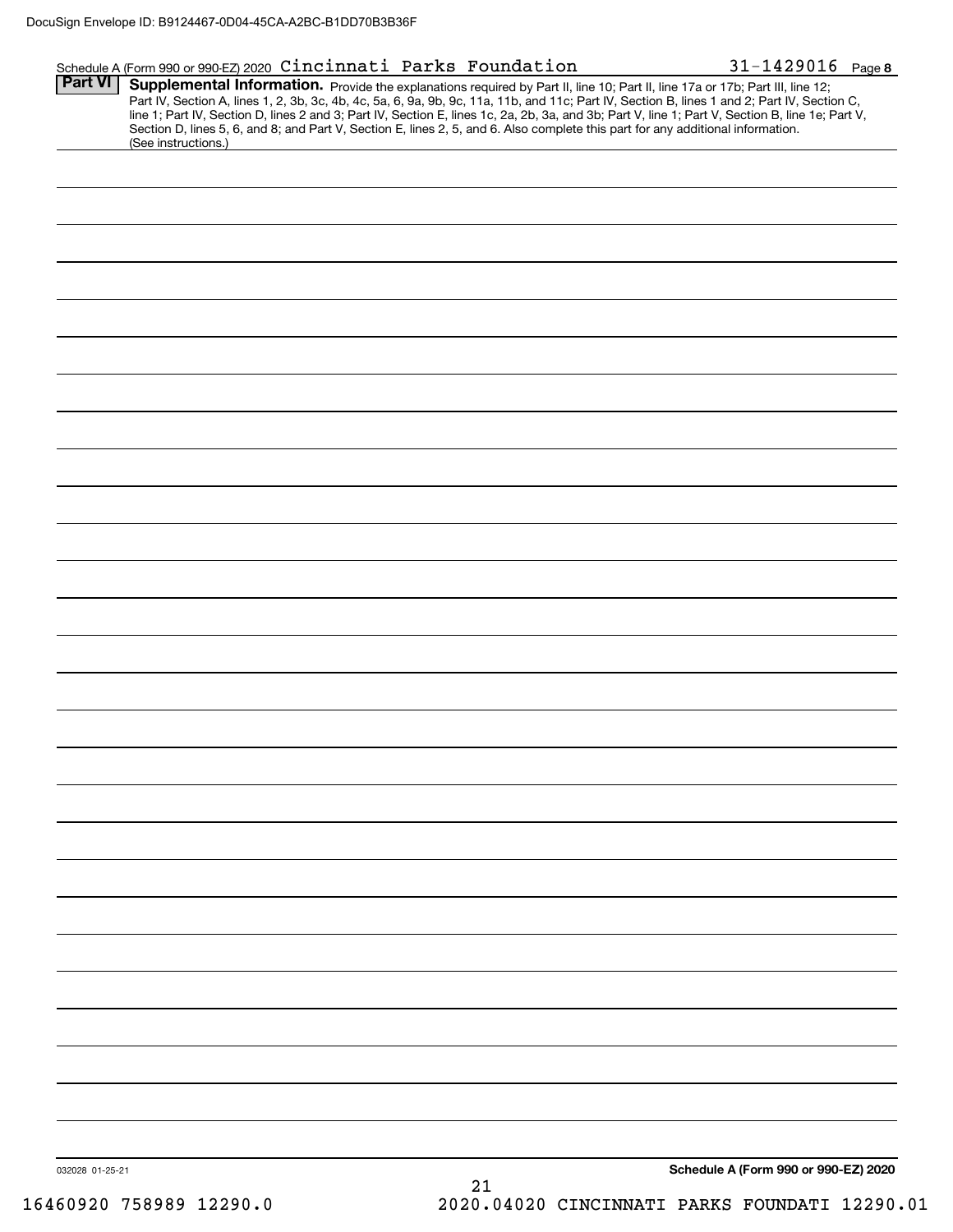Schedule A (Form 990 or 990-EZ) 2020 Cincinnati Parks Foundation 31-1429016 Page 8

**Part VI** **Supplemental Information.** Provide the explanations required by Part II, line 10; Part II, line 17a or 17b; Part III, line 12; Part IV, Section A, lines 1, 2, 3b, 3c, 4b, 4c, 5a, 6, 9a, 9b, 9c, 11a, 11b, and 11c; Part IV, Section B, lines 1 and 2; Part IV, Section C, line 1; Part IV, Section D, lines 2 and 3; Part IV, Section E, lines 1c, 2a, 2b, 3a, and 3b; Part V, line 1; Part V, Section B, line 1e; Part V, Section D, lines 5, 6, and 8; and Part V, Section E, lines 2, 5, and 6. Also complete this part for any additional information. (See instructions.)

032028 01-25-21 **Schedule A (Form 990 or 990-EZ) 2020**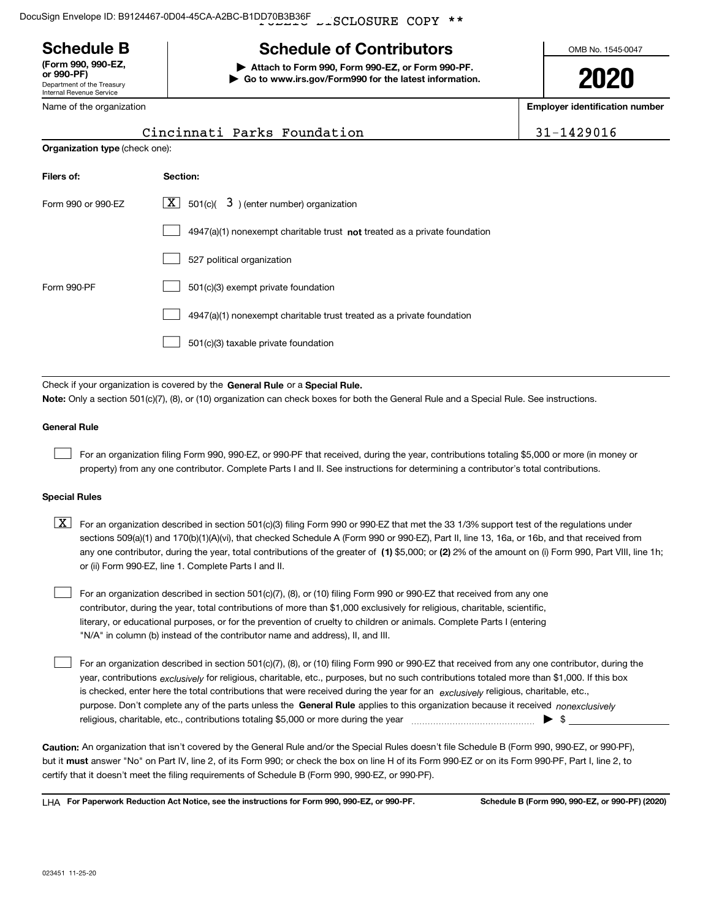DocuSign Envelope ID: B9124467-0D04-45CA-A2BC-B1DD70B3B36F PUBLIC DISCLOSURE COPY **

# Schedule B

**(Form 990, 990-EZ, or 990-PF)**
Department of the Treasury
Internal Revenue Service

## Schedule of Contributors

**▶ Attach to Form 990, Form 990-EZ, or Form 990-PF.**
**▶ Go to www.irs.gov/Form990 for the latest information.**

OMB No. 1545-0047

**2020**

Name of the organization: Cincinnati Parks Foundation

**Employer identification number:** 31-1429016

**Organization type** (check one):

| Filers of: | Section: |
|---|---|
| Form 990 or 990-EZ | [X] 501(c)( 3 ) (enter number) organization |
| | [ ] 4947(a)(1) nonexempt charitable trust **not** treated as a private foundation |
| | [ ] 527 political organization |
| Form 990-PF | [ ] 501(c)(3) exempt private foundation |
| | [ ] 4947(a)(1) nonexempt charitable trust treated as a private foundation |
| | [ ] 501(c)(3) taxable private foundation |

Check if your organization is covered by the **General Rule** or a **Special Rule.**

**Note:** Only a section 501(c)(7), (8), or (10) organization can check boxes for both the General Rule and a Special Rule. See instructions.

**General Rule**

[ ] For an organization filing Form 990, 990-EZ, or 990-PF that received, during the year, contributions totaling $5,000 or more (in money or property) from any one contributor. Complete Parts I and II. See instructions for determining a contributor's total contributions.

**Special Rules**

[X] For an organization described in section 501(c)(3) filing Form 990 or 990-EZ that met the 33 1/3% support test of the regulations under sections 509(a)(1) and 170(b)(1)(A)(vi), that checked Schedule A (Form 990 or 990-EZ), Part II, line 13, 16a, or 16b, and that received from any one contributor, during the year, total contributions of the greater of **(1)** $5,000; or **(2)** 2% of the amount on (i) Form 990, Part VIII, line 1h; or (ii) Form 990-EZ, line 1. Complete Parts I and II.

[ ] For an organization described in section 501(c)(7), (8), or (10) filing Form 990 or 990-EZ that received from any one contributor, during the year, total contributions of more than $1,000 exclusively for religious, charitable, scientific, literary, or educational purposes, or for the prevention of cruelty to children or animals. Complete Parts I (entering "N/A" in column (b) instead of the contributor name and address), II, and III.

[ ] For an organization described in section 501(c)(7), (8), or (10) filing Form 990 or 990-EZ that received from any one contributor, during the year, contributions *exclusively* for religious, charitable, etc., purposes, but no such contributions totaled more than $1,000. If this box is checked, enter here the total contributions that were received during the year for an *exclusively* religious, charitable, etc., purpose. Don't complete any of the parts unless the **General Rule** applies to this organization because it received *nonexclusively* religious, charitable, etc., contributions totaling $5,000 or more during the year ▶ $ ________

**Caution:** An organization that isn't covered by the General Rule and/or the Special Rules doesn't file Schedule B (Form 990, 990-EZ, or 990-PF), but it **must** answer "No" on Part IV, line 2, of its Form 990; or check the box on line H of its Form 990-EZ or on its Form 990-PF, Part I, line 2, to certify that it doesn't meet the filing requirements of Schedule B (Form 990, 990-EZ, or 990-PF).

LHA **For Paperwork Reduction Act Notice, see the instructions for Form 990, 990-EZ, or 990-PF.** **Schedule B (Form 990, 990-EZ, or 990-PF) (2020)**

023451 11-25-20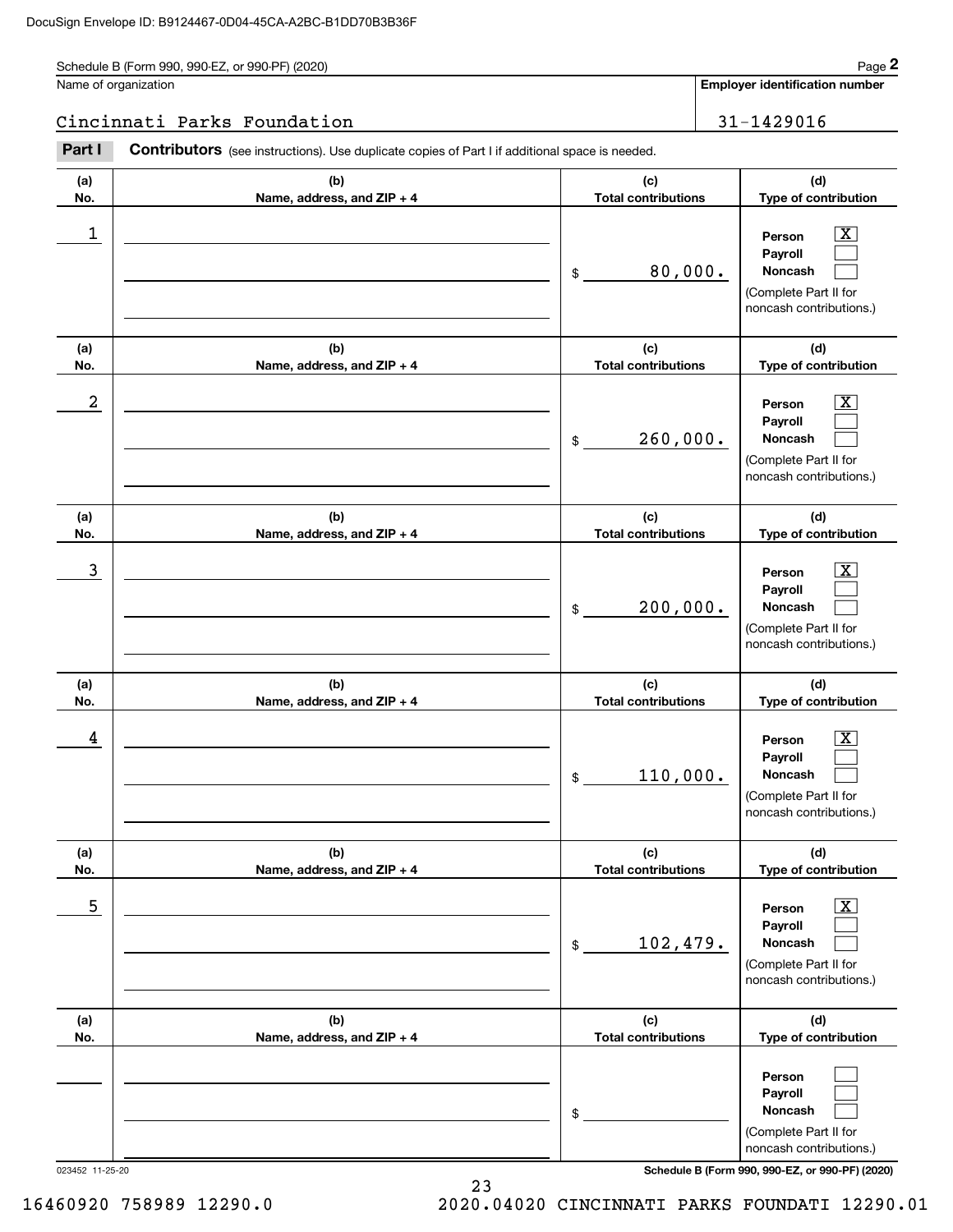Schedule B (Form 990, 990-EZ, or 990-PF) (2020) Page **2**

Name of organization: Cincinnati Parks Foundation

**Employer identification number**: 31-1429016

**Part I** **Contributors** (see instructions). Use duplicate copies of Part I if additional space is needed.

| (a) No. | (b) Name, address, and ZIP + 4 | (c) Total contributions | (d) Type of contribution |
|---|---|---|---|
| 1 | | $ 80,000. | Person [X] Payroll [ ] Noncash [ ] (Complete Part II for noncash contributions.) |
| 2 | | $ 260,000. | Person [X] Payroll [ ] Noncash [ ] (Complete Part II for noncash contributions.) |
| 3 | | $ 200,000. | Person [X] Payroll [ ] Noncash [ ] (Complete Part II for noncash contributions.) |
| 4 | | $ 110,000. | Person [X] Payroll [ ] Noncash [ ] (Complete Part II for noncash contributions.) |
| 5 | | $ 102,479. | Person [X] Payroll [ ] Noncash [ ] (Complete Part II for noncash contributions.) |
| | | $ | Person [ ] Payroll [ ] Noncash [ ] (Complete Part II for noncash contributions.) |

023452 11-25-20 **Schedule B (Form 990, 990-EZ, or 990-PF) (2020)**

16460920 758989 12290.0 2020.04020 CINCINNATI PARKS FOUNDATI 12290.01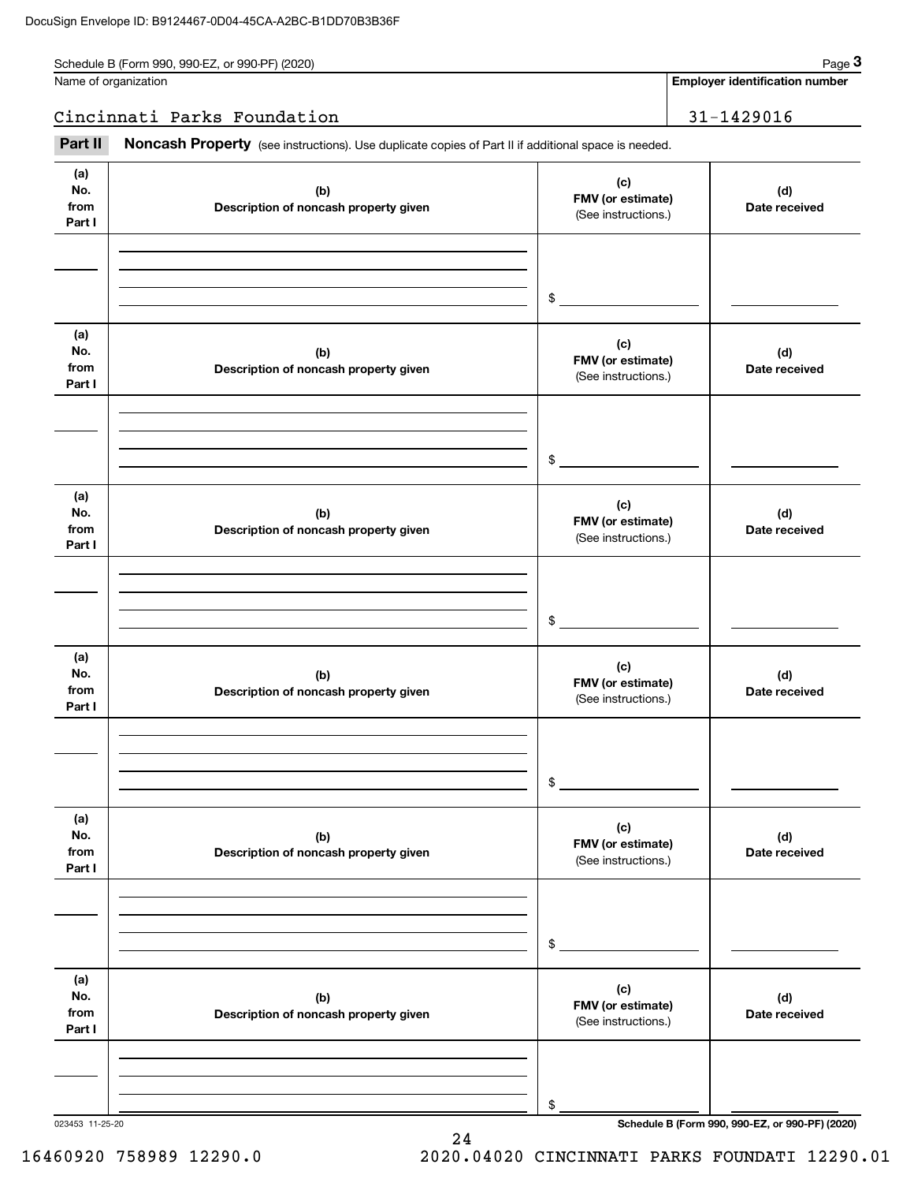Schedule B (Form 990, 990-EZ, or 990-PF) (2020)

| Name of organization | Employer identification number |
|---|---|
| Cincinnati Parks Foundation | 31-1429016 |

**Part II** **Noncash Property** (see instructions). Use duplicate copies of Part II if additional space is needed.

| (a) No. from Part I | (b) Description of noncash property given | (c) FMV (or estimate) (See instructions.) | (d) Date received |
|---|---|---|---|
| | | $ | |

| (a) No. from Part I | (b) Description of noncash property given | (c) FMV (or estimate) (See instructions.) | (d) Date received |
|---|---|---|---|
| | | $ | |

| (a) No. from Part I | (b) Description of noncash property given | (c) FMV (or estimate) (See instructions.) | (d) Date received |
|---|---|---|---|
| | | $ | |

| (a) No. from Part I | (b) Description of noncash property given | (c) FMV (or estimate) (See instructions.) | (d) Date received |
|---|---|---|---|
| | | $ | |

| (a) No. from Part I | (b) Description of noncash property given | (c) FMV (or estimate) (See instructions.) | (d) Date received |
|---|---|---|---|
| | | $ | |

| (a) No. from Part I | (b) Description of noncash property given | (c) FMV (or estimate) (See instructions.) | (d) Date received |
|---|---|---|---|
| | | $ | |

023453 11-25-20

Schedule B (Form 990, 990-EZ, or 990-PF) (2020)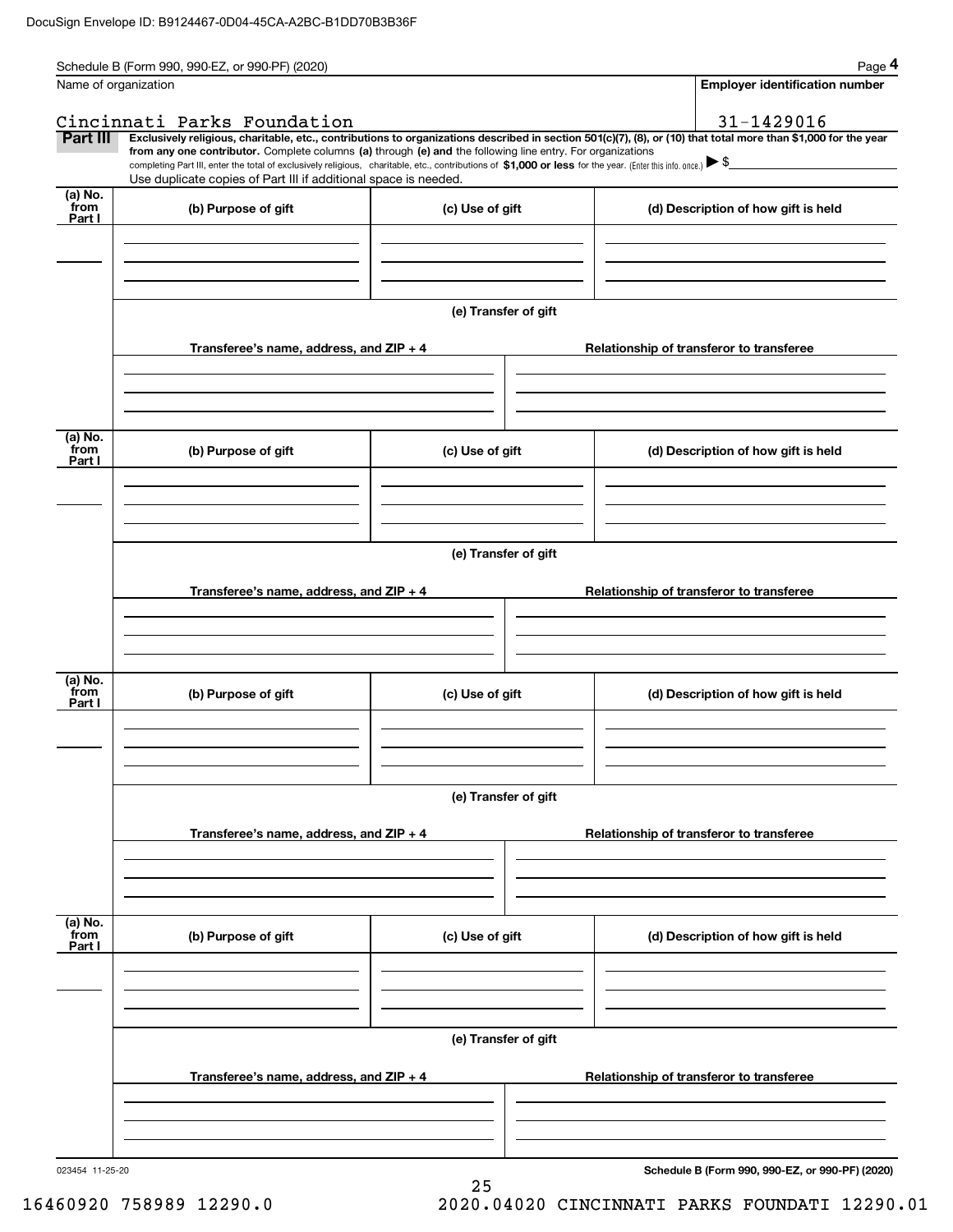DocuSign Envelope ID: B9124467-0D04-45CA-A2BC-B1DD70B3B36F

Schedule B (Form 990, 990-EZ, or 990-PF) (2020) Page **4**

| Name of organization | Employer identification number |
|---|---|
| Cincinnati Parks Foundation | 31-1429016 |

**Part III** **Exclusively religious, charitable, etc., contributions to organizations described in section 501(c)(7), (8), or (10) that total more than $1,000 for the year from any one contributor.** Complete columns **(a)** through **(e) and** the following line entry. For organizations completing Part III, enter the total of exclusively religious, charitable, etc., contributions of **$1,000 or less** for the year. (Enter this info. once.) ▶ $

Use duplicate copies of Part III if additional space is needed.

| (a) No. from Part I | (b) Purpose of gift | (c) Use of gift | (d) Description of how gift is held |
|---|---|---|---|
| | | | |

(e) Transfer of gift

| Transferee's name, address, and ZIP + 4 | Relationship of transferor to transferee |
|---|---|
| | |

| (a) No. from Part I | (b) Purpose of gift | (c) Use of gift | (d) Description of how gift is held |
|---|---|---|---|
| | | | |

(e) Transfer of gift

| Transferee's name, address, and ZIP + 4 | Relationship of transferor to transferee |
|---|---|
| | |

| (a) No. from Part I | (b) Purpose of gift | (c) Use of gift | (d) Description of how gift is held |
|---|---|---|---|
| | | | |

(e) Transfer of gift

| Transferee's name, address, and ZIP + 4 | Relationship of transferor to transferee |
|---|---|
| | |

| (a) No. from Part I | (b) Purpose of gift | (c) Use of gift | (d) Description of how gift is held |
|---|---|---|---|
| | | | |

(e) Transfer of gift

| Transferee's name, address, and ZIP + 4 | Relationship of transferor to transferee |
|---|---|
| | |

023454 11-25-20 **Schedule B (Form 990, 990-EZ, or 990-PF) (2020)**

16460920 758989 12290.0 2020.04020 CINCINNATI PARKS FOUNDATI 12290.01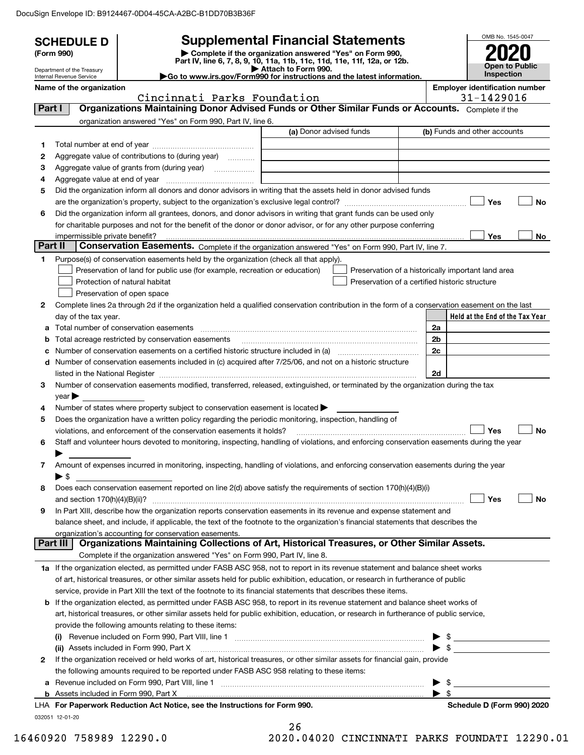DocuSign Envelope ID: B9124467-0D04-45CA-A2BC-B1DD70B3B36F

# SCHEDULE D (Form 990)

Department of the Treasury
Internal Revenue Service

## Supplemental Financial Statements

▶ Complete if the organization answered "Yes" on Form 990, Part IV, line 6, 7, 8, 9, 10, 11a, 11b, 11c, 11d, 11e, 11f, 12a, or 12b.
▶ Attach to Form 990.
▶Go to www.irs.gov/Form990 for instructions and the latest information.

OMB No. 1545-0047
**2020**
**Open to Public Inspection**

**Name of the organization:** Cincinnati Parks Foundation
**Employer identification number:** 31-1429016

### Part I — Organizations Maintaining Donor Advised Funds or Other Similar Funds or Accounts.
Complete if the organization answered "Yes" on Form 990, Part IV, line 6.

| | | (a) Donor advised funds | (b) Funds and other accounts |
|---|---|---|---|
| 1 | Total number at end of year | | |
| 2 | Aggregate value of contributions to (during year) | | |
| 3 | Aggregate value of grants from (during year) | | |
| 4 | Aggregate value at end of year | | |

5 Did the organization inform all donors and donor advisors in writing that the assets held in donor advised funds are the organization's property, subject to the organization's exclusive legal control? ☐ Yes ☐ No

6 Did the organization inform all grantees, donors, and donor advisors in writing that grant funds can be used only for charitable purposes and not for the benefit of the donor or donor advisor, or for any other purpose conferring impermissible private benefit? ☐ Yes ☐ No

### Part II — Conservation Easements.
Complete if the organization answered "Yes" on Form 990, Part IV, line 7.

1 Purpose(s) of conservation easements held by the organization (check all that apply).
- ☐ Preservation of land for public use (for example, recreation or education)
- ☐ Protection of natural habitat
- ☐ Preservation of open space
- ☐ Preservation of a historically important land area
- ☐ Preservation of a certified historic structure

2 Complete lines 2a through 2d if the organization held a qualified conservation contribution in the form of a conservation easement on the last day of the tax year.

| | | | Held at the End of the Tax Year |
|---|---|---|---|
| a | Total number of conservation easements | 2a | |
| b | Total acreage restricted by conservation easements | 2b | |
| c | Number of conservation easements on a certified historic structure included in (a) | 2c | |
| d | Number of conservation easements included in (c) acquired after 7/25/06, and not on a historic structure listed in the National Register | 2d | |

3 Number of conservation easements modified, transferred, released, extinguished, or terminated by the organization during the tax year ▶

4 Number of states where property subject to conservation easement is located ▶

5 Does the organization have a written policy regarding the periodic monitoring, inspection, handling of violations, and enforcement of the conservation easements it holds? ☐ Yes ☐ No

6 Staff and volunteer hours devoted to monitoring, inspecting, handling of violations, and enforcing conservation easements during the year ▶

7 Amount of expenses incurred in monitoring, inspecting, handling of violations, and enforcing conservation easements during the year ▶ $

8 Does each conservation easement reported on line 2(d) above satisfy the requirements of section 170(h)(4)(B)(i) and section 170(h)(4)(B)(ii)? ☐ Yes ☐ No

9 In Part XIII, describe how the organization reports conservation easements in its revenue and expense statement and balance sheet, and include, if applicable, the text of the footnote to the organization's financial statements that describes the organization's accounting for conservation easements.

### Part III — Organizations Maintaining Collections of Art, Historical Treasures, or Other Similar Assets.
Complete if the organization answered "Yes" on Form 990, Part IV, line 8.

1a If the organization elected, as permitted under FASB ASC 958, not to report in its revenue statement and balance sheet works of art, historical treasures, or other similar assets held for public exhibition, education, or research in furtherance of public service, provide in Part XIII the text of the footnote to its financial statements that describes these items.

b If the organization elected, as permitted under FASB ASC 958, to report in its revenue statement and balance sheet works of art, historical treasures, or other similar assets held for public exhibition, education, or research in furtherance of public service, provide the following amounts relating to these items:

(i) Revenue included on Form 990, Part VIII, line 1 ▶ $

(ii) Assets included in Form 990, Part X ▶ $

2 If the organization received or held works of art, historical treasures, or other similar assets for financial gain, provide the following amounts required to be reported under FASB ASC 958 relating to these items:

a Revenue included on Form 990, Part VIII, line 1 ▶ $

b Assets included in Form 990, Part X ▶ $

LHA For Paperwork Reduction Act Notice, see the Instructions for Form 990. — Schedule D (Form 990) 2020

032051 12-01-20

16460920 758989 12290.0 — 2020.04020 CINCINNATI PARKS FOUNDATI 12290.01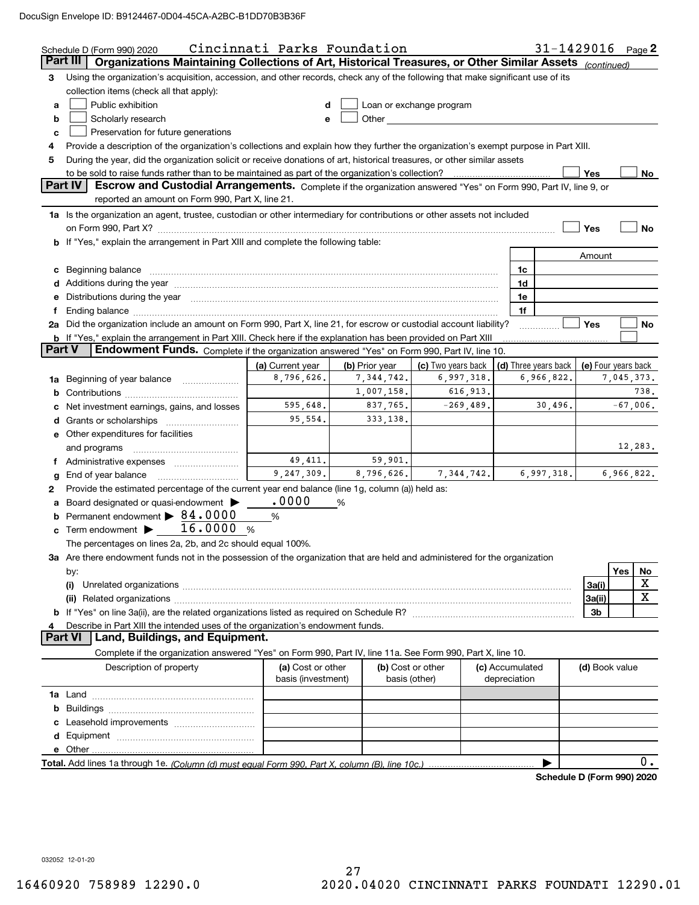Schedule D (Form 990) 2020 Cincinnati Parks Foundation 31-1429016 Page 2

## Part III Organizations Maintaining Collections of Art, Historical Treasures, or Other Similar Assets *(continued)*

**3** Using the organization's acquisition, accession, and other records, check any of the following that make significant use of its collection items (check all that apply):

- **a** ☐ Public exhibition
- **b** ☐ Scholarly research
- **c** ☐ Preservation for future generations
- **d** ☐ Loan or exchange program
- **e** ☐ Other

**4** Provide a description of the organization's collections and explain how they further the organization's exempt purpose in Part XIII.

**5** During the year, did the organization solicit or receive donations of art, historical treasures, or other similar assets to be sold to raise funds rather than to be maintained as part of the organization's collection? ☐ Yes ☐ No

## Part IV Escrow and Custodial Arrangements.

Complete if the organization answered "Yes" on Form 990, Part IV, line 9, or reported an amount on Form 990, Part X, line 21.

**1a** Is the organization an agent, trustee, custodian or other intermediary for contributions or other assets not included on Form 990, Part X? ☐ Yes ☐ No

**b** If "Yes," explain the arrangement in Part XIII and complete the following table:

| | | Amount |
|---|---|---|
| **c** Beginning balance | 1c | |
| **d** Additions during the year | 1d | |
| **e** Distributions during the year | 1e | |
| **f** Ending balance | 1f | |

**2a** Did the organization include an amount on Form 990, Part X, line 21, for escrow or custodial account liability? ☐ Yes ☐ No

**b** If "Yes," explain the arrangement in Part XIII. Check here if the explanation has been provided on Part XIII ☐

## Part V Endowment Funds.

Complete if the organization answered "Yes" on Form 990, Part IV, line 10.

| | (a) Current year | (b) Prior year | (c) Two years back | (d) Three years back | (e) Four years back |
|---|---|---|---|---|---|
| **1a** Beginning of year balance | 8,796,626. | 7,344,742. | 6,997,318. | 6,966,822. | 7,045,373. |
| **b** Contributions | | 1,007,158. | 616,913. | | 738. |
| **c** Net investment earnings, gains, and losses | 595,648. | 837,765. | -269,489. | 30,496. | -67,006. |
| **d** Grants or scholarships | 95,554. | 333,138. | | | |
| **e** Other expenditures for facilities and programs | | | | | 12,283. |
| **f** Administrative expenses | 49,411. | 59,901. | | | |
| **g** End of year balance | 9,247,309. | 8,796,626. | 7,344,742. | 6,997,318. | 6,966,822. |

**2** Provide the estimated percentage of the current year end balance (line 1g, column (a)) held as:

- **a** Board designated or quasi-endowment ▶ .0000 %
- **b** Permanent endowment ▶ 84.0000 %
- **c** Term endowment ▶ 16.0000 %

The percentages on lines 2a, 2b, and 2c should equal 100%.

**3a** Are there endowment funds not in the possession of the organization that are held and administered for the organization by:

| | | Yes | No |
|---|---|---|---|
| (i) Unrelated organizations | 3a(i) | | X |
| (ii) Related organizations | 3a(ii) | | X |
| **b** If "Yes" on line 3a(ii), are the related organizations listed as required on Schedule R? | 3b | | |

**4** Describe in Part XIII the intended uses of the organization's endowment funds.

## Part VI Land, Buildings, and Equipment.

Complete if the organization answered "Yes" on Form 990, Part IV, line 11a. See Form 990, Part X, line 10.

| Description of property | (a) Cost or other basis (investment) | (b) Cost or other basis (other) | (c) Accumulated depreciation | (d) Book value |
|---|---|---|---|---|
| **1a** Land | | | | |
| **b** Buildings | | | | |
| **c** Leasehold improvements | | | | |
| **d** Equipment | | | | |
| **e** Other | | | | |

**Total.** Add lines 1a through 1e. *(Column (d) must equal Form 990, Part X, column (B), line 10c.)* ▶ 0.

**Schedule D (Form 990) 2020**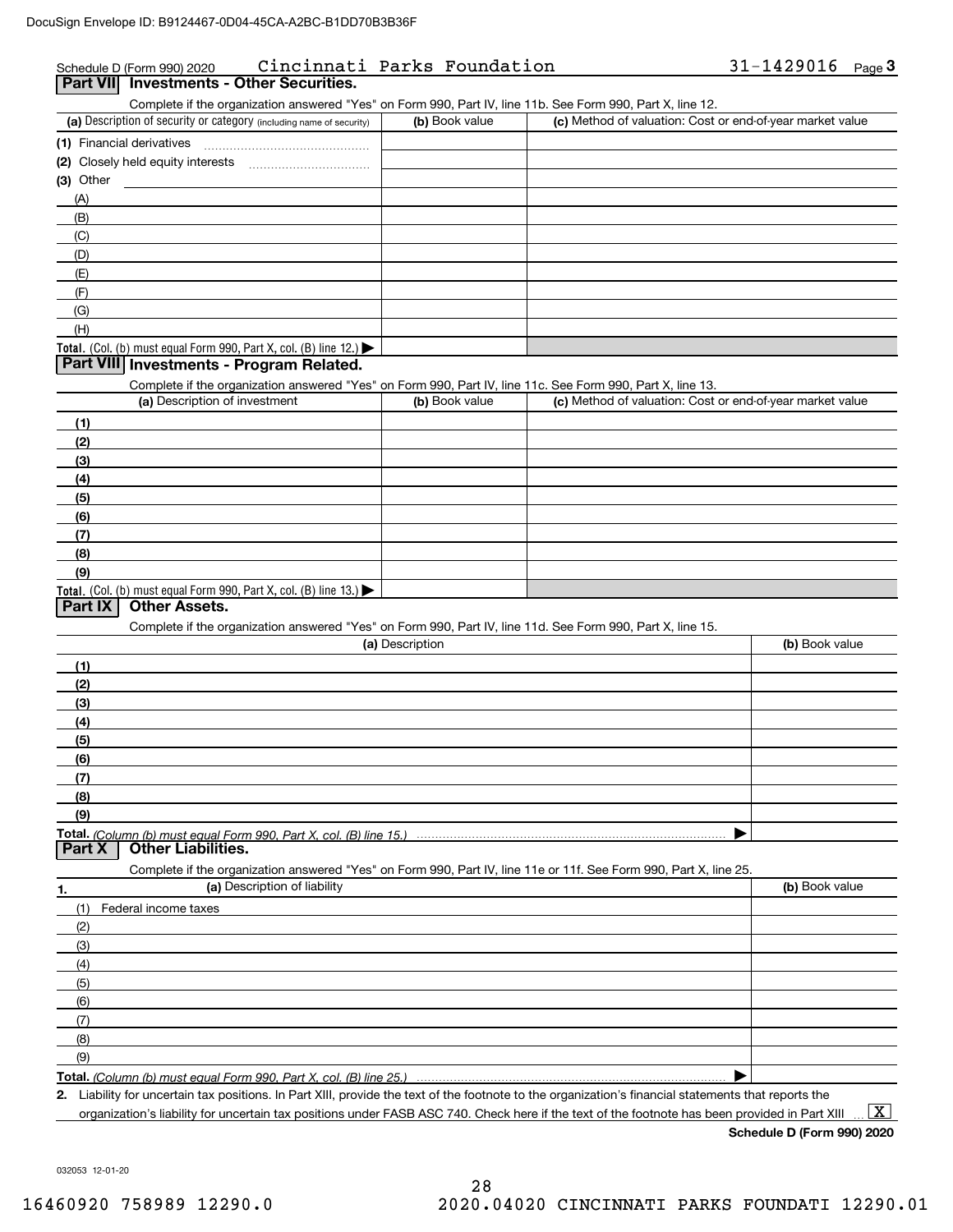Schedule D (Form 990) 2020 Cincinnati Parks Foundation 31-1429016 Page 3

## Part VII Investments - Other Securities.

Complete if the organization answered "Yes" on Form 990, Part IV, line 11b. See Form 990, Part X, line 12.

| (a) Description of security or category (including name of security) | (b) Book value | (c) Method of valuation: Cost or end-of-year market value |
|---|---|---|
| (1) Financial derivatives | | |
| (2) Closely held equity interests | | |
| (3) Other | | |
| (A) | | |
| (B) | | |
| (C) | | |
| (D) | | |
| (E) | | |
| (F) | | |
| (G) | | |
| (H) | | |
| Total. (Col. (b) must equal Form 990, Part X, col. (B) line 12.) | | |

## Part VIII Investments - Program Related.

Complete if the organization answered "Yes" on Form 990, Part IV, line 11c. See Form 990, Part X, line 13.

| (a) Description of investment | (b) Book value | (c) Method of valuation: Cost or end-of-year market value |
|---|---|---|
| (1) | | |
| (2) | | |
| (3) | | |
| (4) | | |
| (5) | | |
| (6) | | |
| (7) | | |
| (8) | | |
| (9) | | |
| Total. (Col. (b) must equal Form 990, Part X, col. (B) line 13.) | | |

## Part IX Other Assets.

Complete if the organization answered "Yes" on Form 990, Part IV, line 11d. See Form 990, Part X, line 15.

| (a) Description | (b) Book value |
|---|---|
| (1) | |
| (2) | |
| (3) | |
| (4) | |
| (5) | |
| (6) | |
| (7) | |
| (8) | |
| (9) | |
| Total. *(Column (b) must equal Form 990, Part X, col. (B) line 15.)* | |

## Part X Other Liabilities.

Complete if the organization answered "Yes" on Form 990, Part IV, line 11e or 11f. See Form 990, Part X, line 25.

| 1. (a) Description of liability | (b) Book value |
|---|---|
| (1) Federal income taxes | |
| (2) | |
| (3) | |
| (4) | |
| (5) | |
| (6) | |
| (7) | |
| (8) | |
| (9) | |
| Total. *(Column (b) must equal Form 990, Part X, col. (B) line 25.)* | |

**2.** Liability for uncertain tax positions. In Part XIII, provide the text of the footnote to the organization's financial statements that reports the organization's liability for uncertain tax positions under FASB ASC 740. Check here if the text of the footnote has been provided in Part XIII ... [X]

**Schedule D (Form 990) 2020**

032053 12-01-20

16460920 758989 12290.0 2020.04020 CINCINNATI PARKS FOUNDATI 12290.01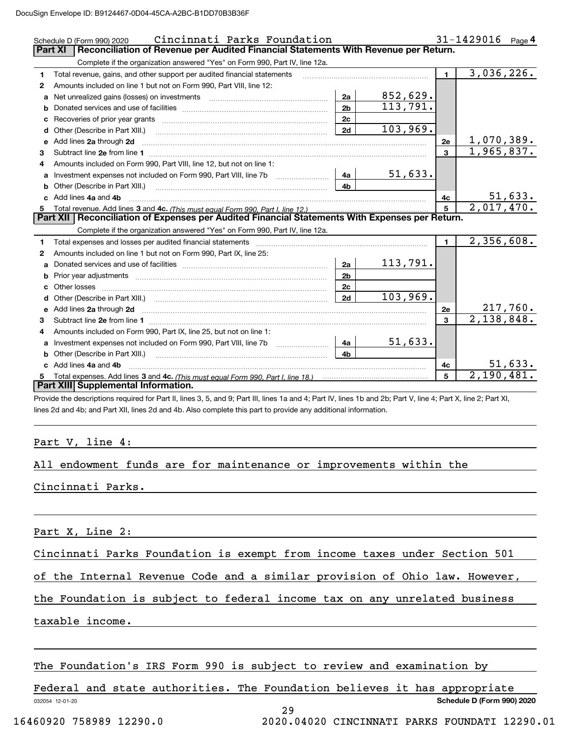Schedule D (Form 990) 2020 Cincinnati Parks Foundation 31-1429016 Page 4

## Part XI Reconciliation of Revenue per Audited Financial Statements With Revenue per Return.

Complete if the organization answered "Yes" on Form 990, Part IV, line 12a.

| | | | | | |
|---|---|---|---|---|---|
| 1 | Total revenue, gains, and other support per audited financial statements | | | 1 | 3,036,226. |
| 2 | Amounts included on line 1 but not on Form 990, Part VIII, line 12: | | | | |
| a | Net unrealized gains (losses) on investments | 2a | 852,629. | | |
| b | Donated services and use of facilities | 2b | 113,791. | | |
| c | Recoveries of prior year grants | 2c | | | |
| d | Other (Describe in Part XIII.) | 2d | 103,969. | | |
| e | Add lines 2a through 2d | | | 2e | 1,070,389. |
| 3 | Subtract line 2e from line 1 | | | 3 | 1,965,837. |
| 4 | Amounts included on Form 990, Part VIII, line 12, but not on line 1: | | | | |
| a | Investment expenses not included on Form 990, Part VIII, line 7b | 4a | 51,633. | | |
| b | Other (Describe in Part XIII.) | 4b | | | |
| c | Add lines 4a and 4b | | | 4c | 51,633. |
| 5 | Total revenue. Add lines 3 and 4c. *(This must equal Form 990, Part I, line 12.)* | | | 5 | 2,017,470. |

## Part XII Reconciliation of Expenses per Audited Financial Statements With Expenses per Return.

Complete if the organization answered "Yes" on Form 990, Part IV, line 12a.

| | | | | | |
|---|---|---|---|---|---|
| 1 | Total expenses and losses per audited financial statements | | | 1 | 2,356,608. |
| 2 | Amounts included on line 1 but not on Form 990, Part IX, line 25: | | | | |
| a | Donated services and use of facilities | 2a | 113,791. | | |
| b | Prior year adjustments | 2b | | | |
| c | Other losses | 2c | | | |
| d | Other (Describe in Part XIII.) | 2d | 103,969. | | |
| e | Add lines 2a through 2d | | | 2e | 217,760. |
| 3 | Subtract line 2e from line 1 | | | 3 | 2,138,848. |
| 4 | Amounts included on Form 990, Part IX, line 25, but not on line 1: | | | | |
| a | Investment expenses not included on Form 990, Part VIII, line 7b | 4a | 51,633. | | |
| b | Other (Describe in Part XIII.) | 4b | | | |
| c | Add lines 4a and 4b | | | 4c | 51,633. |
| 5 | Total expenses. Add lines 3 and 4c. *(This must equal Form 990, Part I, line 18.)* | | | 5 | 2,190,481. |

## Part XIII Supplemental Information.

Provide the descriptions required for Part II, lines 3, 5, and 9; Part III, lines 1a and 4; Part IV, lines 1b and 2b; Part V, line 4; Part X, line 2; Part XI, lines 2d and 4b; and Part XII, lines 2d and 4b. Also complete this part to provide any additional information.

Part V, line 4:

All endowment funds are for maintenance or improvements within the Cincinnati Parks.

Part X, Line 2:

Cincinnati Parks Foundation is exempt from income taxes under Section 501 of the Internal Revenue Code and a similar provision of Ohio law. However, the Foundation is subject to federal income tax on any unrelated business taxable income.

The Foundation's IRS Form 990 is subject to review and examination by Federal and state authorities. The Foundation believes it has appropriate

032054 12-01-20 Schedule D (Form 990) 2020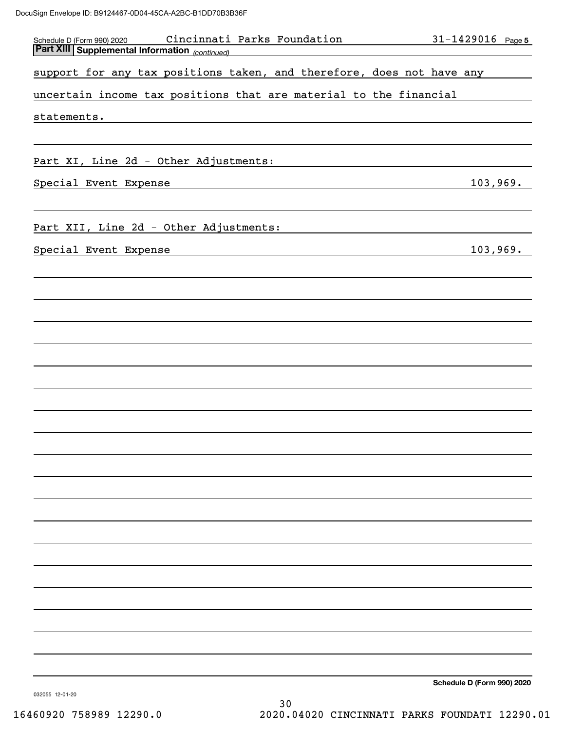## Part XIII Supplemental Information *(continued)*

support for any tax positions taken, and therefore, does not have any uncertain income tax positions that are material to the financial statements.

Part XI, Line 2d - Other Adjustments:

| | |
|---|---|
| Special Event Expense | 103,969. |

Part XII, Line 2d - Other Adjustments:

| | |
|---|---|
| Special Event Expense | 103,969. |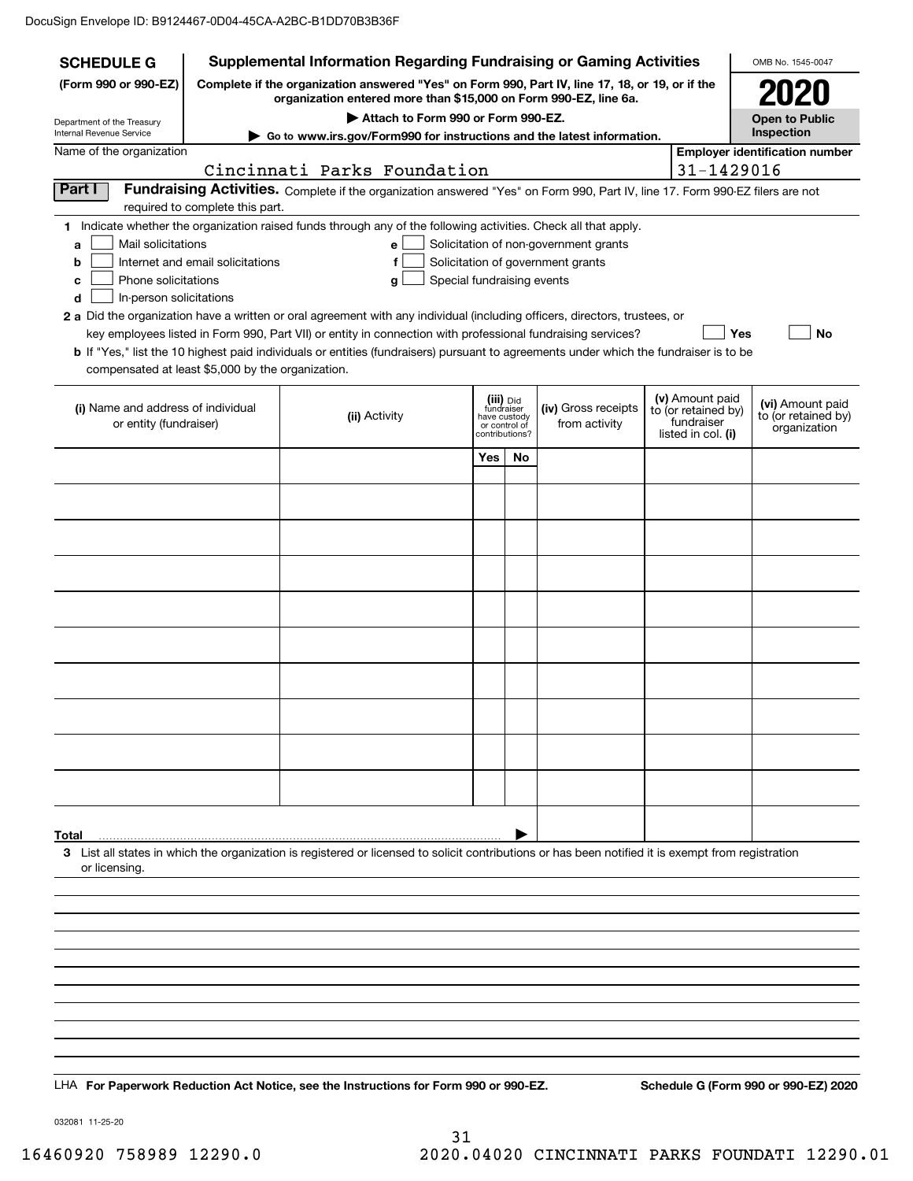DocuSign Envelope ID: B9124467-0D04-45CA-A2BC-B1DD70B3B36F

**SCHEDULE G**
**(Form 990 or 990-EZ)**

Department of the Treasury
Internal Revenue Service

# Supplemental Information Regarding Fundraising or Gaming Activities

**Complete if the organization answered "Yes" on Form 990, Part IV, line 17, 18, or 19, or if the organization entered more than $15,000 on Form 990-EZ, line 6a.**

**▶ Attach to Form 990 or Form 990-EZ.**

**▶ Go to www.irs.gov/Form990 for instructions and the latest information.**

OMB No. 1545-0047

**2020**

**Open to Public Inspection**

Name of the organization: Cincinnati Parks Foundation

**Employer identification number:** 31-1429016

## Part I Fundraising Activities.

Complete if the organization answered "Yes" on Form 990, Part IV, line 17. Form 990-EZ filers are not required to complete this part.

**1** Indicate whether the organization raised funds through any of the following activities. Check all that apply.

- **a** ☐ Mail solicitations
- **b** ☐ Internet and email solicitations
- **c** ☐ Phone solicitations
- **d** ☐ In-person solicitations
- **e** ☐ Solicitation of non-government grants
- **f** ☐ Solicitation of government grants
- **g** ☐ Special fundraising events

**2 a** Did the organization have a written or oral agreement with any individual (including officers, directors, trustees, or key employees listed in Form 990, Part VII) or entity in connection with professional fundraising services? ☐ **Yes** ☐ **No**

**b** If "Yes," list the 10 highest paid individuals or entities (fundraisers) pursuant to agreements under which the fundraiser is to be compensated at least $5,000 by the organization.

| (i) Name and address of individual or entity (fundraiser) | (ii) Activity | (iii) Did fundraiser have custody or control of contributions? Yes | No | (iv) Gross receipts from activity | (v) Amount paid to (or retained by) fundraiser listed in col. (i) | (vi) Amount paid to (or retained by) organization |
|---|---|---|---|---|---|---|
| | | | | | | |
| | | | | | | |
| | | | | | | |
| | | | | | | |
| | | | | | | |
| | | | | | | |
| | | | | | | |
| | | | | | | |
| | | | | | | |
| | | | | | | |
| **Total** ▶ | | | | | | |

**3** List all states in which the organization is registered or licensed to solicit contributions or has been notified it is exempt from registration or licensing.

LHA **For Paperwork Reduction Act Notice, see the Instructions for Form 990 or 990-EZ.** **Schedule G (Form 990 or 990-EZ) 2020**

032081 11-25-20

16460920 758989 12290.0 2020.04020 CINCINNATI PARKS FOUNDATI 12290.01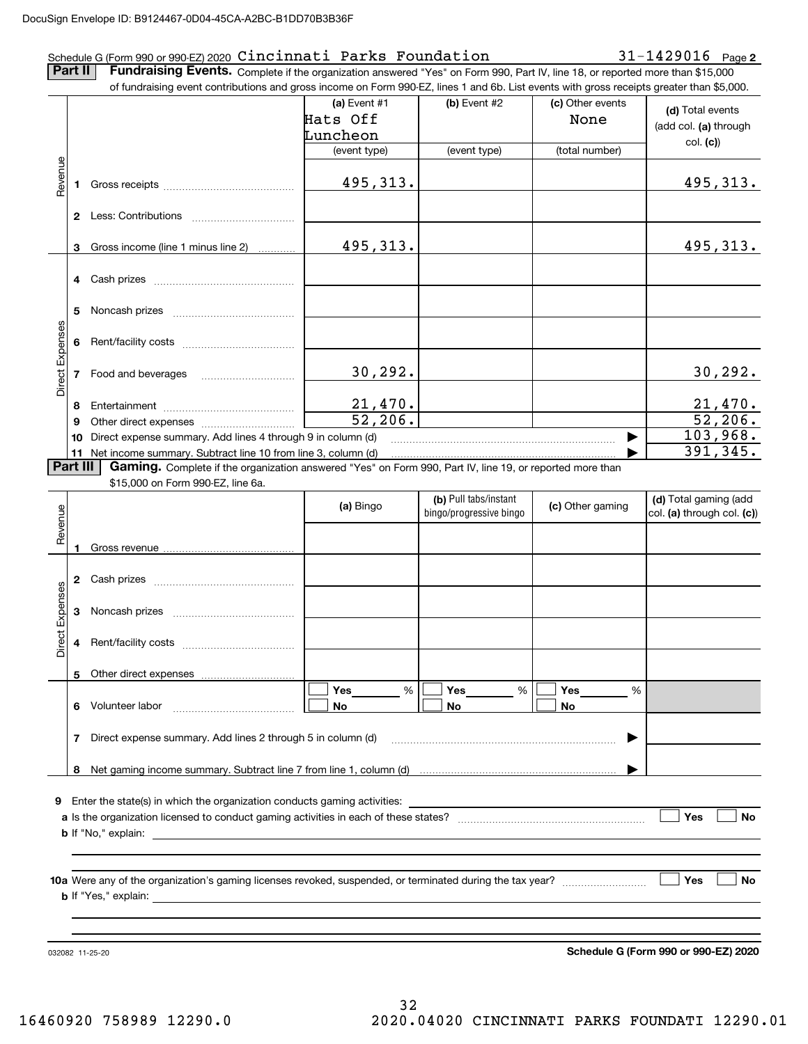Schedule G (Form 990 or 990-EZ) 2020 Cincinnati Parks Foundation 31-1429016 Page **2**

**Part II** **Fundraising Events.** Complete if the organization answered "Yes" on Form 990, Part IV, line 18, or reported more than $15,000 of fundraising event contributions and gross income on Form 990-EZ, lines 1 and 6b. List events with gross receipts greater than $5,000.

| | | (a) Event #1 Hats Off Luncheon (event type) | (b) Event #2 (event type) | (c) Other events None (total number) | (d) Total events (add col. (a) through col. (c)) |
|---|---|---|---|---|---|
| Revenue | 1 Gross receipts | 495,313. | | | 495,313. |
| | 2 Less: Contributions | | | | |
| | 3 Gross income (line 1 minus line 2) | 495,313. | | | 495,313. |
| Direct Expenses | 4 Cash prizes | | | | |
| | 5 Noncash prizes | | | | |
| | 6 Rent/facility costs | | | | |
| | 7 Food and beverages | 30,292. | | | 30,292. |
| | 8 Entertainment | 21,470. | | | 21,470. |
| | 9 Other direct expenses | 52,206. | | | 52,206. |
| | 10 Direct expense summary. Add lines 4 through 9 in column (d) | | | ▶ | 103,968. |
| | 11 Net income summary. Subtract line 10 from line 3, column (d) | | | ▶ | 391,345. |

**Part III** **Gaming.** Complete if the organization answered "Yes" on Form 990, Part IV, line 19, or reported more than $15,000 on Form 990-EZ, line 6a.

| | | (a) Bingo | (b) Pull tabs/instant bingo/progressive bingo | (c) Other gaming | (d) Total gaming (add col. (a) through col. (c)) |
|---|---|---|---|---|---|
| Revenue | 1 Gross revenue | | | | |
| Direct Expenses | 2 Cash prizes | | | | |
| | 3 Noncash prizes | | | | |
| | 4 Rent/facility costs | | | | |
| | 5 Other direct expenses | | | | |
| | 6 Volunteer labor | ☐ Yes \_\_\_ % ☐ No | ☐ Yes \_\_\_ % ☐ No | ☐ Yes \_\_\_ % ☐ No | |
| | 7 Direct expense summary. Add lines 2 through 5 in column (d) | | | ▶ | |
| | 8 Net gaming income summary. Subtract line 7 from line 1, column (d) | | | ▶ | |

**9** Enter the state(s) in which the organization conducts gaming activities:

**a** Is the organization licensed to conduct gaming activities in each of these states? ☐ Yes ☐ No

**b** If "No," explain:

**10a** Were any of the organization's gaming licenses revoked, suspended, or terminated during the tax year? ☐ Yes ☐ No

**b** If "Yes," explain:

032082 11-25-20 **Schedule G (Form 990 or 990-EZ) 2020**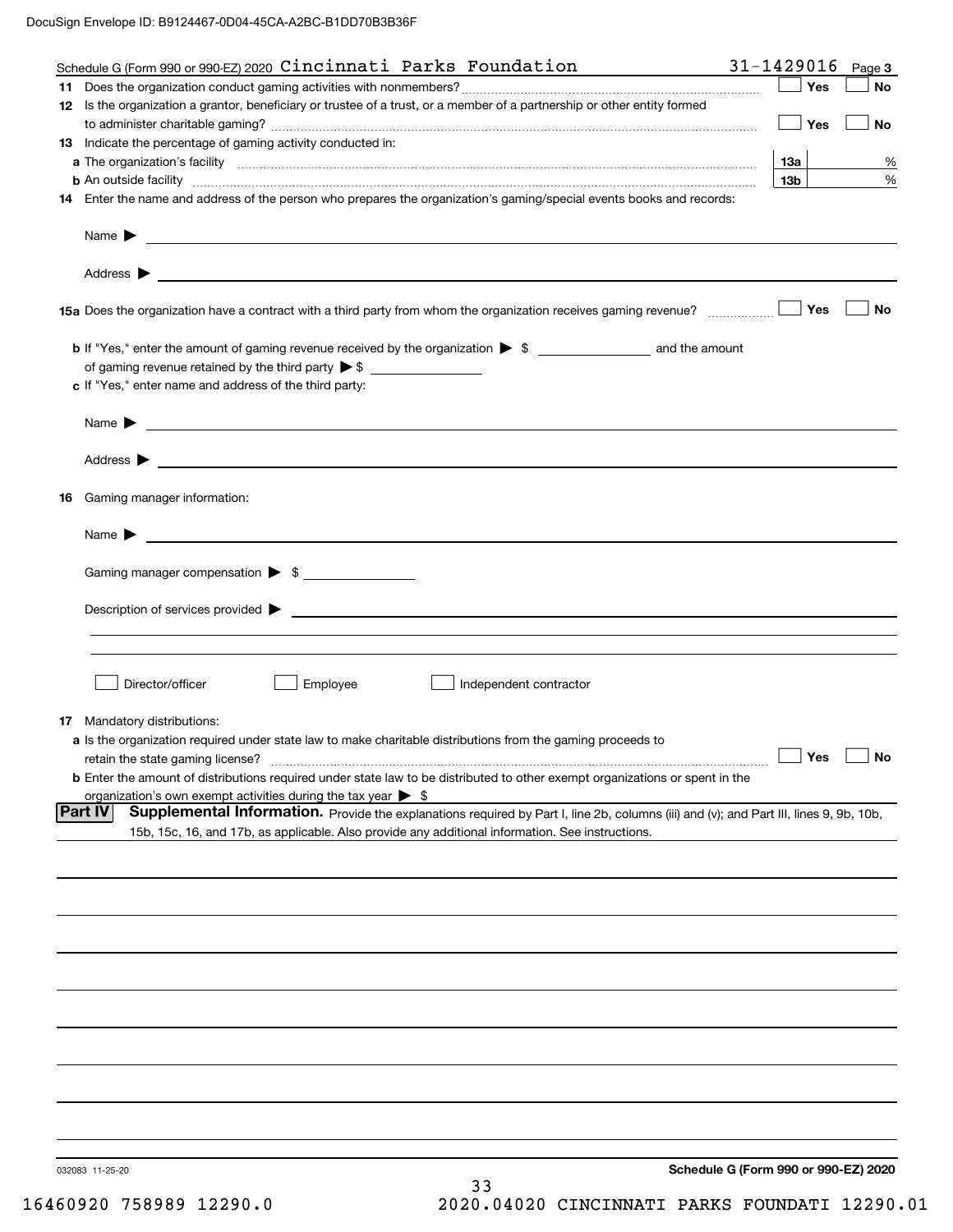DocuSign Envelope ID: B9124467-0D04-45CA-A2BC-B1DD70B3B36F

Schedule G (Form 990 or 990-EZ) 2020 Cincinnati Parks Foundation 31-1429016 Page 3

**11** Does the organization conduct gaming activities with nonmembers? ☐ Yes ☐ No

**12** Is the organization a grantor, beneficiary or trustee of a trust, or a member of a partnership or other entity formed to administer charitable gaming? ☐ Yes ☐ No

**13** Indicate the percentage of gaming activity conducted in:

**a** The organization's facility **13a** %

**b** An outside facility **13b** %

**14** Enter the name and address of the person who prepares the organization's gaming/special events books and records:

Name ▶

Address ▶

**15a** Does the organization have a contract with a third party from whom the organization receives gaming revenue? ☐ Yes ☐ No

**b** If "Yes," enter the amount of gaming revenue received by the organization ▶ $ ______ and the amount of gaming revenue retained by the third party ▶ $ ______

**c** If "Yes," enter name and address of the third party:

Name ▶

Address ▶

**16** Gaming manager information:

Name ▶

Gaming manager compensation ▶ $ ______

Description of services provided ▶

☐ Director/officer ☐ Employee ☐ Independent contractor

**17** Mandatory distributions:

**a** Is the organization required under state law to make charitable distributions from the gaming proceeds to retain the state gaming license? ☐ Yes ☐ No

**b** Enter the amount of distributions required under state law to be distributed to other exempt organizations or spent in the organization's own exempt activities during the tax year ▶ $

**Part IV** **Supplemental Information.** Provide the explanations required by Part I, line 2b, columns (iii) and (v); and Part III, lines 9, 9b, 10b, 15b, 15c, 16, and 17b, as applicable. Also provide any additional information. See instructions.

032083 11-25-20 **Schedule G (Form 990 or 990-EZ) 2020**

16460920 758989 12290.0 2020.04020 CINCINNATI PARKS FOUNDATI 12290.01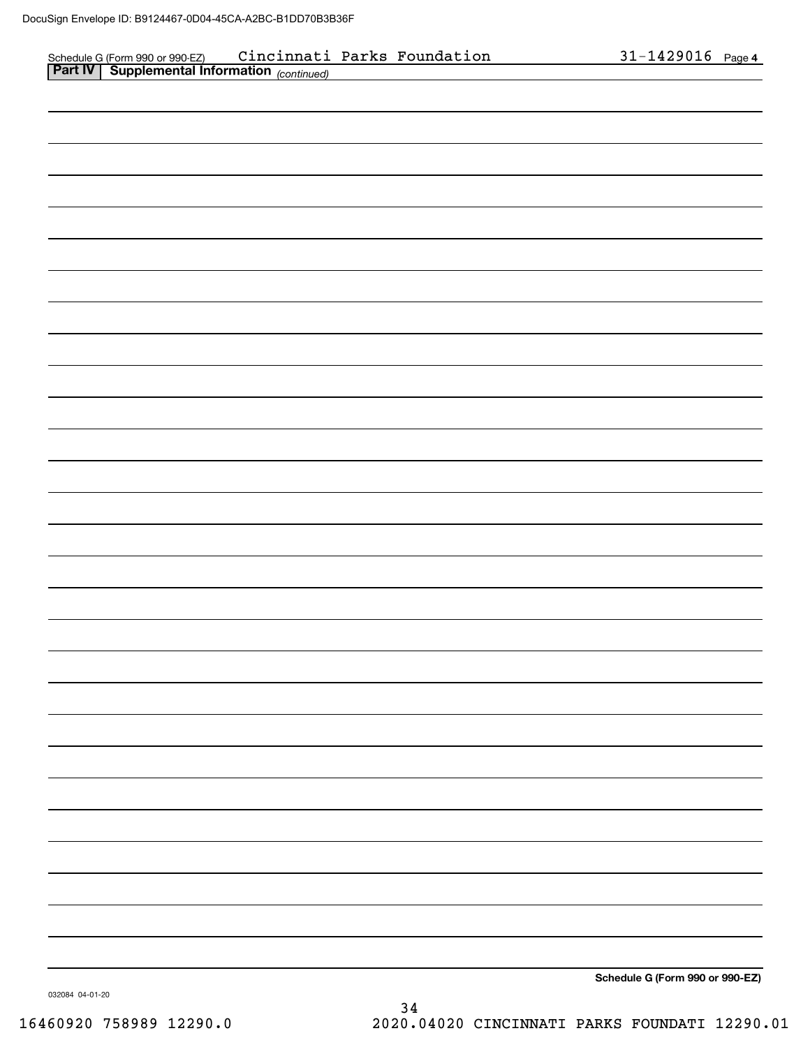Schedule G (Form 990 or 990-EZ) Cincinnati Parks Foundation 31-1429016 Page **4**

**Part IV | Supplemental Information** *(continued)*

**Schedule G (Form 990 or 990-EZ)**

032084 04-01-20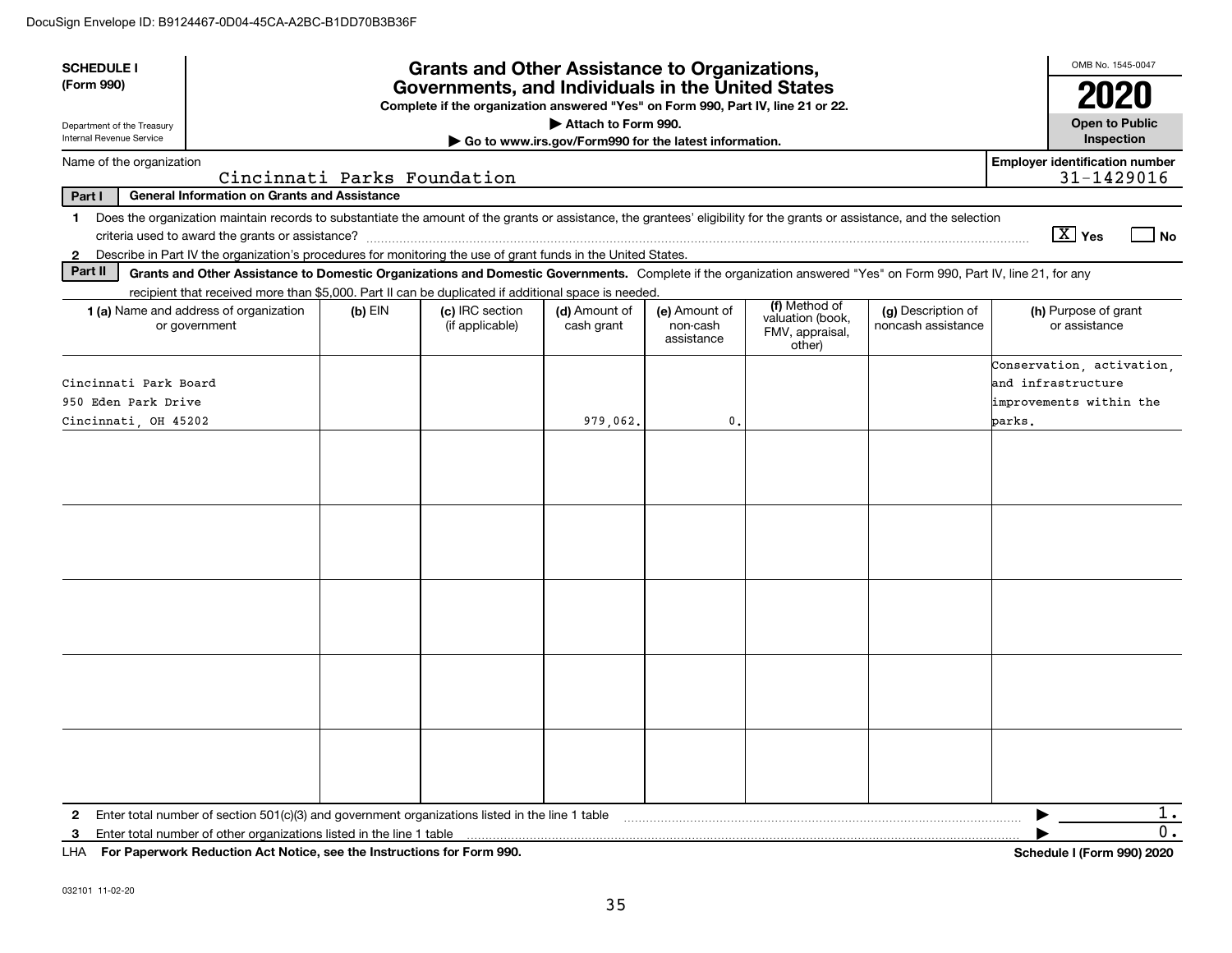DocuSign Envelope ID: B9124467-0D04-45CA-A2BC-B1DD70B3B36F

**SCHEDULE I (Form 990)**

Department of the Treasury
Internal Revenue Service

# Grants and Other Assistance to Organizations, Governments, and Individuals in the United States

**Complete if the organization answered "Yes" on Form 990, Part IV, line 21 or 22.**

**▶ Attach to Form 990.**

**▶ Go to www.irs.gov/Form990 for the latest information.**

OMB No. 1545-0047

**2020**

**Open to Public Inspection**

Name of the organization: Cincinnati Parks Foundation

Employer identification number: 31-1429016

**Part I — General Information on Grants and Assistance**

1 Does the organization maintain records to substantiate the amount of the grants or assistance, the grantees' eligibility for the grants or assistance, and the selection criteria used to award the grants or assistance? [X] Yes [ ] No

2 Describe in Part IV the organization's procedures for monitoring the use of grant funds in the United States.

**Part II — Grants and Other Assistance to Domestic Organizations and Domestic Governments.** Complete if the organization answered "Yes" on Form 990, Part IV, line 21, for any recipient that received more than $5,000. Part II can be duplicated if additional space is needed.

| 1 (a) Name and address of organization or government | (b) EIN | (c) IRC section (if applicable) | (d) Amount of cash grant | (e) Amount of non-cash assistance | (f) Method of valuation (book, FMV, appraisal, other) | (g) Description of noncash assistance | (h) Purpose of grant or assistance |
|---|---|---|---|---|---|---|---|
| Cincinnati Park Board<br>950 Eden Park Drive<br>Cincinnati, OH 45202 | | | 979,062. | 0. | | | Conservation, activation, and infrastructure improvements within the parks. |
| | | | | | | | |
| | | | | | | | |
| | | | | | | | |
| | | | | | | | |
| | | | | | | | |

2 Enter total number of section 501(c)(3) and government organizations listed in the line 1 table ▶ 1.

3 Enter total number of other organizations listed in the line 1 table ▶ 0.

LHA **For Paperwork Reduction Act Notice, see the Instructions for Form 990.** **Schedule I (Form 990) 2020**

032101 11-02-20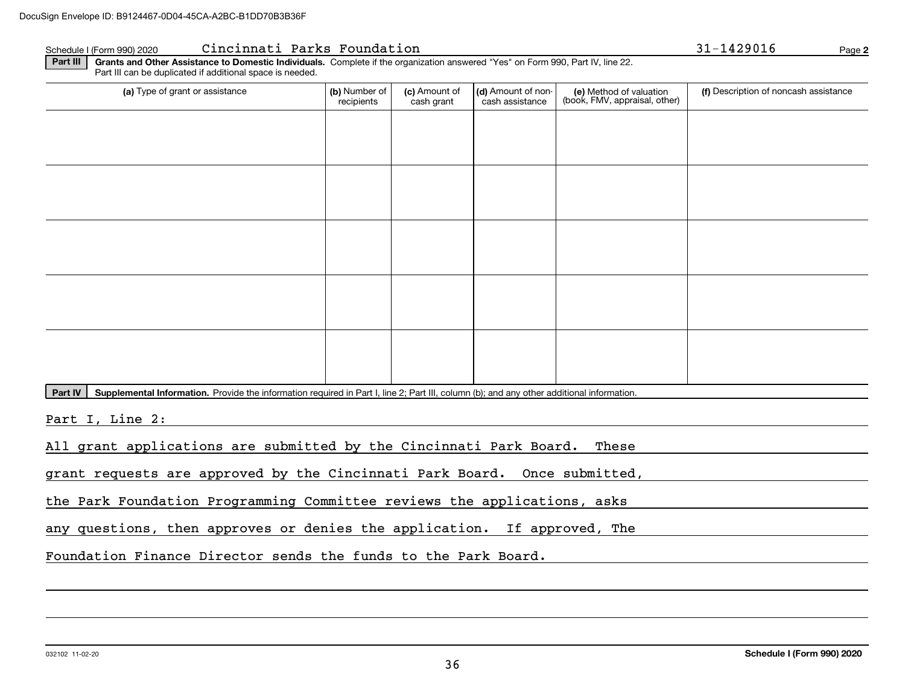DocuSign Envelope ID: B9124467-0D04-45CA-A2BC-B1DD70B3B36F

Schedule I (Form 990) 2020 Cincinnati Parks Foundation 31-1429016 Page **2**

**Part III** **Grants and Other Assistance to Domestic Individuals.** Complete if the organization answered "Yes" on Form 990, Part IV, line 22. Part III can be duplicated if additional space is needed.

| (a) Type of grant or assistance | (b) Number of recipients | (c) Amount of cash grant | (d) Amount of non-cash assistance | (e) Method of valuation (book, FMV, appraisal, other) | (f) Description of noncash assistance |
|---|---|---|---|---|---|
| | | | | | |
| | | | | | |
| | | | | | |
| | | | | | |
| | | | | | |

**Part IV** **Supplemental Information.** Provide the information required in Part I, line 2; Part III, column (b); and any other additional information.

Part I, Line 2:

All grant applications are submitted by the Cincinnati Park Board. These grant requests are approved by the Cincinnati Park Board. Once submitted, the Park Foundation Programming Committee reviews the applications, asks any questions, then approves or denies the application. If approved, The Foundation Finance Director sends the funds to the Park Board.

032102 11-02-20 **Schedule I (Form 990) 2020**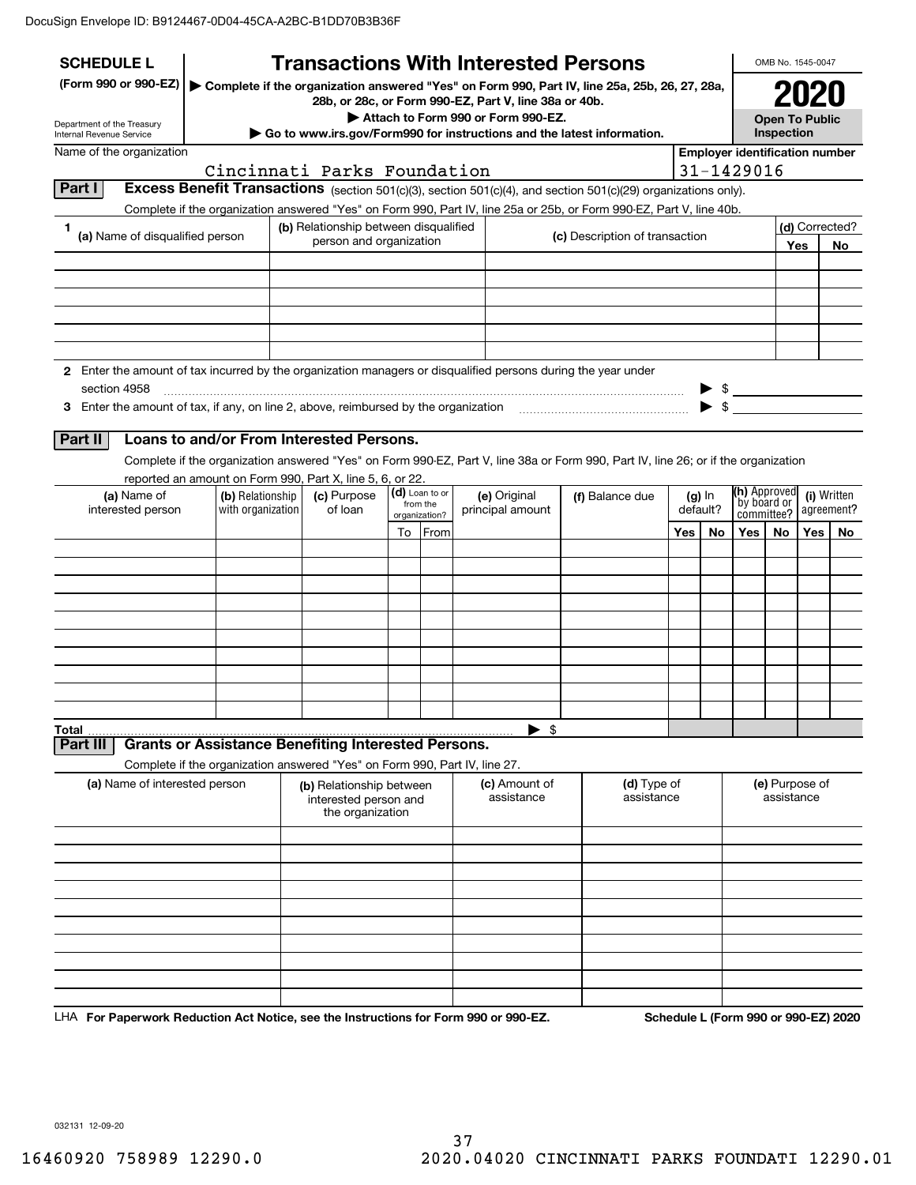DocuSign Envelope ID: B9124467-0D04-45CA-A2BC-B1DD70B3B36F

**SCHEDULE L**
**(Form 990 or 990-EZ)**

Department of the Treasury
Internal Revenue Service

# Transactions With Interested Persons

▶ **Complete if the organization answered "Yes" on Form 990, Part IV, line 25a, 25b, 26, 27, 28a, 28b, or 28c, or Form 990-EZ, Part V, line 38a or 40b.**
▶ **Attach to Form 990 or Form 990-EZ.**
▶ **Go to www.irs.gov/Form990 for instructions and the latest information.**

OMB No. 1545-0047

**2020**

**Open To Public Inspection**

Name of the organization: Cincinnati Parks Foundation

Employer identification number: 31-1429016

## Part I — Excess Benefit Transactions (section 501(c)(3), section 501(c)(4), and section 501(c)(29) organizations only).

Complete if the organization answered "Yes" on Form 990, Part IV, line 25a or 25b, or Form 990-EZ, Part V, line 40b.

| 1 (a) Name of disqualified person | (b) Relationship between disqualified person and organization | (c) Description of transaction | (d) Corrected? Yes | No |
|---|---|---|---|---|
| | | | | |
| | | | | |
| | | | | |
| | | | | |
| | | | | |
| | | | | |

**2** Enter the amount of tax incurred by the organization managers or disqualified persons during the year under section 4958 ▶ $

**3** Enter the amount of tax, if any, on line 2, above, reimbursed by the organization ▶ $

## Part II — Loans to and/or From Interested Persons.

Complete if the organization answered "Yes" on Form 990-EZ, Part V, line 38a or Form 990, Part IV, line 26; or if the organization reported an amount on Form 990, Part X, line 5, 6, or 22.

| (a) Name of interested person | (b) Relationship with organization | (c) Purpose of loan | (d) Loan to or from the organization? To | From | (e) Original principal amount | (f) Balance due | (g) In default? Yes | No | (h) Approved by board or committee? Yes | No | (i) Written agreement? Yes | No |
|---|---|---|---|---|---|---|---|---|---|---|---|---|
| | | | | | | | | | | | | |
| | | | | | | | | | | | | |
| | | | | | | | | | | | | |
| | | | | | | | | | | | | |
| | | | | | | | | | | | | |
| | | | | | | | | | | | | |
| | | | | | | | | | | | | |
| | | | | | | | | | | | | |
| | | | | | | | | | | | | |
| | | | | | | | | | | | | |
| **Total** | | | | | ▶ $ | | | | | | | |

## Part III — Grants or Assistance Benefiting Interested Persons.

Complete if the organization answered "Yes" on Form 990, Part IV, line 27.

| (a) Name of interested person | (b) Relationship between interested person and the organization | (c) Amount of assistance | (d) Type of assistance | (e) Purpose of assistance |
|---|---|---|---|---|
| | | | | |
| | | | | |
| | | | | |
| | | | | |
| | | | | |
| | | | | |
| | | | | |
| | | | | |
| | | | | |

LHA **For Paperwork Reduction Act Notice, see the Instructions for Form 990 or 990-EZ.** **Schedule L (Form 990 or 990-EZ) 2020**

032131 12-09-20

16460920 758989 12290.0 2020.04020 CINCINNATI PARKS FOUNDATI 12290.01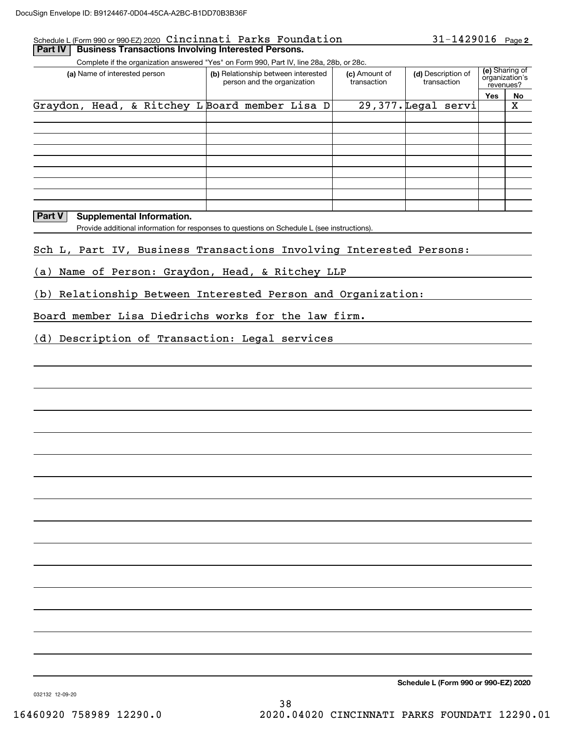Schedule L (Form 990 or 990-EZ) 2020 Cincinnati Parks Foundation 31-1429016 Page **2**

## Part IV Business Transactions Involving Interested Persons.

Complete if the organization answered "Yes" on Form 990, Part IV, line 28a, 28b, or 28c.

| (a) Name of interested person | (b) Relationship between interested person and the organization | (c) Amount of transaction | (d) Description of transaction | (e) Sharing of organization's revenues? Yes | No |
|---|---|---|---|---|---|
| Graydon, Head, & Ritchey L | Board member Lisa D | 29,377. | Legal servi | | X |
| | | | | | |
| | | | | | |
| | | | | | |
| | | | | | |
| | | | | | |
| | | | | | |
| | | | | | |
| | | | | | |

## Part V Supplemental Information.

Provide additional information for responses to questions on Schedule L (see instructions).

Sch L, Part IV, Business Transactions Involving Interested Persons:

(a) Name of Person: Graydon, Head, & Ritchey LLP

(b) Relationship Between Interested Person and Organization:

Board member Lisa Diedrichs works for the law firm.

(d) Description of Transaction: Legal services

**Schedule L (Form 990 or 990-EZ) 2020**

032132 12-09-20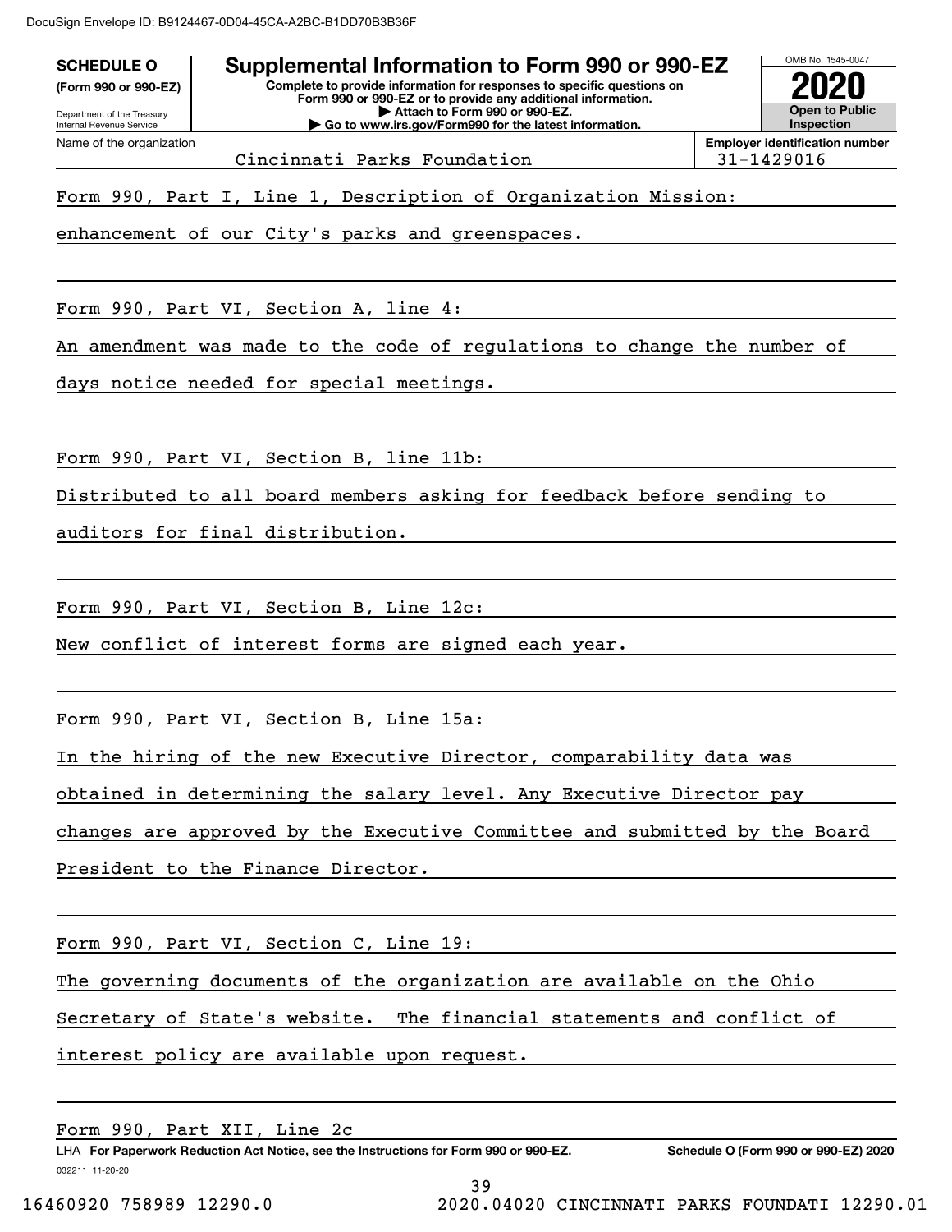DocuSign Envelope ID: B9124467-0D04-45CA-A2BC-B1DD70B3B36F

**SCHEDULE O**
**(Form 990 or 990-EZ)**

Department of the Treasury
Internal Revenue Service

# Supplemental Information to Form 990 or 990-EZ

**Complete to provide information for responses to specific questions on Form 990 or 990-EZ or to provide any additional information.**
**▶ Attach to Form 990 or 990-EZ.**
**▶ Go to www.irs.gov/Form990 for the latest information.**

OMB No. 1545-0047
**2020**
**Open to Public Inspection**

Name of the organization: Cincinnati Parks Foundation
**Employer identification number**: 31-1429016

Form 990, Part I, Line 1, Description of Organization Mission:

enhancement of our City's parks and greenspaces.

Form 990, Part VI, Section A, line 4:

An amendment was made to the code of regulations to change the number of days notice needed for special meetings.

Form 990, Part VI, Section B, line 11b:

Distributed to all board members asking for feedback before sending to auditors for final distribution.

Form 990, Part VI, Section B, Line 12c:

New conflict of interest forms are signed each year.

Form 990, Part VI, Section B, Line 15a:

In the hiring of the new Executive Director, comparability data was obtained in determining the salary level. Any Executive Director pay changes are approved by the Executive Committee and submitted by the Board President to the Finance Director.

Form 990, Part VI, Section C, Line 19:

The governing documents of the organization are available on the Ohio Secretary of State's website. The financial statements and conflict of interest policy are available upon request.

Form 990, Part XII, Line 2c

LHA **For Paperwork Reduction Act Notice, see the Instructions for Form 990 or 990-EZ.** **Schedule O (Form 990 or 990-EZ) 2020**

032211 11-20-20

16460920 758989 12290.0 2020.04020 CINCINNATI PARKS FOUNDATI 12290.01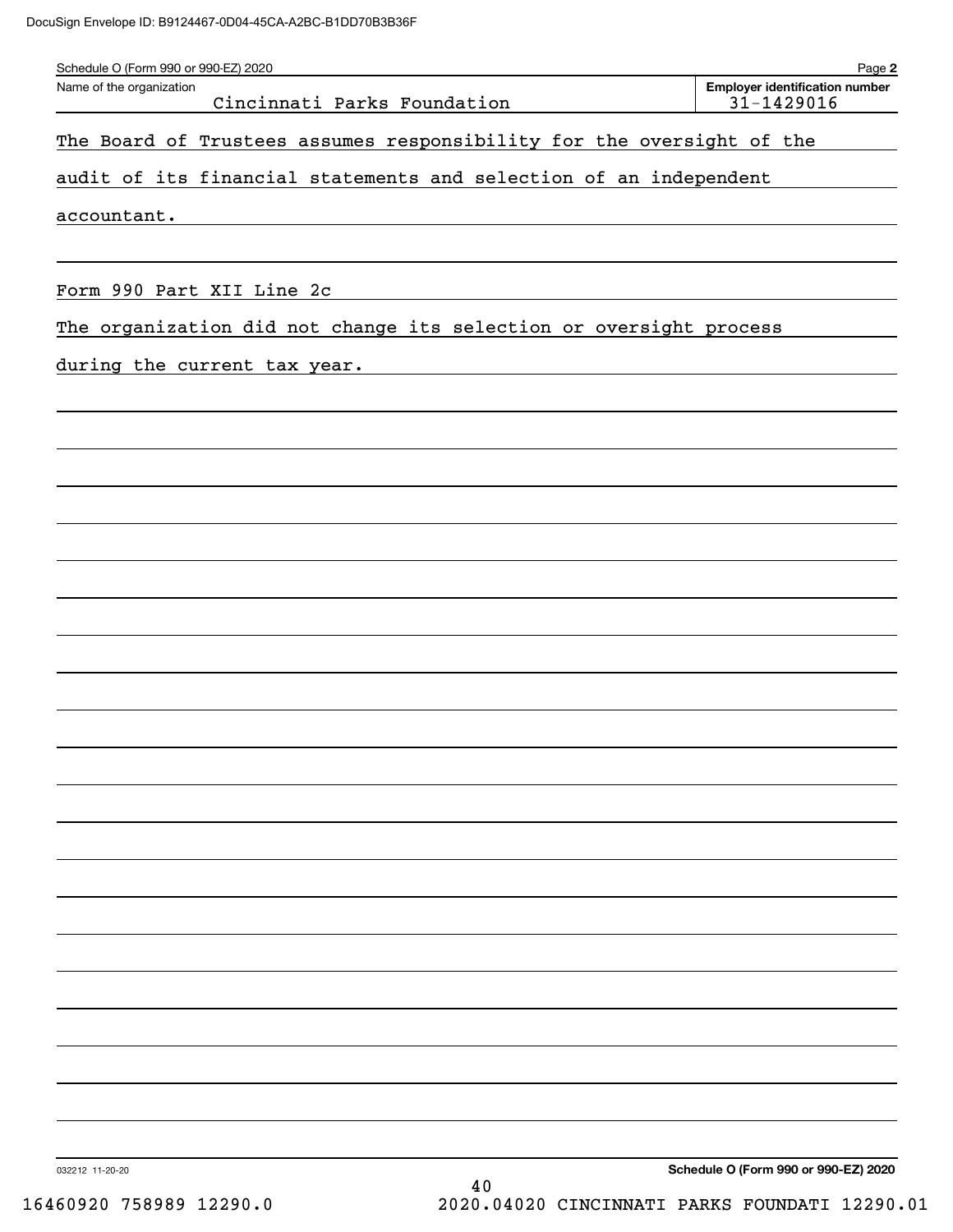Schedule O (Form 990 or 990-EZ) 2020 Page **2**

Name of the organization: Cincinnati Parks Foundation

**Employer identification number:** 31-1429016

The Board of Trustees assumes responsibility for the oversight of the audit of its financial statements and selection of an independent accountant.

Form 990 Part XII Line 2c

The organization did not change its selection or oversight process during the current tax year.

032212 11-20-20 **Schedule O (Form 990 or 990-EZ) 2020**